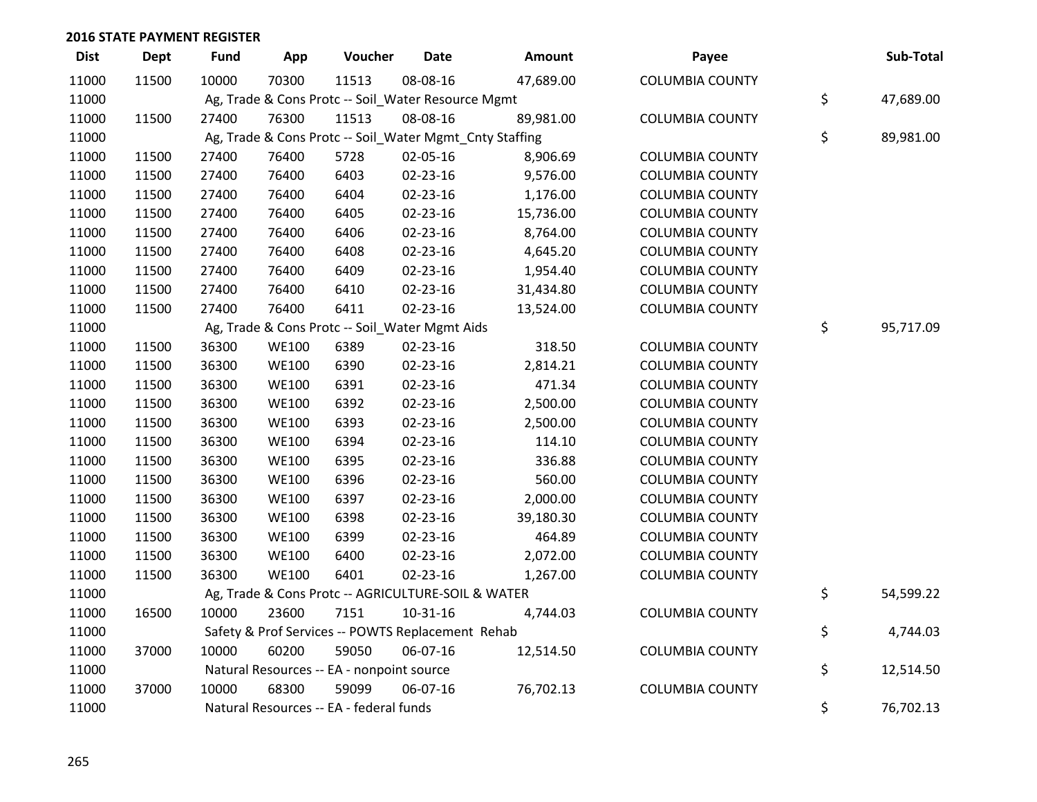# 2016 STATE PAYMENT REGISTER

| Dist | Dept | Fund | App | Voucher | Date | Amount | Payee | Sub-Total |
|---|---|---|---|---|---|---|---|---|
| 11000 | 11500 | 10000 | 70300 | 11513 | 08-08-16 | 47,689.00 | COLUMBIA COUNTY | |
| 11000 | | Ag, Trade & Cons Protc -- Soil_Water Resource Mgmt | | | | | | $ 47,689.00 |
| 11000 | 11500 | 27400 | 76300 | 11513 | 08-08-16 | 89,981.00 | COLUMBIA COUNTY | |
| 11000 | | Ag, Trade & Cons Protc -- Soil_Water Mgmt_Cnty Staffing | | | | | | $ 89,981.00 |
| 11000 | 11500 | 27400 | 76400 | 5728 | 02-05-16 | 8,906.69 | COLUMBIA COUNTY | |
| 11000 | 11500 | 27400 | 76400 | 6403 | 02-23-16 | 9,576.00 | COLUMBIA COUNTY | |
| 11000 | 11500 | 27400 | 76400 | 6404 | 02-23-16 | 1,176.00 | COLUMBIA COUNTY | |
| 11000 | 11500 | 27400 | 76400 | 6405 | 02-23-16 | 15,736.00 | COLUMBIA COUNTY | |
| 11000 | 11500 | 27400 | 76400 | 6406 | 02-23-16 | 8,764.00 | COLUMBIA COUNTY | |
| 11000 | 11500 | 27400 | 76400 | 6408 | 02-23-16 | 4,645.20 | COLUMBIA COUNTY | |
| 11000 | 11500 | 27400 | 76400 | 6409 | 02-23-16 | 1,954.40 | COLUMBIA COUNTY | |
| 11000 | 11500 | 27400 | 76400 | 6410 | 02-23-16 | 31,434.80 | COLUMBIA COUNTY | |
| 11000 | 11500 | 27400 | 76400 | 6411 | 02-23-16 | 13,524.00 | COLUMBIA COUNTY | |
| 11000 | | Ag, Trade & Cons Protc -- Soil_Water Mgmt Aids | | | | | | $ 95,717.09 |
| 11000 | 11500 | 36300 | WE100 | 6389 | 02-23-16 | 318.50 | COLUMBIA COUNTY | |
| 11000 | 11500 | 36300 | WE100 | 6390 | 02-23-16 | 2,814.21 | COLUMBIA COUNTY | |
| 11000 | 11500 | 36300 | WE100 | 6391 | 02-23-16 | 471.34 | COLUMBIA COUNTY | |
| 11000 | 11500 | 36300 | WE100 | 6392 | 02-23-16 | 2,500.00 | COLUMBIA COUNTY | |
| 11000 | 11500 | 36300 | WE100 | 6393 | 02-23-16 | 2,500.00 | COLUMBIA COUNTY | |
| 11000 | 11500 | 36300 | WE100 | 6394 | 02-23-16 | 114.10 | COLUMBIA COUNTY | |
| 11000 | 11500 | 36300 | WE100 | 6395 | 02-23-16 | 336.88 | COLUMBIA COUNTY | |
| 11000 | 11500 | 36300 | WE100 | 6396 | 02-23-16 | 560.00 | COLUMBIA COUNTY | |
| 11000 | 11500 | 36300 | WE100 | 6397 | 02-23-16 | 2,000.00 | COLUMBIA COUNTY | |
| 11000 | 11500 | 36300 | WE100 | 6398 | 02-23-16 | 39,180.30 | COLUMBIA COUNTY | |
| 11000 | 11500 | 36300 | WE100 | 6399 | 02-23-16 | 464.89 | COLUMBIA COUNTY | |
| 11000 | 11500 | 36300 | WE100 | 6400 | 02-23-16 | 2,072.00 | COLUMBIA COUNTY | |
| 11000 | 11500 | 36300 | WE100 | 6401 | 02-23-16 | 1,267.00 | COLUMBIA COUNTY | |
| 11000 | | Ag, Trade & Cons Protc -- AGRICULTURE-SOIL & WATER | | | | | | $ 54,599.22 |
| 11000 | 16500 | 10000 | 23600 | 7151 | 10-31-16 | 4,744.03 | COLUMBIA COUNTY | |
| 11000 | | Safety & Prof Services -- POWTS Replacement Rehab | | | | | | $ 4,744.03 |
| 11000 | 37000 | 10000 | 60200 | 59050 | 06-07-16 | 12,514.50 | COLUMBIA COUNTY | |
| 11000 | | Natural Resources -- EA - nonpoint source | | | | | | $ 12,514.50 |
| 11000 | 37000 | 10000 | 68300 | 59099 | 06-07-16 | 76,702.13 | COLUMBIA COUNTY | |
| 11000 | | Natural Resources -- EA - federal funds | | | | | | $ 76,702.13 |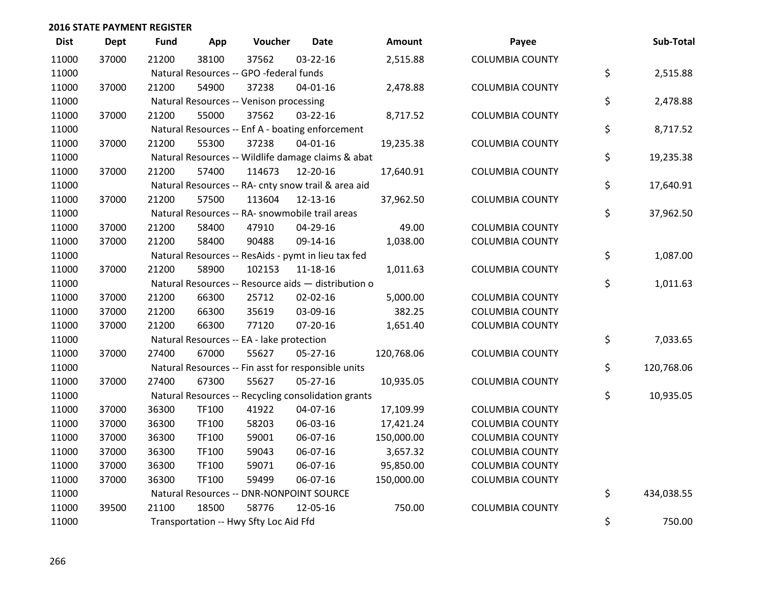## 2016 STATE PAYMENT REGISTER

| Dist | Dept | Fund | App | Voucher | Date | Amount | Payee | Sub-Total |
|---|---|---|---|---|---|---|---|---|
| 11000 | 37000 | 21200 | 38100 | 37562 | 03-22-16 | 2,515.88 | COLUMBIA COUNTY | |
| 11000 | | Natural Resources -- GPO -federal funds | | | | | | $ 2,515.88 |
| 11000 | 37000 | 21200 | 54900 | 37238 | 04-01-16 | 2,478.88 | COLUMBIA COUNTY | |
| 11000 | | Natural Resources -- Venison processing | | | | | | $ 2,478.88 |
| 11000 | 37000 | 21200 | 55000 | 37562 | 03-22-16 | 8,717.52 | COLUMBIA COUNTY | |
| 11000 | | Natural Resources -- Enf A - boating enforcement | | | | | | $ 8,717.52 |
| 11000 | 37000 | 21200 | 55300 | 37238 | 04-01-16 | 19,235.38 | COLUMBIA COUNTY | |
| 11000 | | Natural Resources -- Wildlife damage claims & abat | | | | | | $ 19,235.38 |
| 11000 | 37000 | 21200 | 57400 | 114673 | 12-20-16 | 17,640.91 | COLUMBIA COUNTY | |
| 11000 | | Natural Resources -- RA- cnty snow trail & area aid | | | | | | $ 17,640.91 |
| 11000 | 37000 | 21200 | 57500 | 113604 | 12-13-16 | 37,962.50 | COLUMBIA COUNTY | |
| 11000 | | Natural Resources -- RA- snowmobile trail areas | | | | | | $ 37,962.50 |
| 11000 | 37000 | 21200 | 58400 | 47910 | 04-29-16 | 49.00 | COLUMBIA COUNTY | |
| 11000 | 37000 | 21200 | 58400 | 90488 | 09-14-16 | 1,038.00 | COLUMBIA COUNTY | |
| 11000 | | Natural Resources -- ResAids - pymt in lieu tax fed | | | | | | $ 1,087.00 |
| 11000 | 37000 | 21200 | 58900 | 102153 | 11-18-16 | 1,011.63 | COLUMBIA COUNTY | |
| 11000 | | Natural Resources -- Resource aids — distribution o | | | | | | $ 1,011.63 |
| 11000 | 37000 | 21200 | 66300 | 25712 | 02-02-16 | 5,000.00 | COLUMBIA COUNTY | |
| 11000 | 37000 | 21200 | 66300 | 35619 | 03-09-16 | 382.25 | COLUMBIA COUNTY | |
| 11000 | 37000 | 21200 | 66300 | 77120 | 07-20-16 | 1,651.40 | COLUMBIA COUNTY | |
| 11000 | | Natural Resources -- EA - lake protection | | | | | | $ 7,033.65 |
| 11000 | 37000 | 27400 | 67000 | 55627 | 05-27-16 | 120,768.06 | COLUMBIA COUNTY | |
| 11000 | | Natural Resources -- Fin asst for responsible units | | | | | | $ 120,768.06 |
| 11000 | 37000 | 27400 | 67300 | 55627 | 05-27-16 | 10,935.05 | COLUMBIA COUNTY | |
| 11000 | | Natural Resources -- Recycling consolidation grants | | | | | | $ 10,935.05 |
| 11000 | 37000 | 36300 | TF100 | 41922 | 04-07-16 | 17,109.99 | COLUMBIA COUNTY | |
| 11000 | 37000 | 36300 | TF100 | 58203 | 06-03-16 | 17,421.24 | COLUMBIA COUNTY | |
| 11000 | 37000 | 36300 | TF100 | 59001 | 06-07-16 | 150,000.00 | COLUMBIA COUNTY | |
| 11000 | 37000 | 36300 | TF100 | 59043 | 06-07-16 | 3,657.32 | COLUMBIA COUNTY | |
| 11000 | 37000 | 36300 | TF100 | 59071 | 06-07-16 | 95,850.00 | COLUMBIA COUNTY | |
| 11000 | 37000 | 36300 | TF100 | 59499 | 06-07-16 | 150,000.00 | COLUMBIA COUNTY | |
| 11000 | | Natural Resources -- DNR-NONPOINT SOURCE | | | | | | $ 434,038.55 |
| 11000 | 39500 | 21100 | 18500 | 58776 | 12-05-16 | 750.00 | COLUMBIA COUNTY | |
| 11000 | | Transportation -- Hwy Sfty Loc Aid Ffd | | | | | | $ 750.00 |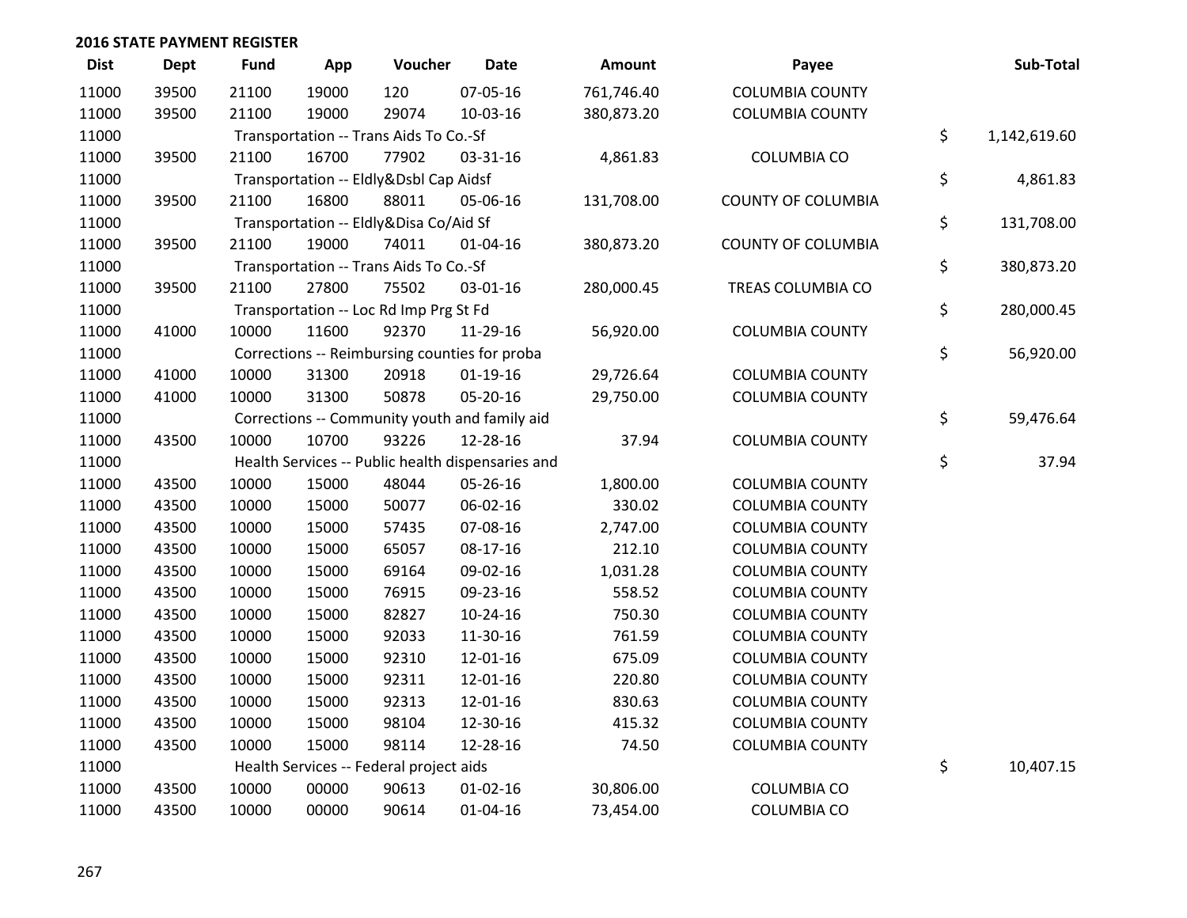**2016 STATE PAYMENT REGISTER**

| Dist | Dept | Fund | App | Voucher | Date | Amount | Payee | Sub-Total |
|---|---|---|---|---|---|---|---|---|
| 11000 | 39500 | 21100 | 19000 | 120 | 07-05-16 | 761,746.40 | COLUMBIA COUNTY | |
| 11000 | 39500 | 21100 | 19000 | 29074 | 10-03-16 | 380,873.20 | COLUMBIA COUNTY | |
| 11000 | | Transportation -- Trans Aids To Co.-Sf | | | | | | $ 1,142,619.60 |
| 11000 | 39500 | 21100 | 16700 | 77902 | 03-31-16 | 4,861.83 | COLUMBIA CO | |
| 11000 | | Transportation -- Eldly&Dsbl Cap Aidsf | | | | | | $ 4,861.83 |
| 11000 | 39500 | 21100 | 16800 | 88011 | 05-06-16 | 131,708.00 | COUNTY OF COLUMBIA | |
| 11000 | | Transportation -- Eldly&Disa Co/Aid Sf | | | | | | $ 131,708.00 |
| 11000 | 39500 | 21100 | 19000 | 74011 | 01-04-16 | 380,873.20 | COUNTY OF COLUMBIA | |
| 11000 | | Transportation -- Trans Aids To Co.-Sf | | | | | | $ 380,873.20 |
| 11000 | 39500 | 21100 | 27800 | 75502 | 03-01-16 | 280,000.45 | TREAS COLUMBIA CO | |
| 11000 | | Transportation -- Loc Rd Imp Prg St Fd | | | | | | $ 280,000.45 |
| 11000 | 41000 | 10000 | 11600 | 92370 | 11-29-16 | 56,920.00 | COLUMBIA COUNTY | |
| 11000 | | Corrections -- Reimbursing counties for proba | | | | | | $ 56,920.00 |
| 11000 | 41000 | 10000 | 31300 | 20918 | 01-19-16 | 29,726.64 | COLUMBIA COUNTY | |
| 11000 | 41000 | 10000 | 31300 | 50878 | 05-20-16 | 29,750.00 | COLUMBIA COUNTY | |
| 11000 | | Corrections -- Community youth and family aid | | | | | | $ 59,476.64 |
| 11000 | 43500 | 10000 | 10700 | 93226 | 12-28-16 | 37.94 | COLUMBIA COUNTY | |
| 11000 | | Health Services -- Public health dispensaries and | | | | | | $ 37.94 |
| 11000 | 43500 | 10000 | 15000 | 48044 | 05-26-16 | 1,800.00 | COLUMBIA COUNTY | |
| 11000 | 43500 | 10000 | 15000 | 50077 | 06-02-16 | 330.02 | COLUMBIA COUNTY | |
| 11000 | 43500 | 10000 | 15000 | 57435 | 07-08-16 | 2,747.00 | COLUMBIA COUNTY | |
| 11000 | 43500 | 10000 | 15000 | 65057 | 08-17-16 | 212.10 | COLUMBIA COUNTY | |
| 11000 | 43500 | 10000 | 15000 | 69164 | 09-02-16 | 1,031.28 | COLUMBIA COUNTY | |
| 11000 | 43500 | 10000 | 15000 | 76915 | 09-23-16 | 558.52 | COLUMBIA COUNTY | |
| 11000 | 43500 | 10000 | 15000 | 82827 | 10-24-16 | 750.30 | COLUMBIA COUNTY | |
| 11000 | 43500 | 10000 | 15000 | 92033 | 11-30-16 | 761.59 | COLUMBIA COUNTY | |
| 11000 | 43500 | 10000 | 15000 | 92310 | 12-01-16 | 675.09 | COLUMBIA COUNTY | |
| 11000 | 43500 | 10000 | 15000 | 92311 | 12-01-16 | 220.80 | COLUMBIA COUNTY | |
| 11000 | 43500 | 10000 | 15000 | 92313 | 12-01-16 | 830.63 | COLUMBIA COUNTY | |
| 11000 | 43500 | 10000 | 15000 | 98104 | 12-30-16 | 415.32 | COLUMBIA COUNTY | |
| 11000 | 43500 | 10000 | 15000 | 98114 | 12-28-16 | 74.50 | COLUMBIA COUNTY | |
| 11000 | | Health Services -- Federal project aids | | | | | | $ 10,407.15 |
| 11000 | 43500 | 10000 | 00000 | 90613 | 01-02-16 | 30,806.00 | COLUMBIA CO | |
| 11000 | 43500 | 10000 | 00000 | 90614 | 01-04-16 | 73,454.00 | COLUMBIA CO | |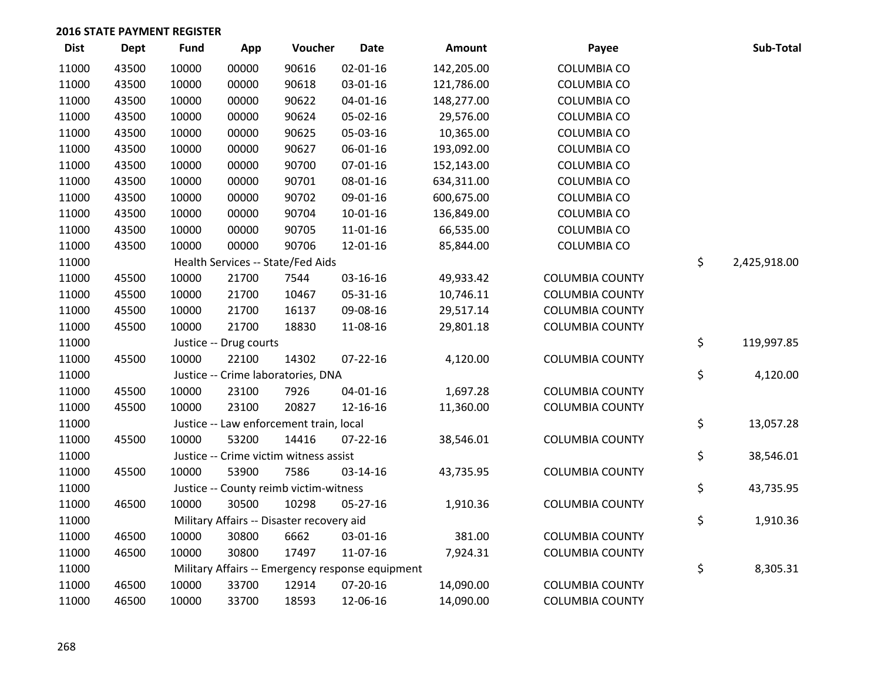## 2016 STATE PAYMENT REGISTER

| Dist | Dept | Fund | App | Voucher | Date | Amount | Payee | | Sub-Total |
|---|---|---|---|---|---|---|---|---|---|
| 11000 | 43500 | 10000 | 00000 | 90616 | 02-01-16 | 142,205.00 | COLUMBIA CO | | |
| 11000 | 43500 | 10000 | 00000 | 90618 | 03-01-16 | 121,786.00 | COLUMBIA CO | | |
| 11000 | 43500 | 10000 | 00000 | 90622 | 04-01-16 | 148,277.00 | COLUMBIA CO | | |
| 11000 | 43500 | 10000 | 00000 | 90624 | 05-02-16 | 29,576.00 | COLUMBIA CO | | |
| 11000 | 43500 | 10000 | 00000 | 90625 | 05-03-16 | 10,365.00 | COLUMBIA CO | | |
| 11000 | 43500 | 10000 | 00000 | 90627 | 06-01-16 | 193,092.00 | COLUMBIA CO | | |
| 11000 | 43500 | 10000 | 00000 | 90700 | 07-01-16 | 152,143.00 | COLUMBIA CO | | |
| 11000 | 43500 | 10000 | 00000 | 90701 | 08-01-16 | 634,311.00 | COLUMBIA CO | | |
| 11000 | 43500 | 10000 | 00000 | 90702 | 09-01-16 | 600,675.00 | COLUMBIA CO | | |
| 11000 | 43500 | 10000 | 00000 | 90704 | 10-01-16 | 136,849.00 | COLUMBIA CO | | |
| 11000 | 43500 | 10000 | 00000 | 90705 | 11-01-16 | 66,535.00 | COLUMBIA CO | | |
| 11000 | 43500 | 10000 | 00000 | 90706 | 12-01-16 | 85,844.00 | COLUMBIA CO | | |
| 11000 | | Health Services -- State/Fed Aids | | | | | | $ | 2,425,918.00 |
| 11000 | 45500 | 10000 | 21700 | 7544 | 03-16-16 | 49,933.42 | COLUMBIA COUNTY | | |
| 11000 | 45500 | 10000 | 21700 | 10467 | 05-31-16 | 10,746.11 | COLUMBIA COUNTY | | |
| 11000 | 45500 | 10000 | 21700 | 16137 | 09-08-16 | 29,517.14 | COLUMBIA COUNTY | | |
| 11000 | 45500 | 10000 | 21700 | 18830 | 11-08-16 | 29,801.18 | COLUMBIA COUNTY | | |
| 11000 | | Justice -- Drug courts | | | | | | $ | 119,997.85 |
| 11000 | 45500 | 10000 | 22100 | 14302 | 07-22-16 | 4,120.00 | COLUMBIA COUNTY | | |
| 11000 | | Justice -- Crime laboratories, DNA | | | | | | $ | 4,120.00 |
| 11000 | 45500 | 10000 | 23100 | 7926 | 04-01-16 | 1,697.28 | COLUMBIA COUNTY | | |
| 11000 | 45500 | 10000 | 23100 | 20827 | 12-16-16 | 11,360.00 | COLUMBIA COUNTY | | |
| 11000 | | Justice -- Law enforcement train, local | | | | | | $ | 13,057.28 |
| 11000 | 45500 | 10000 | 53200 | 14416 | 07-22-16 | 38,546.01 | COLUMBIA COUNTY | | |
| 11000 | | Justice -- Crime victim witness assist | | | | | | $ | 38,546.01 |
| 11000 | 45500 | 10000 | 53900 | 7586 | 03-14-16 | 43,735.95 | COLUMBIA COUNTY | | |
| 11000 | | Justice -- County reimb victim-witness | | | | | | $ | 43,735.95 |
| 11000 | 46500 | 10000 | 30500 | 10298 | 05-27-16 | 1,910.36 | COLUMBIA COUNTY | | |
| 11000 | | Military Affairs -- Disaster recovery aid | | | | | | $ | 1,910.36 |
| 11000 | 46500 | 10000 | 30800 | 6662 | 03-01-16 | 381.00 | COLUMBIA COUNTY | | |
| 11000 | 46500 | 10000 | 30800 | 17497 | 11-07-16 | 7,924.31 | COLUMBIA COUNTY | | |
| 11000 | | Military Affairs -- Emergency response equipment | | | | | | $ | 8,305.31 |
| 11000 | 46500 | 10000 | 33700 | 12914 | 07-20-16 | 14,090.00 | COLUMBIA COUNTY | | |
| 11000 | 46500 | 10000 | 33700 | 18593 | 12-06-16 | 14,090.00 | COLUMBIA COUNTY | | |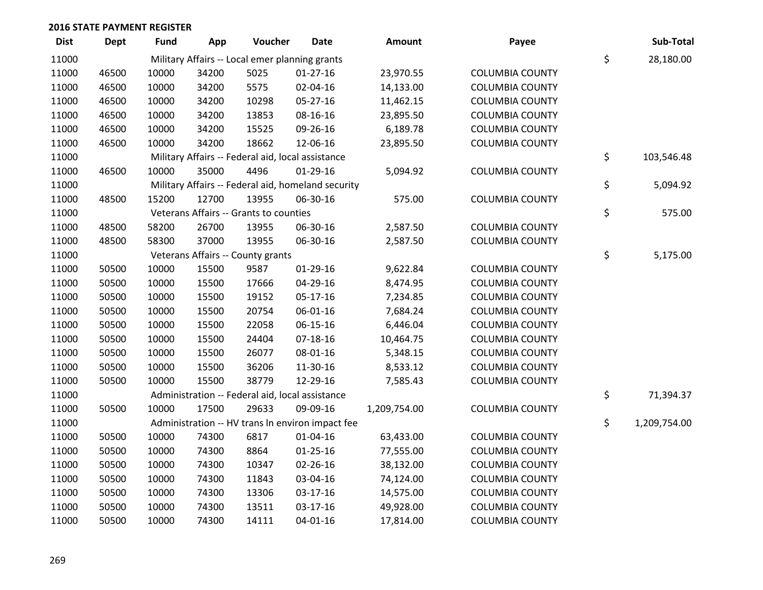**2016 STATE PAYMENT REGISTER**

| Dist | Dept | Fund | App | Voucher | Date | Amount | Payee | | Sub-Total |
|---|---|---|---|---|---|---|---|---|---|
| 11000 | | Military Affairs -- Local emer planning grants | | | | | | $ | 28,180.00 |
| 11000 | 46500 | 10000 | 34200 | 5025 | 01-27-16 | 23,970.55 | COLUMBIA COUNTY | | |
| 11000 | 46500 | 10000 | 34200 | 5575 | 02-04-16 | 14,133.00 | COLUMBIA COUNTY | | |
| 11000 | 46500 | 10000 | 34200 | 10298 | 05-27-16 | 11,462.15 | COLUMBIA COUNTY | | |
| 11000 | 46500 | 10000 | 34200 | 13853 | 08-16-16 | 23,895.50 | COLUMBIA COUNTY | | |
| 11000 | 46500 | 10000 | 34200 | 15525 | 09-26-16 | 6,189.78 | COLUMBIA COUNTY | | |
| 11000 | 46500 | 10000 | 34200 | 18662 | 12-06-16 | 23,895.50 | COLUMBIA COUNTY | | |
| 11000 | | Military Affairs -- Federal aid, local assistance | | | | | | $ | 103,546.48 |
| 11000 | 46500 | 10000 | 35000 | 4496 | 01-29-16 | 5,094.92 | COLUMBIA COUNTY | | |
| 11000 | | Military Affairs -- Federal aid, homeland security | | | | | | $ | 5,094.92 |
| 11000 | 48500 | 15200 | 12700 | 13955 | 06-30-16 | 575.00 | COLUMBIA COUNTY | | |
| 11000 | | Veterans Affairs -- Grants to counties | | | | | | $ | 575.00 |
| 11000 | 48500 | 58200 | 26700 | 13955 | 06-30-16 | 2,587.50 | COLUMBIA COUNTY | | |
| 11000 | 48500 | 58300 | 37000 | 13955 | 06-30-16 | 2,587.50 | COLUMBIA COUNTY | | |
| 11000 | | Veterans Affairs -- County grants | | | | | | $ | 5,175.00 |
| 11000 | 50500 | 10000 | 15500 | 9587 | 01-29-16 | 9,622.84 | COLUMBIA COUNTY | | |
| 11000 | 50500 | 10000 | 15500 | 17666 | 04-29-16 | 8,474.95 | COLUMBIA COUNTY | | |
| 11000 | 50500 | 10000 | 15500 | 19152 | 05-17-16 | 7,234.85 | COLUMBIA COUNTY | | |
| 11000 | 50500 | 10000 | 15500 | 20754 | 06-01-16 | 7,684.24 | COLUMBIA COUNTY | | |
| 11000 | 50500 | 10000 | 15500 | 22058 | 06-15-16 | 6,446.04 | COLUMBIA COUNTY | | |
| 11000 | 50500 | 10000 | 15500 | 24404 | 07-18-16 | 10,464.75 | COLUMBIA COUNTY | | |
| 11000 | 50500 | 10000 | 15500 | 26077 | 08-01-16 | 5,348.15 | COLUMBIA COUNTY | | |
| 11000 | 50500 | 10000 | 15500 | 36206 | 11-30-16 | 8,533.12 | COLUMBIA COUNTY | | |
| 11000 | 50500 | 10000 | 15500 | 38779 | 12-29-16 | 7,585.43 | COLUMBIA COUNTY | | |
| 11000 | | Administration -- Federal aid, local assistance | | | | | | $ | 71,394.37 |
| 11000 | 50500 | 10000 | 17500 | 29633 | 09-09-16 | 1,209,754.00 | COLUMBIA COUNTY | | |
| 11000 | | Administration -- HV trans ln environ impact fee | | | | | | $ | 1,209,754.00 |
| 11000 | 50500 | 10000 | 74300 | 6817 | 01-04-16 | 63,433.00 | COLUMBIA COUNTY | | |
| 11000 | 50500 | 10000 | 74300 | 8864 | 01-25-16 | 77,555.00 | COLUMBIA COUNTY | | |
| 11000 | 50500 | 10000 | 74300 | 10347 | 02-26-16 | 38,132.00 | COLUMBIA COUNTY | | |
| 11000 | 50500 | 10000 | 74300 | 11843 | 03-04-16 | 74,124.00 | COLUMBIA COUNTY | | |
| 11000 | 50500 | 10000 | 74300 | 13306 | 03-17-16 | 14,575.00 | COLUMBIA COUNTY | | |
| 11000 | 50500 | 10000 | 74300 | 13511 | 03-17-16 | 49,928.00 | COLUMBIA COUNTY | | |
| 11000 | 50500 | 10000 | 74300 | 14111 | 04-01-16 | 17,814.00 | COLUMBIA COUNTY | | |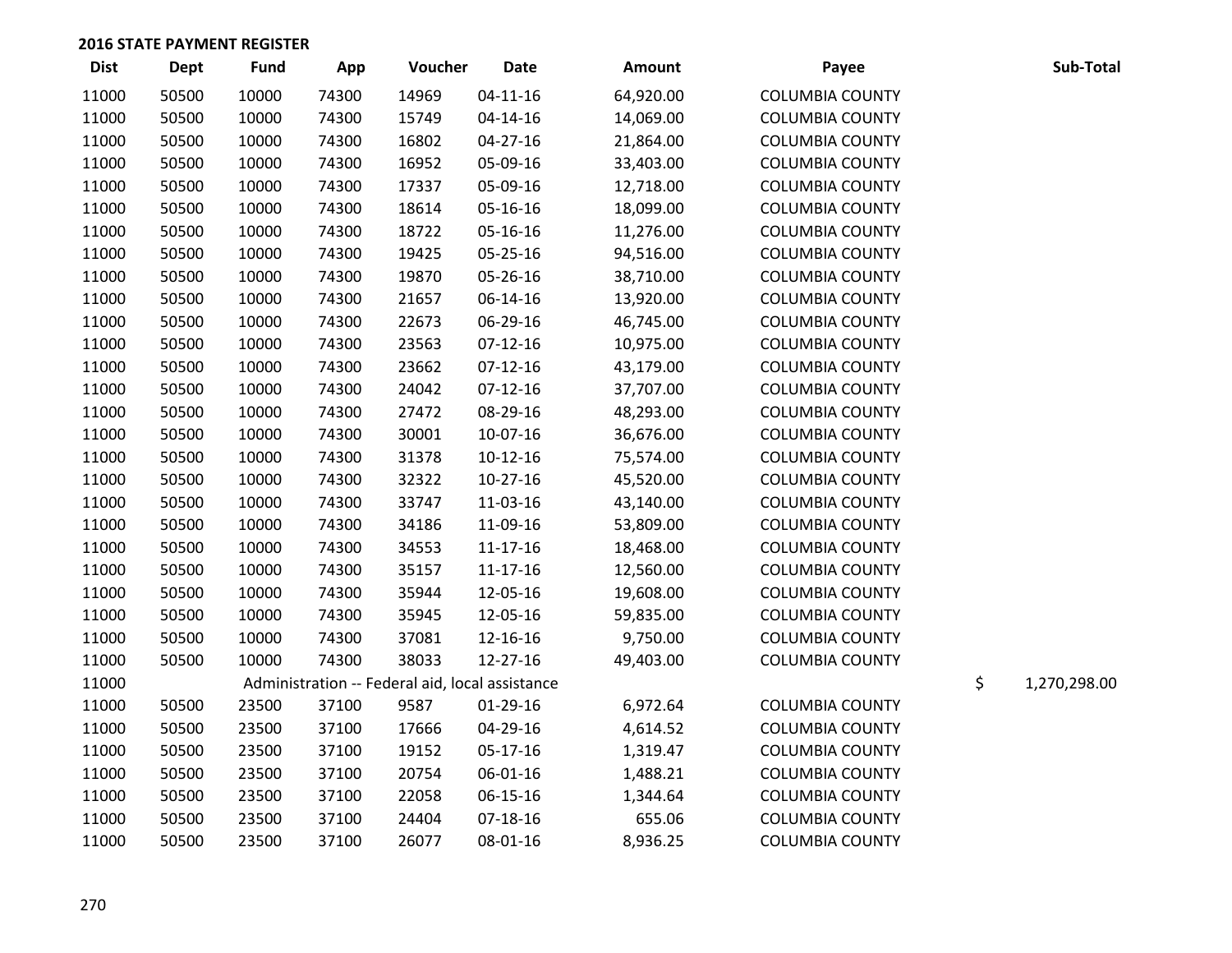## 2016 STATE PAYMENT REGISTER

| Dist | Dept | Fund | App | Voucher | Date | Amount | Payee | Sub-Total |
|---|---|---|---|---|---|---|---|---|
| 11000 | 50500 | 10000 | 74300 | 14969 | 04-11-16 | 64,920.00 | COLUMBIA COUNTY | |
| 11000 | 50500 | 10000 | 74300 | 15749 | 04-14-16 | 14,069.00 | COLUMBIA COUNTY | |
| 11000 | 50500 | 10000 | 74300 | 16802 | 04-27-16 | 21,864.00 | COLUMBIA COUNTY | |
| 11000 | 50500 | 10000 | 74300 | 16952 | 05-09-16 | 33,403.00 | COLUMBIA COUNTY | |
| 11000 | 50500 | 10000 | 74300 | 17337 | 05-09-16 | 12,718.00 | COLUMBIA COUNTY | |
| 11000 | 50500 | 10000 | 74300 | 18614 | 05-16-16 | 18,099.00 | COLUMBIA COUNTY | |
| 11000 | 50500 | 10000 | 74300 | 18722 | 05-16-16 | 11,276.00 | COLUMBIA COUNTY | |
| 11000 | 50500 | 10000 | 74300 | 19425 | 05-25-16 | 94,516.00 | COLUMBIA COUNTY | |
| 11000 | 50500 | 10000 | 74300 | 19870 | 05-26-16 | 38,710.00 | COLUMBIA COUNTY | |
| 11000 | 50500 | 10000 | 74300 | 21657 | 06-14-16 | 13,920.00 | COLUMBIA COUNTY | |
| 11000 | 50500 | 10000 | 74300 | 22673 | 06-29-16 | 46,745.00 | COLUMBIA COUNTY | |
| 11000 | 50500 | 10000 | 74300 | 23563 | 07-12-16 | 10,975.00 | COLUMBIA COUNTY | |
| 11000 | 50500 | 10000 | 74300 | 23662 | 07-12-16 | 43,179.00 | COLUMBIA COUNTY | |
| 11000 | 50500 | 10000 | 74300 | 24042 | 07-12-16 | 37,707.00 | COLUMBIA COUNTY | |
| 11000 | 50500 | 10000 | 74300 | 27472 | 08-29-16 | 48,293.00 | COLUMBIA COUNTY | |
| 11000 | 50500 | 10000 | 74300 | 30001 | 10-07-16 | 36,676.00 | COLUMBIA COUNTY | |
| 11000 | 50500 | 10000 | 74300 | 31378 | 10-12-16 | 75,574.00 | COLUMBIA COUNTY | |
| 11000 | 50500 | 10000 | 74300 | 32322 | 10-27-16 | 45,520.00 | COLUMBIA COUNTY | |
| 11000 | 50500 | 10000 | 74300 | 33747 | 11-03-16 | 43,140.00 | COLUMBIA COUNTY | |
| 11000 | 50500 | 10000 | 74300 | 34186 | 11-09-16 | 53,809.00 | COLUMBIA COUNTY | |
| 11000 | 50500 | 10000 | 74300 | 34553 | 11-17-16 | 18,468.00 | COLUMBIA COUNTY | |
| 11000 | 50500 | 10000 | 74300 | 35157 | 11-17-16 | 12,560.00 | COLUMBIA COUNTY | |
| 11000 | 50500 | 10000 | 74300 | 35944 | 12-05-16 | 19,608.00 | COLUMBIA COUNTY | |
| 11000 | 50500 | 10000 | 74300 | 35945 | 12-05-16 | 59,835.00 | COLUMBIA COUNTY | |
| 11000 | 50500 | 10000 | 74300 | 37081 | 12-16-16 | 9,750.00 | COLUMBIA COUNTY | |
| 11000 | 50500 | 10000 | 74300 | 38033 | 12-27-16 | 49,403.00 | COLUMBIA COUNTY | |
| 11000 | | Administration -- Federal aid, local assistance | | | | | | $ 1,270,298.00 |
| 11000 | 50500 | 23500 | 37100 | 9587 | 01-29-16 | 6,972.64 | COLUMBIA COUNTY | |
| 11000 | 50500 | 23500 | 37100 | 17666 | 04-29-16 | 4,614.52 | COLUMBIA COUNTY | |
| 11000 | 50500 | 23500 | 37100 | 19152 | 05-17-16 | 1,319.47 | COLUMBIA COUNTY | |
| 11000 | 50500 | 23500 | 37100 | 20754 | 06-01-16 | 1,488.21 | COLUMBIA COUNTY | |
| 11000 | 50500 | 23500 | 37100 | 22058 | 06-15-16 | 1,344.64 | COLUMBIA COUNTY | |
| 11000 | 50500 | 23500 | 37100 | 24404 | 07-18-16 | 655.06 | COLUMBIA COUNTY | |
| 11000 | 50500 | 23500 | 37100 | 26077 | 08-01-16 | 8,936.25 | COLUMBIA COUNTY | |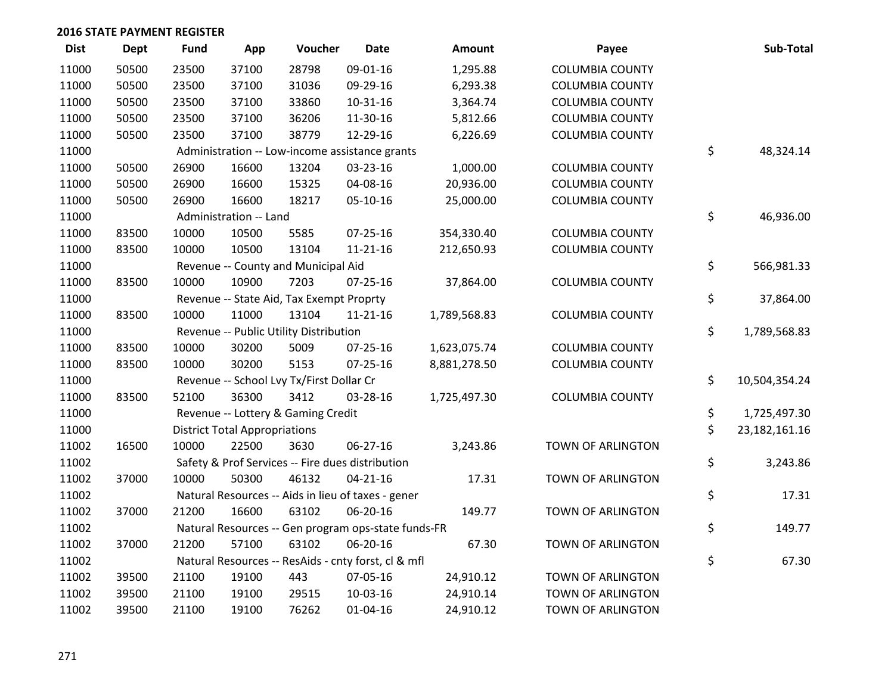## 2016 STATE PAYMENT REGISTER

| Dist | Dept | Fund | App | Voucher | Date | Amount | Payee | Sub-Total |
|---|---|---|---|---|---|---|---|---|
| 11000 | 50500 | 23500 | 37100 | 28798 | 09-01-16 | 1,295.88 | COLUMBIA COUNTY | |
| 11000 | 50500 | 23500 | 37100 | 31036 | 09-29-16 | 6,293.38 | COLUMBIA COUNTY | |
| 11000 | 50500 | 23500 | 37100 | 33860 | 10-31-16 | 3,364.74 | COLUMBIA COUNTY | |
| 11000 | 50500 | 23500 | 37100 | 36206 | 11-30-16 | 5,812.66 | COLUMBIA COUNTY | |
| 11000 | 50500 | 23500 | 37100 | 38779 | 12-29-16 | 6,226.69 | COLUMBIA COUNTY | |
| 11000 | | Administration -- Low-income assistance grants | | | | | | $ 48,324.14 |
| 11000 | 50500 | 26900 | 16600 | 13204 | 03-23-16 | 1,000.00 | COLUMBIA COUNTY | |
| 11000 | 50500 | 26900 | 16600 | 15325 | 04-08-16 | 20,936.00 | COLUMBIA COUNTY | |
| 11000 | 50500 | 26900 | 16600 | 18217 | 05-10-16 | 25,000.00 | COLUMBIA COUNTY | |
| 11000 | | Administration -- Land | | | | | | $ 46,936.00 |
| 11000 | 83500 | 10000 | 10500 | 5585 | 07-25-16 | 354,330.40 | COLUMBIA COUNTY | |
| 11000 | 83500 | 10000 | 10500 | 13104 | 11-21-16 | 212,650.93 | COLUMBIA COUNTY | |
| 11000 | | Revenue -- County and Municipal Aid | | | | | | $ 566,981.33 |
| 11000 | 83500 | 10000 | 10900 | 7203 | 07-25-16 | 37,864.00 | COLUMBIA COUNTY | |
| 11000 | | Revenue -- State Aid, Tax Exempt Proprty | | | | | | $ 37,864.00 |
| 11000 | 83500 | 10000 | 11000 | 13104 | 11-21-16 | 1,789,568.83 | COLUMBIA COUNTY | |
| 11000 | | Revenue -- Public Utility Distribution | | | | | | $ 1,789,568.83 |
| 11000 | 83500 | 10000 | 30200 | 5009 | 07-25-16 | 1,623,075.74 | COLUMBIA COUNTY | |
| 11000 | 83500 | 10000 | 30200 | 5153 | 07-25-16 | 8,881,278.50 | COLUMBIA COUNTY | |
| 11000 | | Revenue -- School Lvy Tx/First Dollar Cr | | | | | | $ 10,504,354.24 |
| 11000 | 83500 | 52100 | 36300 | 3412 | 03-28-16 | 1,725,497.30 | COLUMBIA COUNTY | |
| 11000 | | Revenue -- Lottery & Gaming Credit | | | | | | $ 1,725,497.30 |
| 11000 | | District Total Appropriations | | | | | | $ 23,182,161.16 |
| 11002 | 16500 | 10000 | 22500 | 3630 | 06-27-16 | 3,243.86 | TOWN OF ARLINGTON | |
| 11002 | | Safety & Prof Services -- Fire dues distribution | | | | | | $ 3,243.86 |
| 11002 | 37000 | 10000 | 50300 | 46132 | 04-21-16 | 17.31 | TOWN OF ARLINGTON | |
| 11002 | | Natural Resources -- Aids in lieu of taxes - gener | | | | | | $ 17.31 |
| 11002 | 37000 | 21200 | 16600 | 63102 | 06-20-16 | 149.77 | TOWN OF ARLINGTON | |
| 11002 | | Natural Resources -- Gen program ops-state funds-FR | | | | | | $ 149.77 |
| 11002 | 37000 | 21200 | 57100 | 63102 | 06-20-16 | 67.30 | TOWN OF ARLINGTON | |
| 11002 | | Natural Resources -- ResAids - cnty forst, cl & mfl | | | | | | $ 67.30 |
| 11002 | 39500 | 21100 | 19100 | 443 | 07-05-16 | 24,910.12 | TOWN OF ARLINGTON | |
| 11002 | 39500 | 21100 | 19100 | 29515 | 10-03-16 | 24,910.14 | TOWN OF ARLINGTON | |
| 11002 | 39500 | 21100 | 19100 | 76262 | 01-04-16 | 24,910.12 | TOWN OF ARLINGTON | |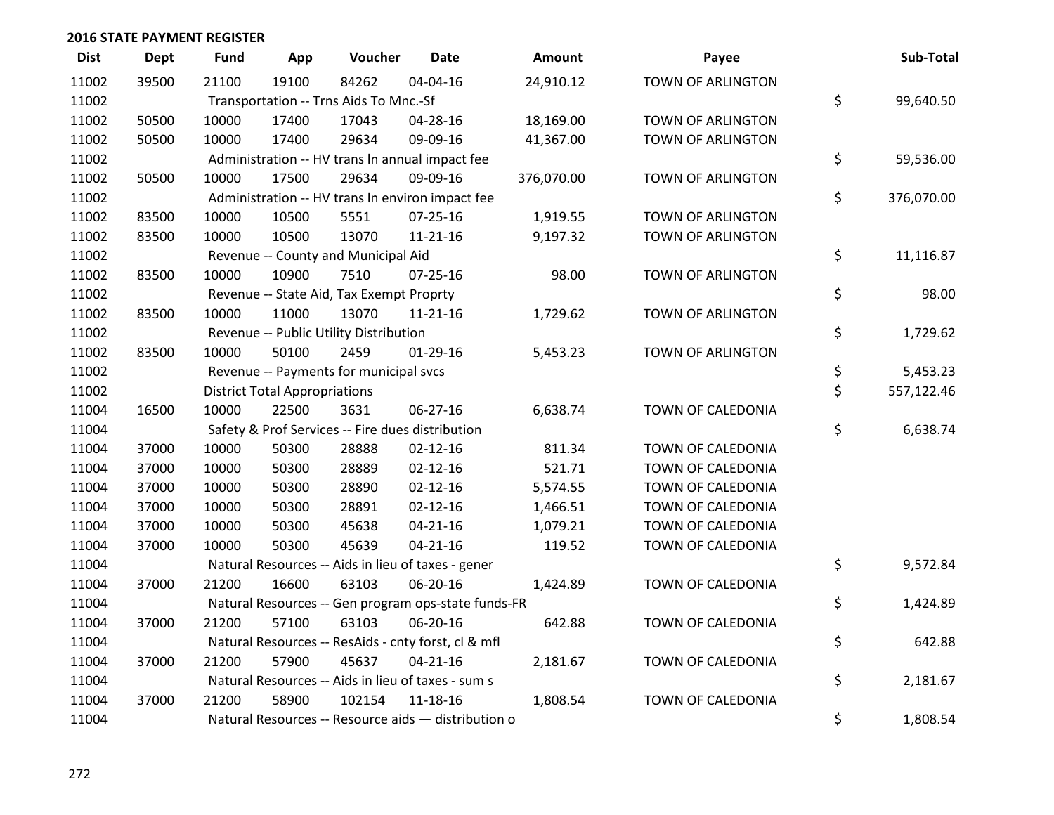## 2016 STATE PAYMENT REGISTER

| Dist | Dept | Fund | App | Voucher | Date | Amount | Payee | Sub-Total |
|---|---|---|---|---|---|---|---|---|
| 11002 | 39500 | 21100 | 19100 | 84262 | 04-04-16 | 24,910.12 | TOWN OF ARLINGTON | |
| 11002 | | Transportation -- Trns Aids To Mnc.-Sf | | | | | | $ 99,640.50 |
| 11002 | 50500 | 10000 | 17400 | 17043 | 04-28-16 | 18,169.00 | TOWN OF ARLINGTON | |
| 11002 | 50500 | 10000 | 17400 | 29634 | 09-09-16 | 41,367.00 | TOWN OF ARLINGTON | |
| 11002 | | Administration -- HV trans ln annual impact fee | | | | | | $ 59,536.00 |
| 11002 | 50500 | 10000 | 17500 | 29634 | 09-09-16 | 376,070.00 | TOWN OF ARLINGTON | |
| 11002 | | Administration -- HV trans ln environ impact fee | | | | | | $ 376,070.00 |
| 11002 | 83500 | 10000 | 10500 | 5551 | 07-25-16 | 1,919.55 | TOWN OF ARLINGTON | |
| 11002 | 83500 | 10000 | 10500 | 13070 | 11-21-16 | 9,197.32 | TOWN OF ARLINGTON | |
| 11002 | | Revenue -- County and Municipal Aid | | | | | | $ 11,116.87 |
| 11002 | 83500 | 10000 | 10900 | 7510 | 07-25-16 | 98.00 | TOWN OF ARLINGTON | |
| 11002 | | Revenue -- State Aid, Tax Exempt Proprty | | | | | | $ 98.00 |
| 11002 | 83500 | 10000 | 11000 | 13070 | 11-21-16 | 1,729.62 | TOWN OF ARLINGTON | |
| 11002 | | Revenue -- Public Utility Distribution | | | | | | $ 1,729.62 |
| 11002 | 83500 | 10000 | 50100 | 2459 | 01-29-16 | 5,453.23 | TOWN OF ARLINGTON | |
| 11002 | | Revenue -- Payments for municipal svcs | | | | | | $ 5,453.23 |
| 11002 | | District Total Appropriations | | | | | | $ 557,122.46 |
| 11004 | 16500 | 10000 | 22500 | 3631 | 06-27-16 | 6,638.74 | TOWN OF CALEDONIA | |
| 11004 | | Safety & Prof Services -- Fire dues distribution | | | | | | $ 6,638.74 |
| 11004 | 37000 | 10000 | 50300 | 28888 | 02-12-16 | 811.34 | TOWN OF CALEDONIA | |
| 11004 | 37000 | 10000 | 50300 | 28889 | 02-12-16 | 521.71 | TOWN OF CALEDONIA | |
| 11004 | 37000 | 10000 | 50300 | 28890 | 02-12-16 | 5,574.55 | TOWN OF CALEDONIA | |
| 11004 | 37000 | 10000 | 50300 | 28891 | 02-12-16 | 1,466.51 | TOWN OF CALEDONIA | |
| 11004 | 37000 | 10000 | 50300 | 45638 | 04-21-16 | 1,079.21 | TOWN OF CALEDONIA | |
| 11004 | 37000 | 10000 | 50300 | 45639 | 04-21-16 | 119.52 | TOWN OF CALEDONIA | |
| 11004 | | Natural Resources -- Aids in lieu of taxes - gener | | | | | | $ 9,572.84 |
| 11004 | 37000 | 21200 | 16600 | 63103 | 06-20-16 | 1,424.89 | TOWN OF CALEDONIA | |
| 11004 | | Natural Resources -- Gen program ops-state funds-FR | | | | | | $ 1,424.89 |
| 11004 | 37000 | 21200 | 57100 | 63103 | 06-20-16 | 642.88 | TOWN OF CALEDONIA | |
| 11004 | | Natural Resources -- ResAids - cnty forst, cl & mfl | | | | | | $ 642.88 |
| 11004 | 37000 | 21200 | 57900 | 45637 | 04-21-16 | 2,181.67 | TOWN OF CALEDONIA | |
| 11004 | | Natural Resources -- Aids in lieu of taxes - sum s | | | | | | $ 2,181.67 |
| 11004 | 37000 | 21200 | 58900 | 102154 | 11-18-16 | 1,808.54 | TOWN OF CALEDONIA | |
| 11004 | | Natural Resources -- Resource aids — distribution o | | | | | | $ 1,808.54 |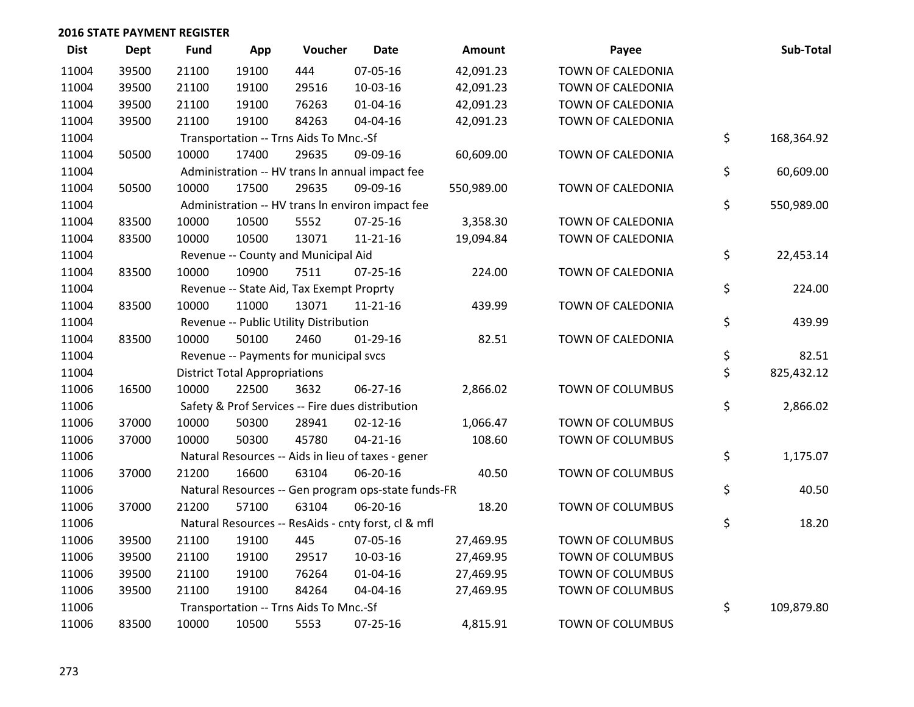## 2016 STATE PAYMENT REGISTER

| Dist | Dept | Fund | App | Voucher | Date | Amount | Payee | Sub-Total |
|---|---|---|---|---|---|---|---|---|
| 11004 | 39500 | 21100 | 19100 | 444 | 07-05-16 | 42,091.23 | TOWN OF CALEDONIA | |
| 11004 | 39500 | 21100 | 19100 | 29516 | 10-03-16 | 42,091.23 | TOWN OF CALEDONIA | |
| 11004 | 39500 | 21100 | 19100 | 76263 | 01-04-16 | 42,091.23 | TOWN OF CALEDONIA | |
| 11004 | 39500 | 21100 | 19100 | 84263 | 04-04-16 | 42,091.23 | TOWN OF CALEDONIA | |
| 11004 | | Transportation -- Trns Aids To Mnc.-Sf | | | | | | $ 168,364.92 |
| 11004 | 50500 | 10000 | 17400 | 29635 | 09-09-16 | 60,609.00 | TOWN OF CALEDONIA | |
| 11004 | | Administration -- HV trans ln annual impact fee | | | | | | $ 60,609.00 |
| 11004 | 50500 | 10000 | 17500 | 29635 | 09-09-16 | 550,989.00 | TOWN OF CALEDONIA | |
| 11004 | | Administration -- HV trans ln environ impact fee | | | | | | $ 550,989.00 |
| 11004 | 83500 | 10000 | 10500 | 5552 | 07-25-16 | 3,358.30 | TOWN OF CALEDONIA | |
| 11004 | 83500 | 10000 | 10500 | 13071 | 11-21-16 | 19,094.84 | TOWN OF CALEDONIA | |
| 11004 | | Revenue -- County and Municipal Aid | | | | | | $ 22,453.14 |
| 11004 | 83500 | 10000 | 10900 | 7511 | 07-25-16 | 224.00 | TOWN OF CALEDONIA | |
| 11004 | | Revenue -- State Aid, Tax Exempt Proprty | | | | | | $ 224.00 |
| 11004 | 83500 | 10000 | 11000 | 13071 | 11-21-16 | 439.99 | TOWN OF CALEDONIA | |
| 11004 | | Revenue -- Public Utility Distribution | | | | | | $ 439.99 |
| 11004 | 83500 | 10000 | 50100 | 2460 | 01-29-16 | 82.51 | TOWN OF CALEDONIA | |
| 11004 | | Revenue -- Payments for municipal svcs | | | | | | $ 82.51 |
| 11004 | | District Total Appropriations | | | | | | $ 825,432.12 |
| 11006 | 16500 | 10000 | 22500 | 3632 | 06-27-16 | 2,866.02 | TOWN OF COLUMBUS | |
| 11006 | | Safety & Prof Services -- Fire dues distribution | | | | | | $ 2,866.02 |
| 11006 | 37000 | 10000 | 50300 | 28941 | 02-12-16 | 1,066.47 | TOWN OF COLUMBUS | |
| 11006 | 37000 | 10000 | 50300 | 45780 | 04-21-16 | 108.60 | TOWN OF COLUMBUS | |
| 11006 | | Natural Resources -- Aids in lieu of taxes - gener | | | | | | $ 1,175.07 |
| 11006 | 37000 | 21200 | 16600 | 63104 | 06-20-16 | 40.50 | TOWN OF COLUMBUS | |
| 11006 | | Natural Resources -- Gen program ops-state funds-FR | | | | | | $ 40.50 |
| 11006 | 37000 | 21200 | 57100 | 63104 | 06-20-16 | 18.20 | TOWN OF COLUMBUS | |
| 11006 | | Natural Resources -- ResAids - cnty forst, cl & mfl | | | | | | $ 18.20 |
| 11006 | 39500 | 21100 | 19100 | 445 | 07-05-16 | 27,469.95 | TOWN OF COLUMBUS | |
| 11006 | 39500 | 21100 | 19100 | 29517 | 10-03-16 | 27,469.95 | TOWN OF COLUMBUS | |
| 11006 | 39500 | 21100 | 19100 | 76264 | 01-04-16 | 27,469.95 | TOWN OF COLUMBUS | |
| 11006 | 39500 | 21100 | 19100 | 84264 | 04-04-16 | 27,469.95 | TOWN OF COLUMBUS | |
| 11006 | | Transportation -- Trns Aids To Mnc.-Sf | | | | | | $ 109,879.80 |
| 11006 | 83500 | 10000 | 10500 | 5553 | 07-25-16 | 4,815.91 | TOWN OF COLUMBUS | |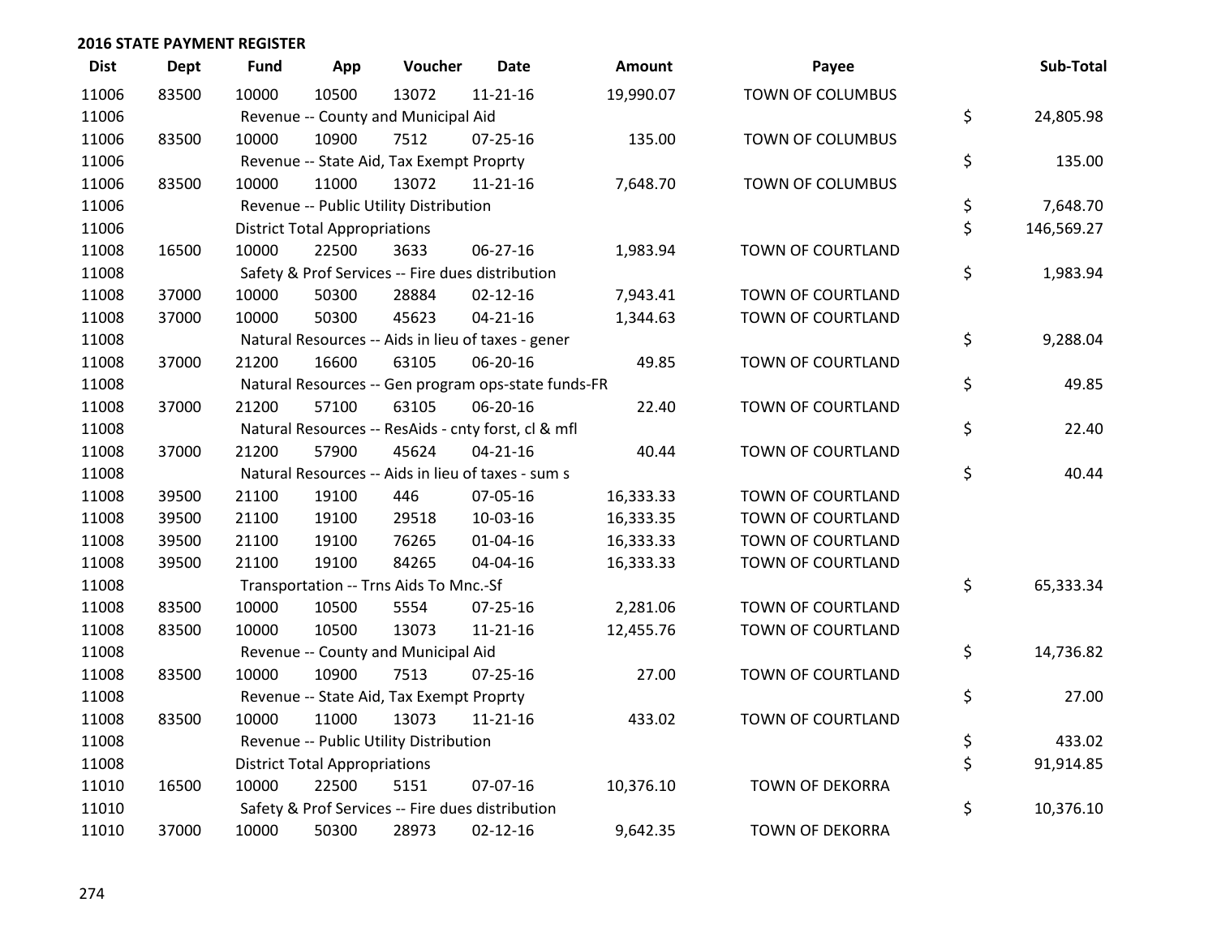## 2016 STATE PAYMENT REGISTER

| Dist | Dept | Fund | App | Voucher | Date | Amount | Payee | Sub-Total |
|---|---|---|---|---|---|---|---|---|
| 11006 | 83500 | 10000 | 10500 | 13072 | 11-21-16 | 19,990.07 | TOWN OF COLUMBUS | |
| 11006 | | Revenue -- County and Municipal Aid | | | | | | $ 24,805.98 |
| 11006 | 83500 | 10000 | 10900 | 7512 | 07-25-16 | 135.00 | TOWN OF COLUMBUS | |
| 11006 | | Revenue -- State Aid, Tax Exempt Proprty | | | | | | $ 135.00 |
| 11006 | 83500 | 10000 | 11000 | 13072 | 11-21-16 | 7,648.70 | TOWN OF COLUMBUS | |
| 11006 | | Revenue -- Public Utility Distribution | | | | | | $ 7,648.70 |
| 11006 | | District Total Appropriations | | | | | | $ 146,569.27 |
| 11008 | 16500 | 10000 | 22500 | 3633 | 06-27-16 | 1,983.94 | TOWN OF COURTLAND | |
| 11008 | | Safety & Prof Services -- Fire dues distribution | | | | | | $ 1,983.94 |
| 11008 | 37000 | 10000 | 50300 | 28884 | 02-12-16 | 7,943.41 | TOWN OF COURTLAND | |
| 11008 | 37000 | 10000 | 50300 | 45623 | 04-21-16 | 1,344.63 | TOWN OF COURTLAND | |
| 11008 | | Natural Resources -- Aids in lieu of taxes - gener | | | | | | $ 9,288.04 |
| 11008 | 37000 | 21200 | 16600 | 63105 | 06-20-16 | 49.85 | TOWN OF COURTLAND | |
| 11008 | | Natural Resources -- Gen program ops-state funds-FR | | | | | | $ 49.85 |
| 11008 | 37000 | 21200 | 57100 | 63105 | 06-20-16 | 22.40 | TOWN OF COURTLAND | |
| 11008 | | Natural Resources -- ResAids - cnty forst, cl & mfl | | | | | | $ 22.40 |
| 11008 | 37000 | 21200 | 57900 | 45624 | 04-21-16 | 40.44 | TOWN OF COURTLAND | |
| 11008 | | Natural Resources -- Aids in lieu of taxes - sum s | | | | | | $ 40.44 |
| 11008 | 39500 | 21100 | 19100 | 446 | 07-05-16 | 16,333.33 | TOWN OF COURTLAND | |
| 11008 | 39500 | 21100 | 19100 | 29518 | 10-03-16 | 16,333.35 | TOWN OF COURTLAND | |
| 11008 | 39500 | 21100 | 19100 | 76265 | 01-04-16 | 16,333.33 | TOWN OF COURTLAND | |
| 11008 | 39500 | 21100 | 19100 | 84265 | 04-04-16 | 16,333.33 | TOWN OF COURTLAND | |
| 11008 | | Transportation -- Trns Aids To Mnc.-Sf | | | | | | $ 65,333.34 |
| 11008 | 83500 | 10000 | 10500 | 5554 | 07-25-16 | 2,281.06 | TOWN OF COURTLAND | |
| 11008 | 83500 | 10000 | 10500 | 13073 | 11-21-16 | 12,455.76 | TOWN OF COURTLAND | |
| 11008 | | Revenue -- County and Municipal Aid | | | | | | $ 14,736.82 |
| 11008 | 83500 | 10000 | 10900 | 7513 | 07-25-16 | 27.00 | TOWN OF COURTLAND | |
| 11008 | | Revenue -- State Aid, Tax Exempt Proprty | | | | | | $ 27.00 |
| 11008 | 83500 | 10000 | 11000 | 13073 | 11-21-16 | 433.02 | TOWN OF COURTLAND | |
| 11008 | | Revenue -- Public Utility Distribution | | | | | | $ 433.02 |
| 11008 | | District Total Appropriations | | | | | | $ 91,914.85 |
| 11010 | 16500 | 10000 | 22500 | 5151 | 07-07-16 | 10,376.10 | TOWN OF DEKORRA | |
| 11010 | | Safety & Prof Services -- Fire dues distribution | | | | | | $ 10,376.10 |
| 11010 | 37000 | 10000 | 50300 | 28973 | 02-12-16 | 9,642.35 | TOWN OF DEKORRA | |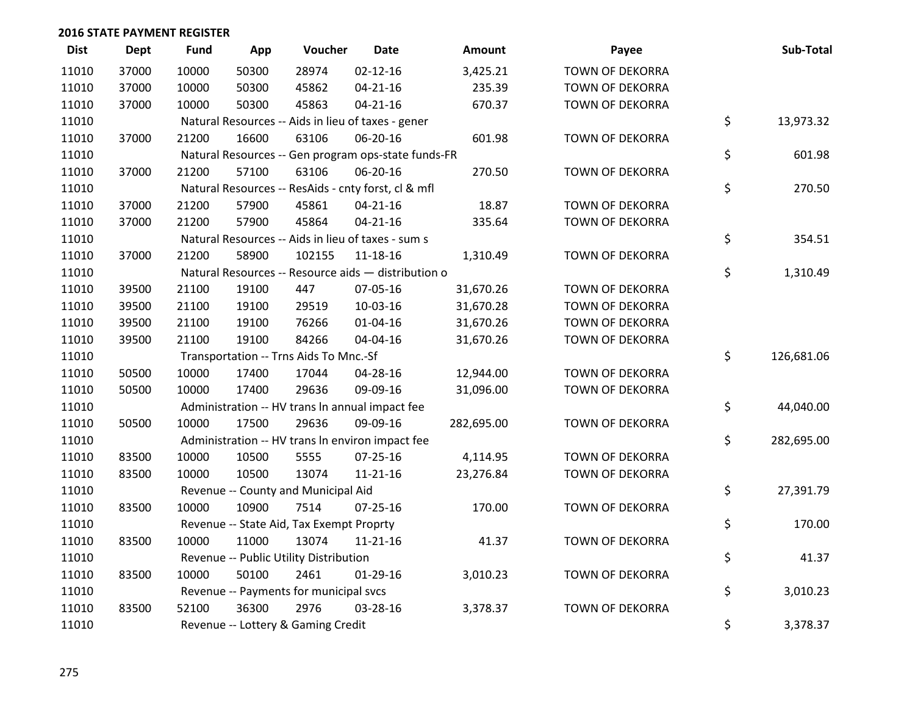## 2016 STATE PAYMENT REGISTER

| Dist | Dept | Fund | App | Voucher | Date | Amount | Payee | | Sub-Total |
|---|---|---|---|---|---|---|---|---|---|
| 11010 | 37000 | 10000 | 50300 | 28974 | 02-12-16 | 3,425.21 | TOWN OF DEKORRA | | |
| 11010 | 37000 | 10000 | 50300 | 45862 | 04-21-16 | 235.39 | TOWN OF DEKORRA | | |
| 11010 | 37000 | 10000 | 50300 | 45863 | 04-21-16 | 670.37 | TOWN OF DEKORRA | | |
| 11010 | | Natural Resources -- Aids in lieu of taxes - gener | | | | | | $ | 13,973.32 |
| 11010 | 37000 | 21200 | 16600 | 63106 | 06-20-16 | 601.98 | TOWN OF DEKORRA | | |
| 11010 | | Natural Resources -- Gen program ops-state funds-FR | | | | | | $ | 601.98 |
| 11010 | 37000 | 21200 | 57100 | 63106 | 06-20-16 | 270.50 | TOWN OF DEKORRA | | |
| 11010 | | Natural Resources -- ResAids - cnty forst, cl & mfl | | | | | | $ | 270.50 |
| 11010 | 37000 | 21200 | 57900 | 45861 | 04-21-16 | 18.87 | TOWN OF DEKORRA | | |
| 11010 | 37000 | 21200 | 57900 | 45864 | 04-21-16 | 335.64 | TOWN OF DEKORRA | | |
| 11010 | | Natural Resources -- Aids in lieu of taxes - sum s | | | | | | $ | 354.51 |
| 11010 | 37000 | 21200 | 58900 | 102155 | 11-18-16 | 1,310.49 | TOWN OF DEKORRA | | |
| 11010 | | Natural Resources -- Resource aids — distribution o | | | | | | $ | 1,310.49 |
| 11010 | 39500 | 21100 | 19100 | 447 | 07-05-16 | 31,670.26 | TOWN OF DEKORRA | | |
| 11010 | 39500 | 21100 | 19100 | 29519 | 10-03-16 | 31,670.28 | TOWN OF DEKORRA | | |
| 11010 | 39500 | 21100 | 19100 | 76266 | 01-04-16 | 31,670.26 | TOWN OF DEKORRA | | |
| 11010 | 39500 | 21100 | 19100 | 84266 | 04-04-16 | 31,670.26 | TOWN OF DEKORRA | | |
| 11010 | | Transportation -- Trns Aids To Mnc.-Sf | | | | | | $ | 126,681.06 |
| 11010 | 50500 | 10000 | 17400 | 17044 | 04-28-16 | 12,944.00 | TOWN OF DEKORRA | | |
| 11010 | 50500 | 10000 | 17400 | 29636 | 09-09-16 | 31,096.00 | TOWN OF DEKORRA | | |
| 11010 | | Administration -- HV trans ln annual impact fee | | | | | | $ | 44,040.00 |
| 11010 | 50500 | 10000 | 17500 | 29636 | 09-09-16 | 282,695.00 | TOWN OF DEKORRA | | |
| 11010 | | Administration -- HV trans ln environ impact fee | | | | | | $ | 282,695.00 |
| 11010 | 83500 | 10000 | 10500 | 5555 | 07-25-16 | 4,114.95 | TOWN OF DEKORRA | | |
| 11010 | 83500 | 10000 | 10500 | 13074 | 11-21-16 | 23,276.84 | TOWN OF DEKORRA | | |
| 11010 | | Revenue -- County and Municipal Aid | | | | | | $ | 27,391.79 |
| 11010 | 83500 | 10000 | 10900 | 7514 | 07-25-16 | 170.00 | TOWN OF DEKORRA | | |
| 11010 | | Revenue -- State Aid, Tax Exempt Proprty | | | | | | $ | 170.00 |
| 11010 | 83500 | 10000 | 11000 | 13074 | 11-21-16 | 41.37 | TOWN OF DEKORRA | | |
| 11010 | | Revenue -- Public Utility Distribution | | | | | | $ | 41.37 |
| 11010 | 83500 | 10000 | 50100 | 2461 | 01-29-16 | 3,010.23 | TOWN OF DEKORRA | | |
| 11010 | | Revenue -- Payments for municipal svcs | | | | | | $ | 3,010.23 |
| 11010 | 83500 | 52100 | 36300 | 2976 | 03-28-16 | 3,378.37 | TOWN OF DEKORRA | | |
| 11010 | | Revenue -- Lottery & Gaming Credit | | | | | | $ | 3,378.37 |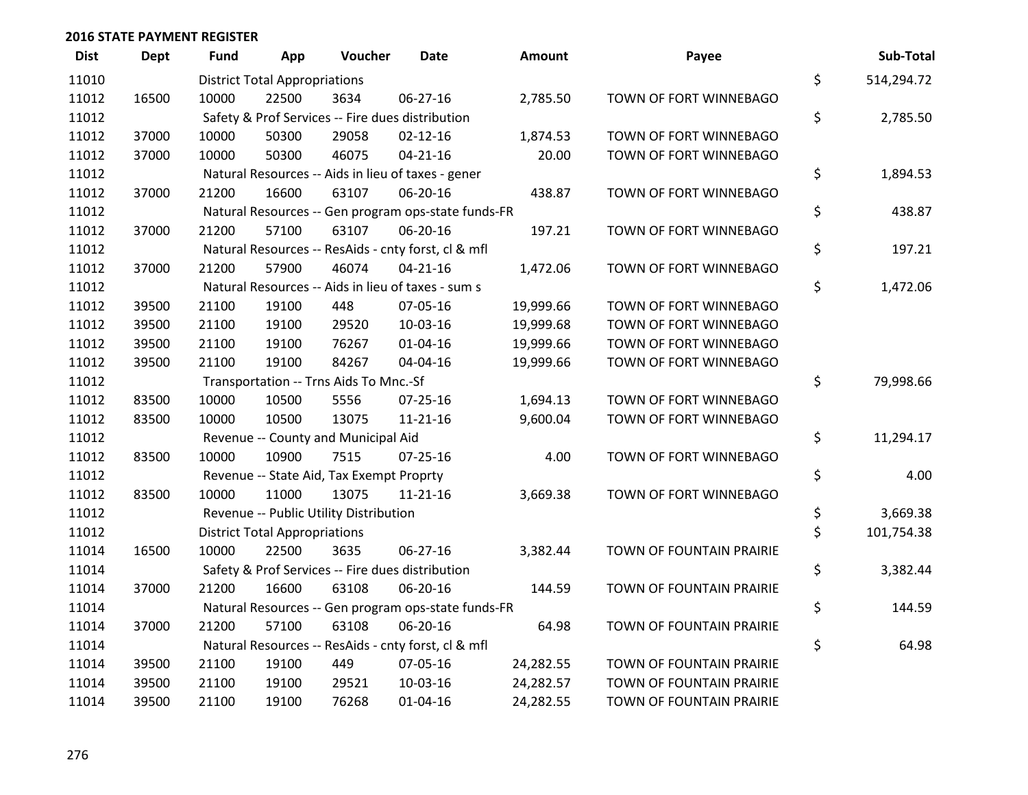## 2016 STATE PAYMENT REGISTER

| Dist | Dept | Fund | App | Voucher | Date | Amount | Payee | | Sub-Total |
|---|---|---|---|---|---|---|---|---|---|
| 11010 | | District Total Appropriations | | | | | | $ | 514,294.72 |
| 11012 | 16500 | 10000 | 22500 | 3634 | 06-27-16 | 2,785.50 | TOWN OF FORT WINNEBAGO | | |
| 11012 | | Safety & Prof Services -- Fire dues distribution | | | | | | $ | 2,785.50 |
| 11012 | 37000 | 10000 | 50300 | 29058 | 02-12-16 | 1,874.53 | TOWN OF FORT WINNEBAGO | | |
| 11012 | 37000 | 10000 | 50300 | 46075 | 04-21-16 | 20.00 | TOWN OF FORT WINNEBAGO | | |
| 11012 | | Natural Resources -- Aids in lieu of taxes - gener | | | | | | $ | 1,894.53 |
| 11012 | 37000 | 21200 | 16600 | 63107 | 06-20-16 | 438.87 | TOWN OF FORT WINNEBAGO | | |
| 11012 | | Natural Resources -- Gen program ops-state funds-FR | | | | | | $ | 438.87 |
| 11012 | 37000 | 21200 | 57100 | 63107 | 06-20-16 | 197.21 | TOWN OF FORT WINNEBAGO | | |
| 11012 | | Natural Resources -- ResAids - cnty forst, cl & mfl | | | | | | $ | 197.21 |
| 11012 | 37000 | 21200 | 57900 | 46074 | 04-21-16 | 1,472.06 | TOWN OF FORT WINNEBAGO | | |
| 11012 | | Natural Resources -- Aids in lieu of taxes - sum s | | | | | | $ | 1,472.06 |
| 11012 | 39500 | 21100 | 19100 | 448 | 07-05-16 | 19,999.66 | TOWN OF FORT WINNEBAGO | | |
| 11012 | 39500 | 21100 | 19100 | 29520 | 10-03-16 | 19,999.68 | TOWN OF FORT WINNEBAGO | | |
| 11012 | 39500 | 21100 | 19100 | 76267 | 01-04-16 | 19,999.66 | TOWN OF FORT WINNEBAGO | | |
| 11012 | 39500 | 21100 | 19100 | 84267 | 04-04-16 | 19,999.66 | TOWN OF FORT WINNEBAGO | | |
| 11012 | | Transportation -- Trns Aids To Mnc.-Sf | | | | | | $ | 79,998.66 |
| 11012 | 83500 | 10000 | 10500 | 5556 | 07-25-16 | 1,694.13 | TOWN OF FORT WINNEBAGO | | |
| 11012 | 83500 | 10000 | 10500 | 13075 | 11-21-16 | 9,600.04 | TOWN OF FORT WINNEBAGO | | |
| 11012 | | Revenue -- County and Municipal Aid | | | | | | $ | 11,294.17 |
| 11012 | 83500 | 10000 | 10900 | 7515 | 07-25-16 | 4.00 | TOWN OF FORT WINNEBAGO | | |
| 11012 | | Revenue -- State Aid, Tax Exempt Proprty | | | | | | $ | 4.00 |
| 11012 | 83500 | 10000 | 11000 | 13075 | 11-21-16 | 3,669.38 | TOWN OF FORT WINNEBAGO | | |
| 11012 | | Revenue -- Public Utility Distribution | | | | | | $ | 3,669.38 |
| 11012 | | District Total Appropriations | | | | | | $ | 101,754.38 |
| 11014 | 16500 | 10000 | 22500 | 3635 | 06-27-16 | 3,382.44 | TOWN OF FOUNTAIN PRAIRIE | | |
| 11014 | | Safety & Prof Services -- Fire dues distribution | | | | | | $ | 3,382.44 |
| 11014 | 37000 | 21200 | 16600 | 63108 | 06-20-16 | 144.59 | TOWN OF FOUNTAIN PRAIRIE | | |
| 11014 | | Natural Resources -- Gen program ops-state funds-FR | | | | | | $ | 144.59 |
| 11014 | 37000 | 21200 | 57100 | 63108 | 06-20-16 | 64.98 | TOWN OF FOUNTAIN PRAIRIE | | |
| 11014 | | Natural Resources -- ResAids - cnty forst, cl & mfl | | | | | | $ | 64.98 |
| 11014 | 39500 | 21100 | 19100 | 449 | 07-05-16 | 24,282.55 | TOWN OF FOUNTAIN PRAIRIE | | |
| 11014 | 39500 | 21100 | 19100 | 29521 | 10-03-16 | 24,282.57 | TOWN OF FOUNTAIN PRAIRIE | | |
| 11014 | 39500 | 21100 | 19100 | 76268 | 01-04-16 | 24,282.55 | TOWN OF FOUNTAIN PRAIRIE | | |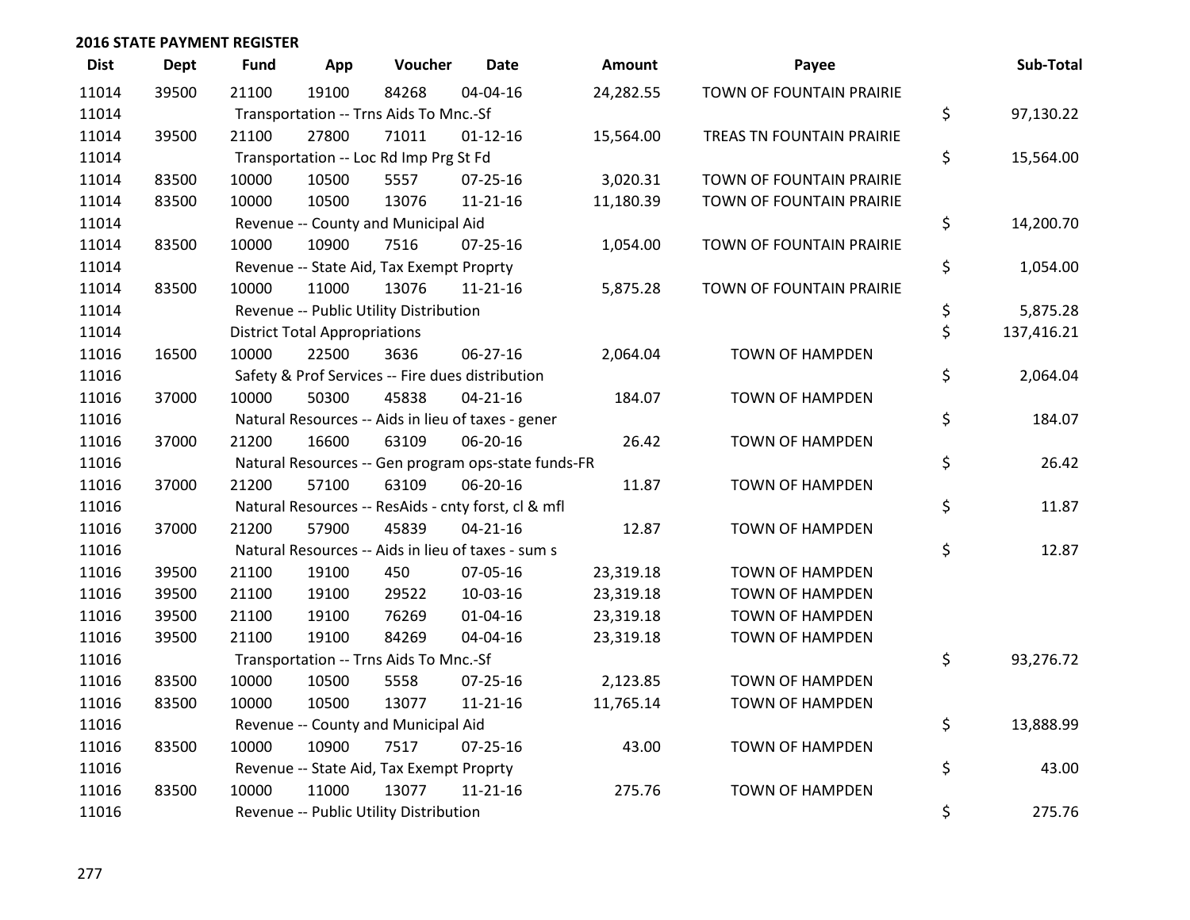## 2016 STATE PAYMENT REGISTER

| Dist | Dept | Fund | App | Voucher | Date | Amount | Payee | Sub-Total |
|---|---|---|---|---|---|---|---|---|
| 11014 | 39500 | 21100 | 19100 | 84268 | 04-04-16 | 24,282.55 | TOWN OF FOUNTAIN PRAIRIE | |
| 11014 | | Transportation -- Trns Aids To Mnc.-Sf | | | | | | $ 97,130.22 |
| 11014 | 39500 | 21100 | 27800 | 71011 | 01-12-16 | 15,564.00 | TREAS TN FOUNTAIN PRAIRIE | |
| 11014 | | Transportation -- Loc Rd Imp Prg St Fd | | | | | | $ 15,564.00 |
| 11014 | 83500 | 10000 | 10500 | 5557 | 07-25-16 | 3,020.31 | TOWN OF FOUNTAIN PRAIRIE | |
| 11014 | 83500 | 10000 | 10500 | 13076 | 11-21-16 | 11,180.39 | TOWN OF FOUNTAIN PRAIRIE | |
| 11014 | | Revenue -- County and Municipal Aid | | | | | | $ 14,200.70 |
| 11014 | 83500 | 10000 | 10900 | 7516 | 07-25-16 | 1,054.00 | TOWN OF FOUNTAIN PRAIRIE | |
| 11014 | | Revenue -- State Aid, Tax Exempt Proprty | | | | | | $ 1,054.00 |
| 11014 | 83500 | 10000 | 11000 | 13076 | 11-21-16 | 5,875.28 | TOWN OF FOUNTAIN PRAIRIE | |
| 11014 | | Revenue -- Public Utility Distribution | | | | | | $ 5,875.28 |
| 11014 | | District Total Appropriations | | | | | | $ 137,416.21 |
| 11016 | 16500 | 10000 | 22500 | 3636 | 06-27-16 | 2,064.04 | TOWN OF HAMPDEN | |
| 11016 | | Safety & Prof Services -- Fire dues distribution | | | | | | $ 2,064.04 |
| 11016 | 37000 | 10000 | 50300 | 45838 | 04-21-16 | 184.07 | TOWN OF HAMPDEN | |
| 11016 | | Natural Resources -- Aids in lieu of taxes - gener | | | | | | $ 184.07 |
| 11016 | 37000 | 21200 | 16600 | 63109 | 06-20-16 | 26.42 | TOWN OF HAMPDEN | |
| 11016 | | Natural Resources -- Gen program ops-state funds-FR | | | | | | $ 26.42 |
| 11016 | 37000 | 21200 | 57100 | 63109 | 06-20-16 | 11.87 | TOWN OF HAMPDEN | |
| 11016 | | Natural Resources -- ResAids - cnty forst, cl & mfl | | | | | | $ 11.87 |
| 11016 | 37000 | 21200 | 57900 | 45839 | 04-21-16 | 12.87 | TOWN OF HAMPDEN | |
| 11016 | | Natural Resources -- Aids in lieu of taxes - sum s | | | | | | $ 12.87 |
| 11016 | 39500 | 21100 | 19100 | 450 | 07-05-16 | 23,319.18 | TOWN OF HAMPDEN | |
| 11016 | 39500 | 21100 | 19100 | 29522 | 10-03-16 | 23,319.18 | TOWN OF HAMPDEN | |
| 11016 | 39500 | 21100 | 19100 | 76269 | 01-04-16 | 23,319.18 | TOWN OF HAMPDEN | |
| 11016 | 39500 | 21100 | 19100 | 84269 | 04-04-16 | 23,319.18 | TOWN OF HAMPDEN | |
| 11016 | | Transportation -- Trns Aids To Mnc.-Sf | | | | | | $ 93,276.72 |
| 11016 | 83500 | 10000 | 10500 | 5558 | 07-25-16 | 2,123.85 | TOWN OF HAMPDEN | |
| 11016 | 83500 | 10000 | 10500 | 13077 | 11-21-16 | 11,765.14 | TOWN OF HAMPDEN | |
| 11016 | | Revenue -- County and Municipal Aid | | | | | | $ 13,888.99 |
| 11016 | 83500 | 10000 | 10900 | 7517 | 07-25-16 | 43.00 | TOWN OF HAMPDEN | |
| 11016 | | Revenue -- State Aid, Tax Exempt Proprty | | | | | | $ 43.00 |
| 11016 | 83500 | 10000 | 11000 | 13077 | 11-21-16 | 275.76 | TOWN OF HAMPDEN | |
| 11016 | | Revenue -- Public Utility Distribution | | | | | | $ 275.76 |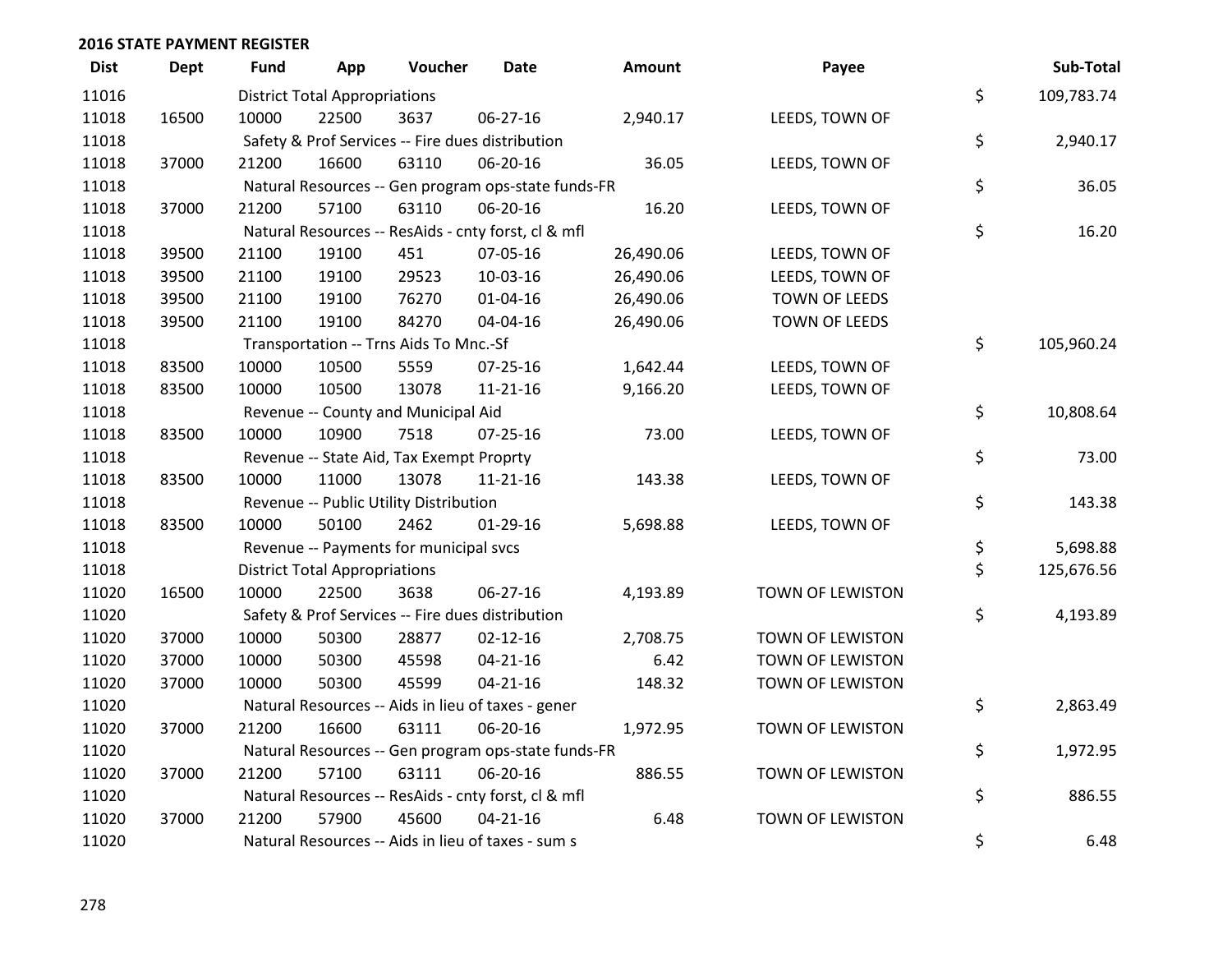## 2016 STATE PAYMENT REGISTER

| Dist | Dept | Fund | App | Voucher | Date | Amount | Payee | | Sub-Total |
|---|---|---|---|---|---|---|---|---|---|
| 11016 | | District Total Appropriations | | | | | | $ | 109,783.74 |
| 11018 | 16500 | 10000 | 22500 | 3637 | 06-27-16 | 2,940.17 | LEEDS, TOWN OF | | |
| 11018 | | Safety & Prof Services -- Fire dues distribution | | | | | | $ | 2,940.17 |
| 11018 | 37000 | 21200 | 16600 | 63110 | 06-20-16 | 36.05 | LEEDS, TOWN OF | | |
| 11018 | | Natural Resources -- Gen program ops-state funds-FR | | | | | | $ | 36.05 |
| 11018 | 37000 | 21200 | 57100 | 63110 | 06-20-16 | 16.20 | LEEDS, TOWN OF | | |
| 11018 | | Natural Resources -- ResAids - cnty forst, cl & mfl | | | | | | $ | 16.20 |
| 11018 | 39500 | 21100 | 19100 | 451 | 07-05-16 | 26,490.06 | LEEDS, TOWN OF | | |
| 11018 | 39500 | 21100 | 19100 | 29523 | 10-03-16 | 26,490.06 | LEEDS, TOWN OF | | |
| 11018 | 39500 | 21100 | 19100 | 76270 | 01-04-16 | 26,490.06 | TOWN OF LEEDS | | |
| 11018 | 39500 | 21100 | 19100 | 84270 | 04-04-16 | 26,490.06 | TOWN OF LEEDS | | |
| 11018 | | Transportation -- Trns Aids To Mnc.-Sf | | | | | | $ | 105,960.24 |
| 11018 | 83500 | 10000 | 10500 | 5559 | 07-25-16 | 1,642.44 | LEEDS, TOWN OF | | |
| 11018 | 83500 | 10000 | 10500 | 13078 | 11-21-16 | 9,166.20 | LEEDS, TOWN OF | | |
| 11018 | | Revenue -- County and Municipal Aid | | | | | | $ | 10,808.64 |
| 11018 | 83500 | 10000 | 10900 | 7518 | 07-25-16 | 73.00 | LEEDS, TOWN OF | | |
| 11018 | | Revenue -- State Aid, Tax Exempt Proprty | | | | | | $ | 73.00 |
| 11018 | 83500 | 10000 | 11000 | 13078 | 11-21-16 | 143.38 | LEEDS, TOWN OF | | |
| 11018 | | Revenue -- Public Utility Distribution | | | | | | $ | 143.38 |
| 11018 | 83500 | 10000 | 50100 | 2462 | 01-29-16 | 5,698.88 | LEEDS, TOWN OF | | |
| 11018 | | Revenue -- Payments for municipal svcs | | | | | | $ | 5,698.88 |
| 11018 | | District Total Appropriations | | | | | | $ | 125,676.56 |
| 11020 | 16500 | 10000 | 22500 | 3638 | 06-27-16 | 4,193.89 | TOWN OF LEWISTON | | |
| 11020 | | Safety & Prof Services -- Fire dues distribution | | | | | | $ | 4,193.89 |
| 11020 | 37000 | 10000 | 50300 | 28877 | 02-12-16 | 2,708.75 | TOWN OF LEWISTON | | |
| 11020 | 37000 | 10000 | 50300 | 45598 | 04-21-16 | 6.42 | TOWN OF LEWISTON | | |
| 11020 | 37000 | 10000 | 50300 | 45599 | 04-21-16 | 148.32 | TOWN OF LEWISTON | | |
| 11020 | | Natural Resources -- Aids in lieu of taxes - gener | | | | | | $ | 2,863.49 |
| 11020 | 37000 | 21200 | 16600 | 63111 | 06-20-16 | 1,972.95 | TOWN OF LEWISTON | | |
| 11020 | | Natural Resources -- Gen program ops-state funds-FR | | | | | | $ | 1,972.95 |
| 11020 | 37000 | 21200 | 57100 | 63111 | 06-20-16 | 886.55 | TOWN OF LEWISTON | | |
| 11020 | | Natural Resources -- ResAids - cnty forst, cl & mfl | | | | | | $ | 886.55 |
| 11020 | 37000 | 21200 | 57900 | 45600 | 04-21-16 | 6.48 | TOWN OF LEWISTON | | |
| 11020 | | Natural Resources -- Aids in lieu of taxes - sum s | | | | | | $ | 6.48 |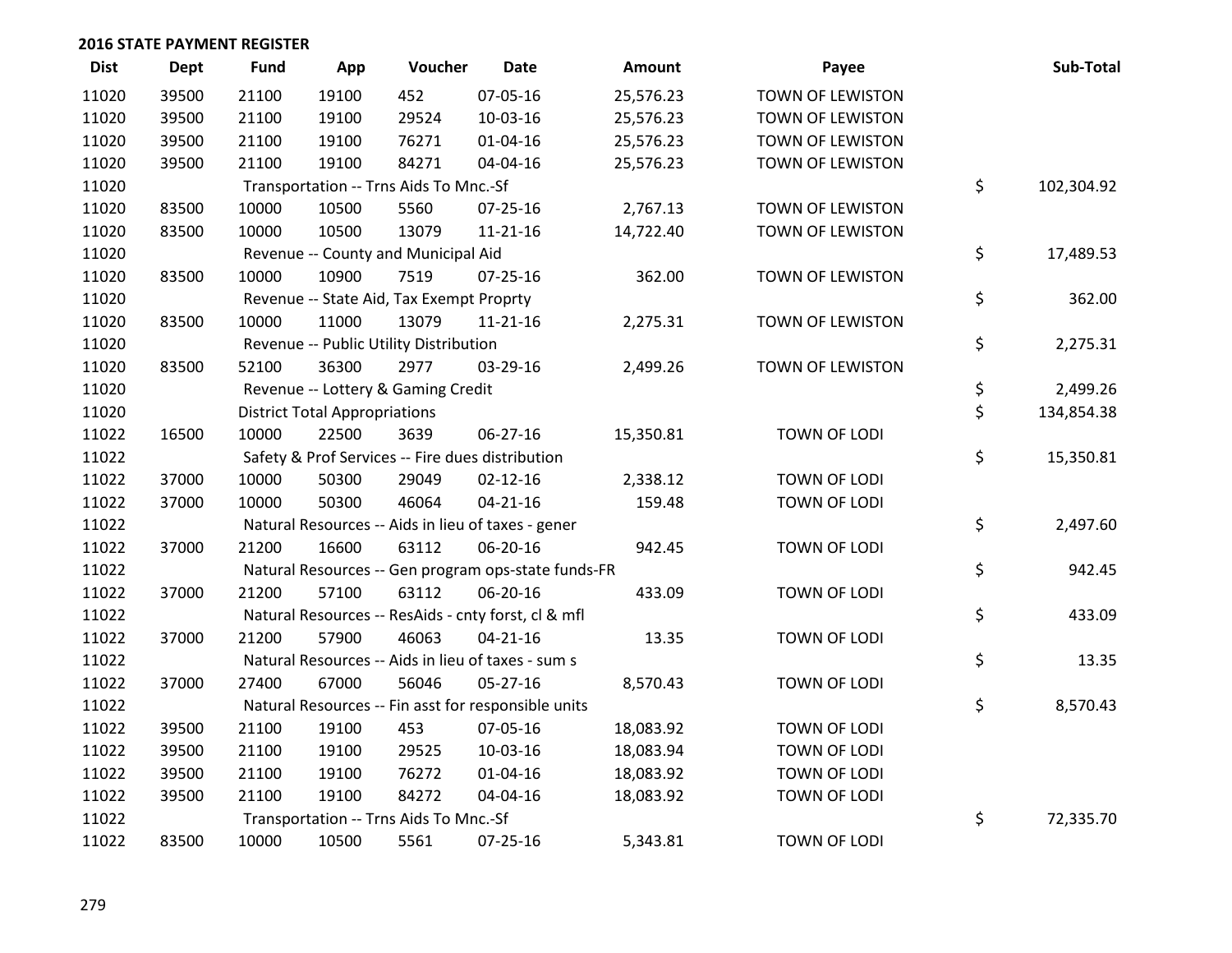## 2016 STATE PAYMENT REGISTER

| Dist | Dept | Fund | App | Voucher | Date | Amount | Payee | Sub-Total |
|---|---|---|---|---|---|---|---|---|
| 11020 | 39500 | 21100 | 19100 | 452 | 07-05-16 | 25,576.23 | TOWN OF LEWISTON | |
| 11020 | 39500 | 21100 | 19100 | 29524 | 10-03-16 | 25,576.23 | TOWN OF LEWISTON | |
| 11020 | 39500 | 21100 | 19100 | 76271 | 01-04-16 | 25,576.23 | TOWN OF LEWISTON | |
| 11020 | 39500 | 21100 | 19100 | 84271 | 04-04-16 | 25,576.23 | TOWN OF LEWISTON | |
| 11020 | | Transportation -- Trns Aids To Mnc.-Sf | | | | | | $ 102,304.92 |
| 11020 | 83500 | 10000 | 10500 | 5560 | 07-25-16 | 2,767.13 | TOWN OF LEWISTON | |
| 11020 | 83500 | 10000 | 10500 | 13079 | 11-21-16 | 14,722.40 | TOWN OF LEWISTON | |
| 11020 | | Revenue -- County and Municipal Aid | | | | | | $ 17,489.53 |
| 11020 | 83500 | 10000 | 10900 | 7519 | 07-25-16 | 362.00 | TOWN OF LEWISTON | |
| 11020 | | Revenue -- State Aid, Tax Exempt Proprty | | | | | | $ 362.00 |
| 11020 | 83500 | 10000 | 11000 | 13079 | 11-21-16 | 2,275.31 | TOWN OF LEWISTON | |
| 11020 | | Revenue -- Public Utility Distribution | | | | | | $ 2,275.31 |
| 11020 | 83500 | 52100 | 36300 | 2977 | 03-29-16 | 2,499.26 | TOWN OF LEWISTON | |
| 11020 | | Revenue -- Lottery & Gaming Credit | | | | | | $ 2,499.26 |
| 11020 | | District Total Appropriations | | | | | | $ 134,854.38 |
| 11022 | 16500 | 10000 | 22500 | 3639 | 06-27-16 | 15,350.81 | TOWN OF LODI | |
| 11022 | | Safety & Prof Services -- Fire dues distribution | | | | | | $ 15,350.81 |
| 11022 | 37000 | 10000 | 50300 | 29049 | 02-12-16 | 2,338.12 | TOWN OF LODI | |
| 11022 | 37000 | 10000 | 50300 | 46064 | 04-21-16 | 159.48 | TOWN OF LODI | |
| 11022 | | Natural Resources -- Aids in lieu of taxes - gener | | | | | | $ 2,497.60 |
| 11022 | 37000 | 21200 | 16600 | 63112 | 06-20-16 | 942.45 | TOWN OF LODI | |
| 11022 | | Natural Resources -- Gen program ops-state funds-FR | | | | | | $ 942.45 |
| 11022 | 37000 | 21200 | 57100 | 63112 | 06-20-16 | 433.09 | TOWN OF LODI | |
| 11022 | | Natural Resources -- ResAids - cnty forst, cl & mfl | | | | | | $ 433.09 |
| 11022 | 37000 | 21200 | 57900 | 46063 | 04-21-16 | 13.35 | TOWN OF LODI | |
| 11022 | | Natural Resources -- Aids in lieu of taxes - sum s | | | | | | $ 13.35 |
| 11022 | 37000 | 27400 | 67000 | 56046 | 05-27-16 | 8,570.43 | TOWN OF LODI | |
| 11022 | | Natural Resources -- Fin asst for responsible units | | | | | | $ 8,570.43 |
| 11022 | 39500 | 21100 | 19100 | 453 | 07-05-16 | 18,083.92 | TOWN OF LODI | |
| 11022 | 39500 | 21100 | 19100 | 29525 | 10-03-16 | 18,083.94 | TOWN OF LODI | |
| 11022 | 39500 | 21100 | 19100 | 76272 | 01-04-16 | 18,083.92 | TOWN OF LODI | |
| 11022 | 39500 | 21100 | 19100 | 84272 | 04-04-16 | 18,083.92 | TOWN OF LODI | |
| 11022 | | Transportation -- Trns Aids To Mnc.-Sf | | | | | | $ 72,335.70 |
| 11022 | 83500 | 10000 | 10500 | 5561 | 07-25-16 | 5,343.81 | TOWN OF LODI | |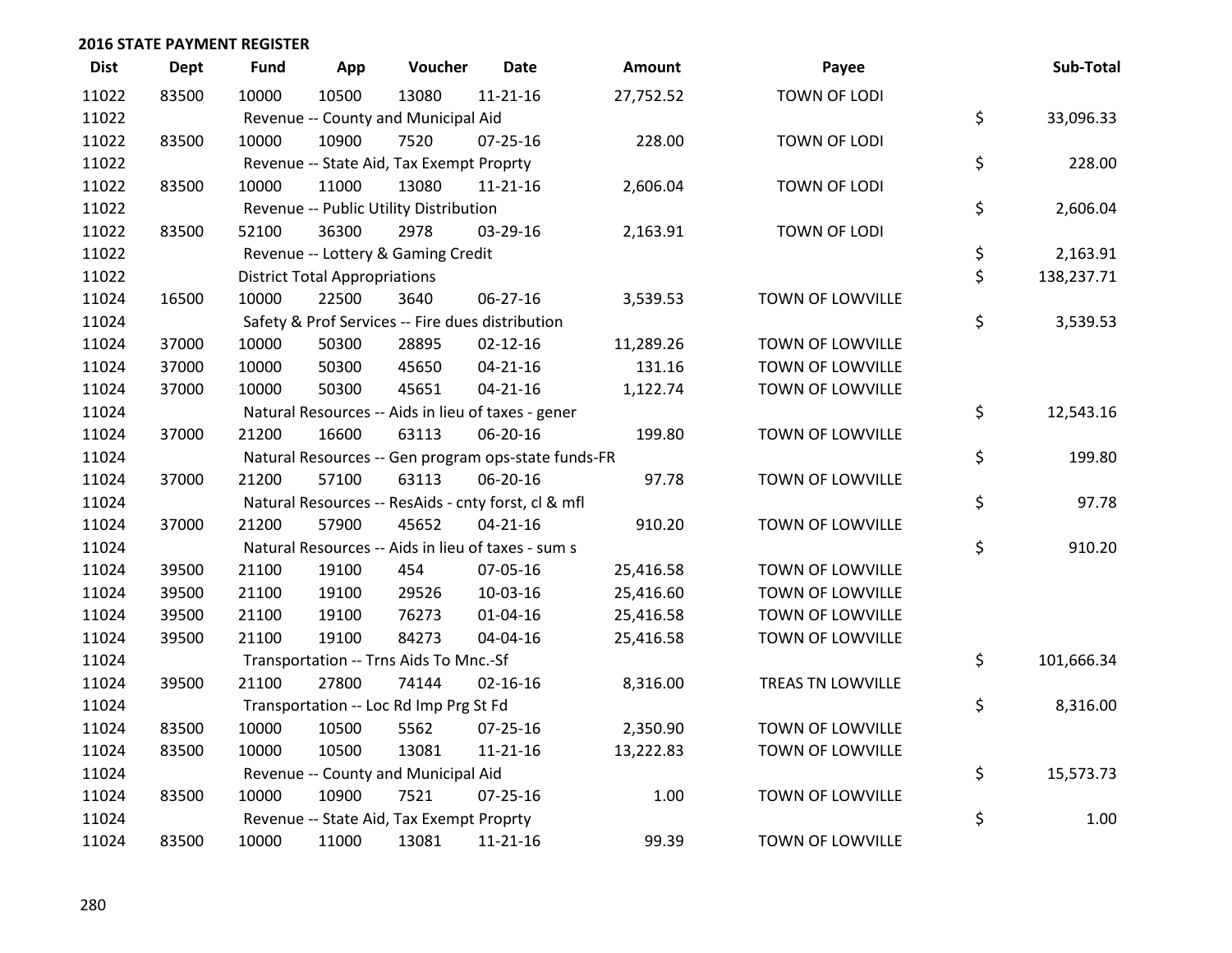**2016 STATE PAYMENT REGISTER**

| Dist | Dept | Fund | App | Voucher | Date | Amount | Payee | | Sub-Total |
|---|---|---|---|---|---|---|---|---|---|
| 11022 | 83500 | 10000 | 10500 | 13080 | 11-21-16 | 27,752.52 | TOWN OF LODI | | |
| 11022 | | Revenue -- County and Municipal Aid | | | | | | $ | 33,096.33 |
| 11022 | 83500 | 10000 | 10900 | 7520 | 07-25-16 | 228.00 | TOWN OF LODI | | |
| 11022 | | Revenue -- State Aid, Tax Exempt Proprty | | | | | | $ | 228.00 |
| 11022 | 83500 | 10000 | 11000 | 13080 | 11-21-16 | 2,606.04 | TOWN OF LODI | | |
| 11022 | | Revenue -- Public Utility Distribution | | | | | | $ | 2,606.04 |
| 11022 | 83500 | 52100 | 36300 | 2978 | 03-29-16 | 2,163.91 | TOWN OF LODI | | |
| 11022 | | Revenue -- Lottery & Gaming Credit | | | | | | $ | 2,163.91 |
| 11022 | | District Total Appropriations | | | | | | $ | 138,237.71 |
| 11024 | 16500 | 10000 | 22500 | 3640 | 06-27-16 | 3,539.53 | TOWN OF LOWVILLE | | |
| 11024 | | Safety & Prof Services -- Fire dues distribution | | | | | | $ | 3,539.53 |
| 11024 | 37000 | 10000 | 50300 | 28895 | 02-12-16 | 11,289.26 | TOWN OF LOWVILLE | | |
| 11024 | 37000 | 10000 | 50300 | 45650 | 04-21-16 | 131.16 | TOWN OF LOWVILLE | | |
| 11024 | 37000 | 10000 | 50300 | 45651 | 04-21-16 | 1,122.74 | TOWN OF LOWVILLE | | |
| 11024 | | Natural Resources -- Aids in lieu of taxes - gener | | | | | | $ | 12,543.16 |
| 11024 | 37000 | 21200 | 16600 | 63113 | 06-20-16 | 199.80 | TOWN OF LOWVILLE | | |
| 11024 | | Natural Resources -- Gen program ops-state funds-FR | | | | | | $ | 199.80 |
| 11024 | 37000 | 21200 | 57100 | 63113 | 06-20-16 | 97.78 | TOWN OF LOWVILLE | | |
| 11024 | | Natural Resources -- ResAids - cnty forst, cl & mfl | | | | | | $ | 97.78 |
| 11024 | 37000 | 21200 | 57900 | 45652 | 04-21-16 | 910.20 | TOWN OF LOWVILLE | | |
| 11024 | | Natural Resources -- Aids in lieu of taxes - sum s | | | | | | $ | 910.20 |
| 11024 | 39500 | 21100 | 19100 | 454 | 07-05-16 | 25,416.58 | TOWN OF LOWVILLE | | |
| 11024 | 39500 | 21100 | 19100 | 29526 | 10-03-16 | 25,416.60 | TOWN OF LOWVILLE | | |
| 11024 | 39500 | 21100 | 19100 | 76273 | 01-04-16 | 25,416.58 | TOWN OF LOWVILLE | | |
| 11024 | 39500 | 21100 | 19100 | 84273 | 04-04-16 | 25,416.58 | TOWN OF LOWVILLE | | |
| 11024 | | Transportation -- Trns Aids To Mnc.-Sf | | | | | | $ | 101,666.34 |
| 11024 | 39500 | 21100 | 27800 | 74144 | 02-16-16 | 8,316.00 | TREAS TN LOWVILLE | | |
| 11024 | | Transportation -- Loc Rd Imp Prg St Fd | | | | | | $ | 8,316.00 |
| 11024 | 83500 | 10000 | 10500 | 5562 | 07-25-16 | 2,350.90 | TOWN OF LOWVILLE | | |
| 11024 | 83500 | 10000 | 10500 | 13081 | 11-21-16 | 13,222.83 | TOWN OF LOWVILLE | | |
| 11024 | | Revenue -- County and Municipal Aid | | | | | | $ | 15,573.73 |
| 11024 | 83500 | 10000 | 10900 | 7521 | 07-25-16 | 1.00 | TOWN OF LOWVILLE | | |
| 11024 | | Revenue -- State Aid, Tax Exempt Proprty | | | | | | $ | 1.00 |
| 11024 | 83500 | 10000 | 11000 | 13081 | 11-21-16 | 99.39 | TOWN OF LOWVILLE | | |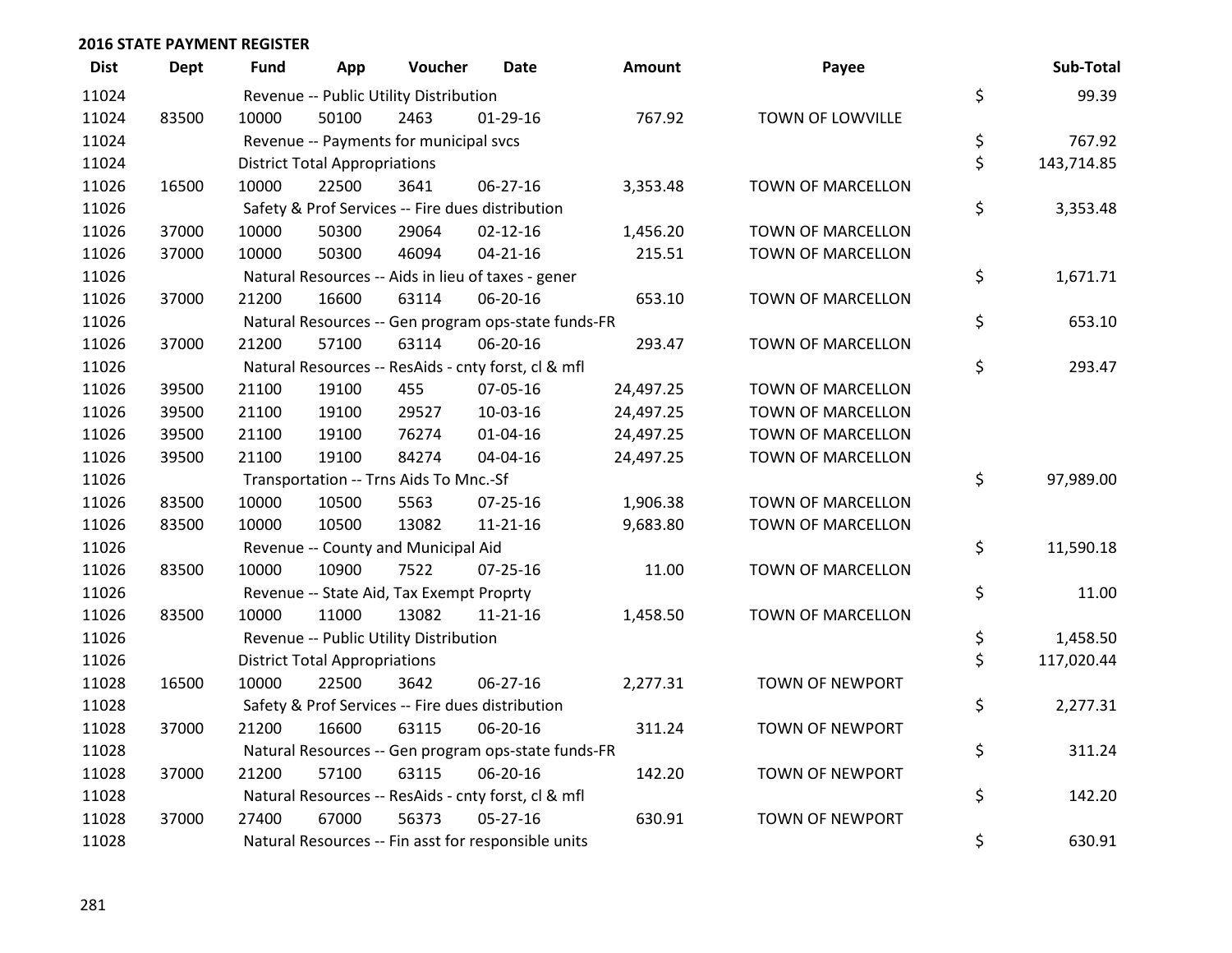## 2016 STATE PAYMENT REGISTER

| Dist | Dept | Fund | App | Voucher | Date | Amount | Payee | | Sub-Total |
|---|---|---|---|---|---|---|---|---|---|
| 11024 | | Revenue -- Public Utility Distribution | | | | | | $ | 99.39 |
| 11024 | 83500 | 10000 | 50100 | 2463 | 01-29-16 | 767.92 | TOWN OF LOWVILLE | | |
| 11024 | | Revenue -- Payments for municipal svcs | | | | | | $ | 767.92 |
| 11024 | | District Total Appropriations | | | | | | $ | 143,714.85 |
| 11026 | 16500 | 10000 | 22500 | 3641 | 06-27-16 | 3,353.48 | TOWN OF MARCELLON | | |
| 11026 | | Safety & Prof Services -- Fire dues distribution | | | | | | $ | 3,353.48 |
| 11026 | 37000 | 10000 | 50300 | 29064 | 02-12-16 | 1,456.20 | TOWN OF MARCELLON | | |
| 11026 | 37000 | 10000 | 50300 | 46094 | 04-21-16 | 215.51 | TOWN OF MARCELLON | | |
| 11026 | | Natural Resources -- Aids in lieu of taxes - gener | | | | | | $ | 1,671.71 |
| 11026 | 37000 | 21200 | 16600 | 63114 | 06-20-16 | 653.10 | TOWN OF MARCELLON | | |
| 11026 | | Natural Resources -- Gen program ops-state funds-FR | | | | | | $ | 653.10 |
| 11026 | 37000 | 21200 | 57100 | 63114 | 06-20-16 | 293.47 | TOWN OF MARCELLON | | |
| 11026 | | Natural Resources -- ResAids - cnty forst, cl & mfl | | | | | | $ | 293.47 |
| 11026 | 39500 | 21100 | 19100 | 455 | 07-05-16 | 24,497.25 | TOWN OF MARCELLON | | |
| 11026 | 39500 | 21100 | 19100 | 29527 | 10-03-16 | 24,497.25 | TOWN OF MARCELLON | | |
| 11026 | 39500 | 21100 | 19100 | 76274 | 01-04-16 | 24,497.25 | TOWN OF MARCELLON | | |
| 11026 | 39500 | 21100 | 19100 | 84274 | 04-04-16 | 24,497.25 | TOWN OF MARCELLON | | |
| 11026 | | Transportation -- Trns Aids To Mnc.-Sf | | | | | | $ | 97,989.00 |
| 11026 | 83500 | 10000 | 10500 | 5563 | 07-25-16 | 1,906.38 | TOWN OF MARCELLON | | |
| 11026 | 83500 | 10000 | 10500 | 13082 | 11-21-16 | 9,683.80 | TOWN OF MARCELLON | | |
| 11026 | | Revenue -- County and Municipal Aid | | | | | | $ | 11,590.18 |
| 11026 | 83500 | 10000 | 10900 | 7522 | 07-25-16 | 11.00 | TOWN OF MARCELLON | | |
| 11026 | | Revenue -- State Aid, Tax Exempt Proprty | | | | | | $ | 11.00 |
| 11026 | 83500 | 10000 | 11000 | 13082 | 11-21-16 | 1,458.50 | TOWN OF MARCELLON | | |
| 11026 | | Revenue -- Public Utility Distribution | | | | | | $ | 1,458.50 |
| 11026 | | District Total Appropriations | | | | | | $ | 117,020.44 |
| 11028 | 16500 | 10000 | 22500 | 3642 | 06-27-16 | 2,277.31 | TOWN OF NEWPORT | | |
| 11028 | | Safety & Prof Services -- Fire dues distribution | | | | | | $ | 2,277.31 |
| 11028 | 37000 | 21200 | 16600 | 63115 | 06-20-16 | 311.24 | TOWN OF NEWPORT | | |
| 11028 | | Natural Resources -- Gen program ops-state funds-FR | | | | | | $ | 311.24 |
| 11028 | 37000 | 21200 | 57100 | 63115 | 06-20-16 | 142.20 | TOWN OF NEWPORT | | |
| 11028 | | Natural Resources -- ResAids - cnty forst, cl & mfl | | | | | | $ | 142.20 |
| 11028 | 37000 | 27400 | 67000 | 56373 | 05-27-16 | 630.91 | TOWN OF NEWPORT | | |
| 11028 | | Natural Resources -- Fin asst for responsible units | | | | | | $ | 630.91 |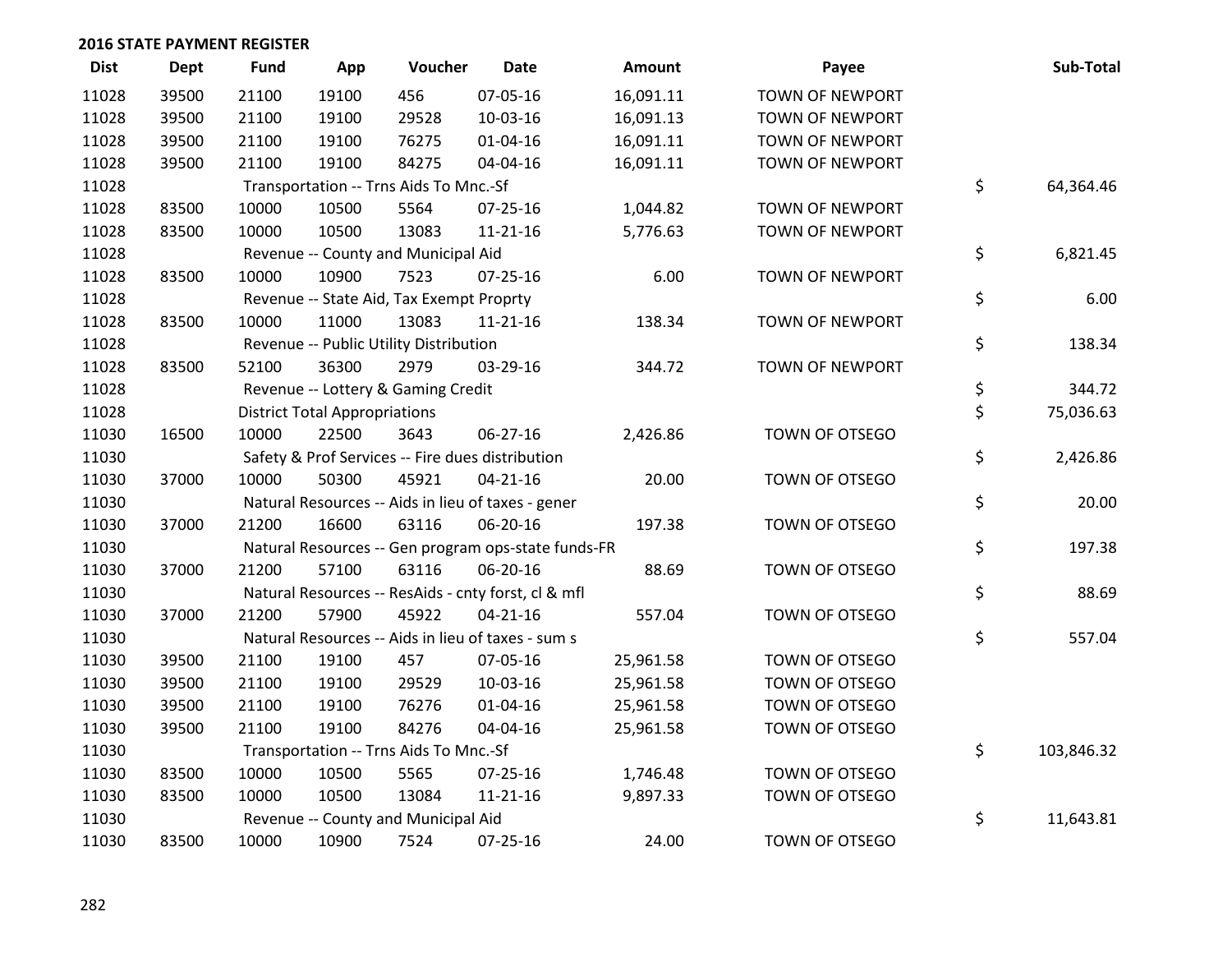## 2016 STATE PAYMENT REGISTER

| Dist | Dept | Fund | App | Voucher | Date | Amount | Payee | Sub-Total |
|---|---|---|---|---|---|---|---|---|
| 11028 | 39500 | 21100 | 19100 | 456 | 07-05-16 | 16,091.11 | TOWN OF NEWPORT | |
| 11028 | 39500 | 21100 | 19100 | 29528 | 10-03-16 | 16,091.13 | TOWN OF NEWPORT | |
| 11028 | 39500 | 21100 | 19100 | 76275 | 01-04-16 | 16,091.11 | TOWN OF NEWPORT | |
| 11028 | 39500 | 21100 | 19100 | 84275 | 04-04-16 | 16,091.11 | TOWN OF NEWPORT | |
| 11028 | | Transportation -- Trns Aids To Mnc.-Sf | | | | | | $ 64,364.46 |
| 11028 | 83500 | 10000 | 10500 | 5564 | 07-25-16 | 1,044.82 | TOWN OF NEWPORT | |
| 11028 | 83500 | 10000 | 10500 | 13083 | 11-21-16 | 5,776.63 | TOWN OF NEWPORT | |
| 11028 | | Revenue -- County and Municipal Aid | | | | | | $ 6,821.45 |
| 11028 | 83500 | 10000 | 10900 | 7523 | 07-25-16 | 6.00 | TOWN OF NEWPORT | |
| 11028 | | Revenue -- State Aid, Tax Exempt Proprty | | | | | | $ 6.00 |
| 11028 | 83500 | 10000 | 11000 | 13083 | 11-21-16 | 138.34 | TOWN OF NEWPORT | |
| 11028 | | Revenue -- Public Utility Distribution | | | | | | $ 138.34 |
| 11028 | 83500 | 52100 | 36300 | 2979 | 03-29-16 | 344.72 | TOWN OF NEWPORT | |
| 11028 | | Revenue -- Lottery & Gaming Credit | | | | | | $ 344.72 |
| 11028 | | District Total Appropriations | | | | | | $ 75,036.63 |
| 11030 | 16500 | 10000 | 22500 | 3643 | 06-27-16 | 2,426.86 | TOWN OF OTSEGO | |
| 11030 | | Safety & Prof Services -- Fire dues distribution | | | | | | $ 2,426.86 |
| 11030 | 37000 | 10000 | 50300 | 45921 | 04-21-16 | 20.00 | TOWN OF OTSEGO | |
| 11030 | | Natural Resources -- Aids in lieu of taxes - gener | | | | | | $ 20.00 |
| 11030 | 37000 | 21200 | 16600 | 63116 | 06-20-16 | 197.38 | TOWN OF OTSEGO | |
| 11030 | | Natural Resources -- Gen program ops-state funds-FR | | | | | | $ 197.38 |
| 11030 | 37000 | 21200 | 57100 | 63116 | 06-20-16 | 88.69 | TOWN OF OTSEGO | |
| 11030 | | Natural Resources -- ResAids - cnty forst, cl & mfl | | | | | | $ 88.69 |
| 11030 | 37000 | 21200 | 57900 | 45922 | 04-21-16 | 557.04 | TOWN OF OTSEGO | |
| 11030 | | Natural Resources -- Aids in lieu of taxes - sum s | | | | | | $ 557.04 |
| 11030 | 39500 | 21100 | 19100 | 457 | 07-05-16 | 25,961.58 | TOWN OF OTSEGO | |
| 11030 | 39500 | 21100 | 19100 | 29529 | 10-03-16 | 25,961.58 | TOWN OF OTSEGO | |
| 11030 | 39500 | 21100 | 19100 | 76276 | 01-04-16 | 25,961.58 | TOWN OF OTSEGO | |
| 11030 | 39500 | 21100 | 19100 | 84276 | 04-04-16 | 25,961.58 | TOWN OF OTSEGO | |
| 11030 | | Transportation -- Trns Aids To Mnc.-Sf | | | | | | $ 103,846.32 |
| 11030 | 83500 | 10000 | 10500 | 5565 | 07-25-16 | 1,746.48 | TOWN OF OTSEGO | |
| 11030 | 83500 | 10000 | 10500 | 13084 | 11-21-16 | 9,897.33 | TOWN OF OTSEGO | |
| 11030 | | Revenue -- County and Municipal Aid | | | | | | $ 11,643.81 |
| 11030 | 83500 | 10000 | 10900 | 7524 | 07-25-16 | 24.00 | TOWN OF OTSEGO | |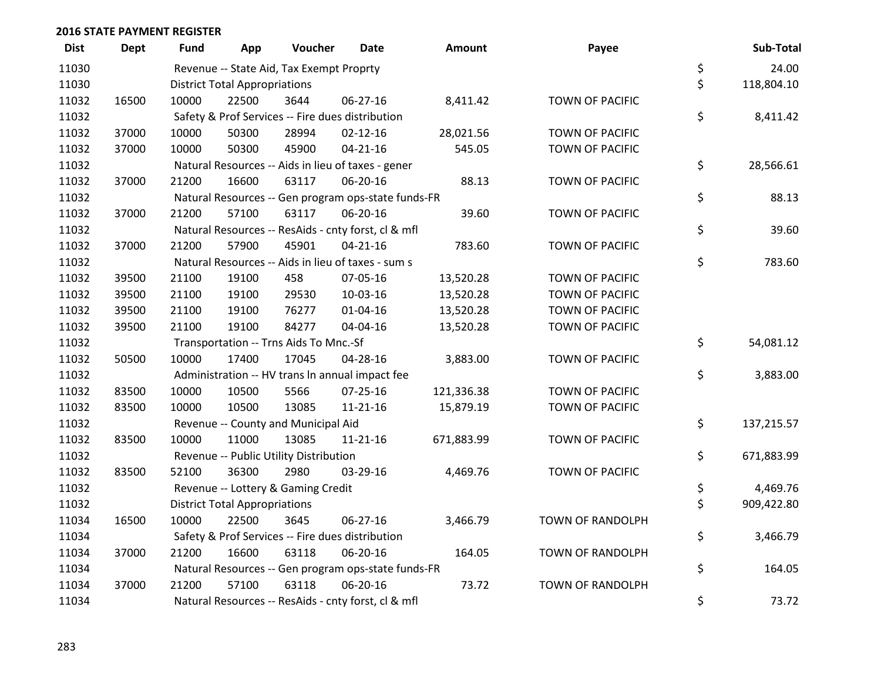## 2016 STATE PAYMENT REGISTER

| Dist | Dept | Fund | App | Voucher | Date | Amount | Payee | | Sub-Total |
|---|---|---|---|---|---|---|---|---|---|
| 11030 | | Revenue -- State Aid, Tax Exempt Proprty | | | | | | $ | 24.00 |
| 11030 | | District Total Appropriations | | | | | | $ | 118,804.10 |
| 11032 | 16500 | 10000 | 22500 | 3644 | 06-27-16 | 8,411.42 | TOWN OF PACIFIC | | |
| 11032 | | Safety & Prof Services -- Fire dues distribution | | | | | | $ | 8,411.42 |
| 11032 | 37000 | 10000 | 50300 | 28994 | 02-12-16 | 28,021.56 | TOWN OF PACIFIC | | |
| 11032 | 37000 | 10000 | 50300 | 45900 | 04-21-16 | 545.05 | TOWN OF PACIFIC | | |
| 11032 | | Natural Resources -- Aids in lieu of taxes - gener | | | | | | $ | 28,566.61 |
| 11032 | 37000 | 21200 | 16600 | 63117 | 06-20-16 | 88.13 | TOWN OF PACIFIC | | |
| 11032 | | Natural Resources -- Gen program ops-state funds-FR | | | | | | $ | 88.13 |
| 11032 | 37000 | 21200 | 57100 | 63117 | 06-20-16 | 39.60 | TOWN OF PACIFIC | | |
| 11032 | | Natural Resources -- ResAids - cnty forst, cl & mfl | | | | | | $ | 39.60 |
| 11032 | 37000 | 21200 | 57900 | 45901 | 04-21-16 | 783.60 | TOWN OF PACIFIC | | |
| 11032 | | Natural Resources -- Aids in lieu of taxes - sum s | | | | | | $ | 783.60 |
| 11032 | 39500 | 21100 | 19100 | 458 | 07-05-16 | 13,520.28 | TOWN OF PACIFIC | | |
| 11032 | 39500 | 21100 | 19100 | 29530 | 10-03-16 | 13,520.28 | TOWN OF PACIFIC | | |
| 11032 | 39500 | 21100 | 19100 | 76277 | 01-04-16 | 13,520.28 | TOWN OF PACIFIC | | |
| 11032 | 39500 | 21100 | 19100 | 84277 | 04-04-16 | 13,520.28 | TOWN OF PACIFIC | | |
| 11032 | | Transportation -- Trns Aids To Mnc.-Sf | | | | | | $ | 54,081.12 |
| 11032 | 50500 | 10000 | 17400 | 17045 | 04-28-16 | 3,883.00 | TOWN OF PACIFIC | | |
| 11032 | | Administration -- HV trans ln annual impact fee | | | | | | $ | 3,883.00 |
| 11032 | 83500 | 10000 | 10500 | 5566 | 07-25-16 | 121,336.38 | TOWN OF PACIFIC | | |
| 11032 | 83500 | 10000 | 10500 | 13085 | 11-21-16 | 15,879.19 | TOWN OF PACIFIC | | |
| 11032 | | Revenue -- County and Municipal Aid | | | | | | $ | 137,215.57 |
| 11032 | 83500 | 10000 | 11000 | 13085 | 11-21-16 | 671,883.99 | TOWN OF PACIFIC | | |
| 11032 | | Revenue -- Public Utility Distribution | | | | | | $ | 671,883.99 |
| 11032 | 83500 | 52100 | 36300 | 2980 | 03-29-16 | 4,469.76 | TOWN OF PACIFIC | | |
| 11032 | | Revenue -- Lottery & Gaming Credit | | | | | | $ | 4,469.76 |
| 11032 | | District Total Appropriations | | | | | | $ | 909,422.80 |
| 11034 | 16500 | 10000 | 22500 | 3645 | 06-27-16 | 3,466.79 | TOWN OF RANDOLPH | | |
| 11034 | | Safety & Prof Services -- Fire dues distribution | | | | | | $ | 3,466.79 |
| 11034 | 37000 | 21200 | 16600 | 63118 | 06-20-16 | 164.05 | TOWN OF RANDOLPH | | |
| 11034 | | Natural Resources -- Gen program ops-state funds-FR | | | | | | $ | 164.05 |
| 11034 | 37000 | 21200 | 57100 | 63118 | 06-20-16 | 73.72 | TOWN OF RANDOLPH | | |
| 11034 | | Natural Resources -- ResAids - cnty forst, cl & mfl | | | | | | $ | 73.72 |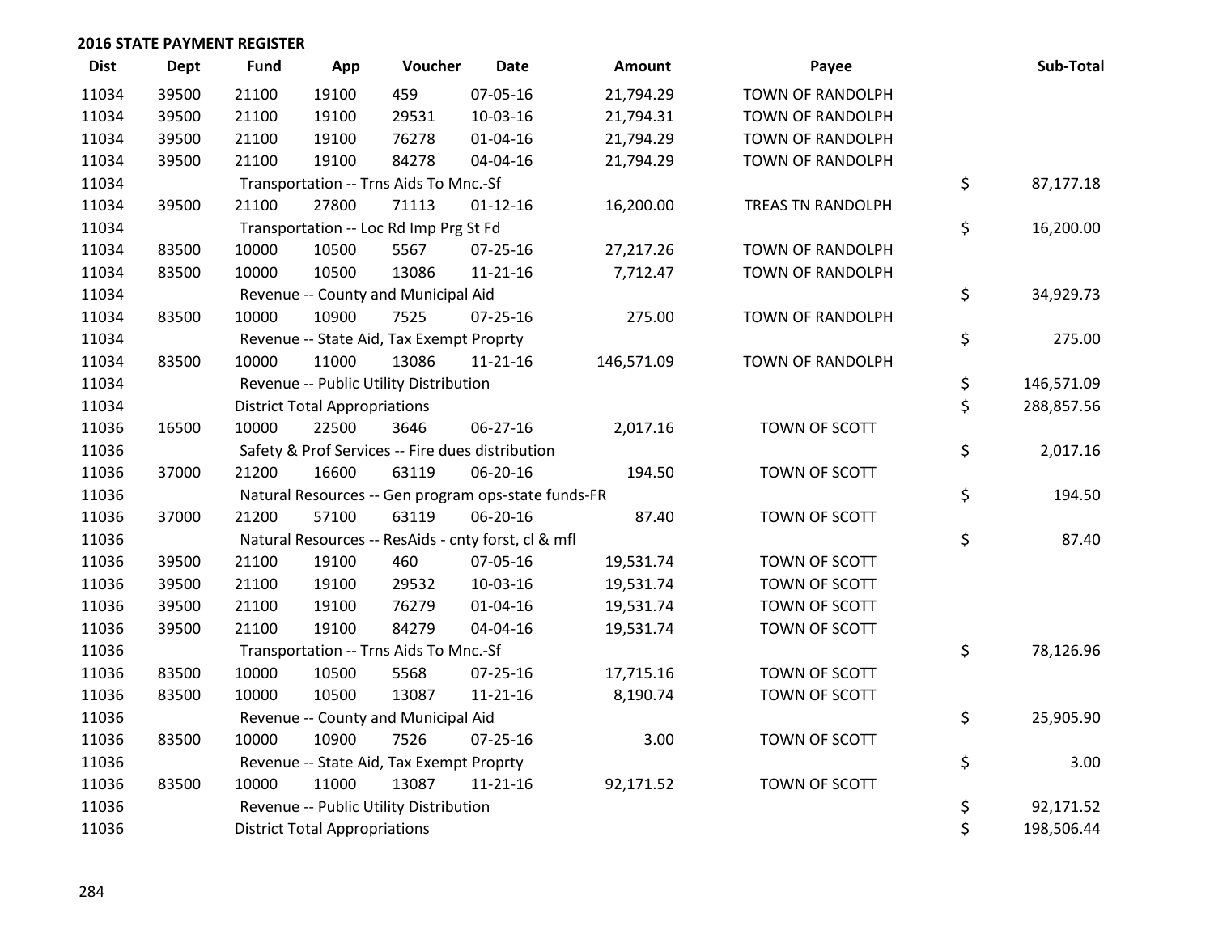## 2016 STATE PAYMENT REGISTER

| Dist | Dept | Fund | App | Voucher | Date | Amount | Payee | Sub-Total |
|---|---|---|---|---|---|---|---|---|
| 11034 | 39500 | 21100 | 19100 | 459 | 07-05-16 | 21,794.29 | TOWN OF RANDOLPH | |
| 11034 | 39500 | 21100 | 19100 | 29531 | 10-03-16 | 21,794.31 | TOWN OF RANDOLPH | |
| 11034 | 39500 | 21100 | 19100 | 76278 | 01-04-16 | 21,794.29 | TOWN OF RANDOLPH | |
| 11034 | 39500 | 21100 | 19100 | 84278 | 04-04-16 | 21,794.29 | TOWN OF RANDOLPH | |
| 11034 | | Transportation -- Trns Aids To Mnc.-Sf | | | | | | $ 87,177.18 |
| 11034 | 39500 | 21100 | 27800 | 71113 | 01-12-16 | 16,200.00 | TREAS TN RANDOLPH | |
| 11034 | | Transportation -- Loc Rd Imp Prg St Fd | | | | | | $ 16,200.00 |
| 11034 | 83500 | 10000 | 10500 | 5567 | 07-25-16 | 27,217.26 | TOWN OF RANDOLPH | |
| 11034 | 83500 | 10000 | 10500 | 13086 | 11-21-16 | 7,712.47 | TOWN OF RANDOLPH | |
| 11034 | | Revenue -- County and Municipal Aid | | | | | | $ 34,929.73 |
| 11034 | 83500 | 10000 | 10900 | 7525 | 07-25-16 | 275.00 | TOWN OF RANDOLPH | |
| 11034 | | Revenue -- State Aid, Tax Exempt Proprty | | | | | | $ 275.00 |
| 11034 | 83500 | 10000 | 11000 | 13086 | 11-21-16 | 146,571.09 | TOWN OF RANDOLPH | |
| 11034 | | Revenue -- Public Utility Distribution | | | | | | $ 146,571.09 |
| 11034 | | District Total Appropriations | | | | | | $ 288,857.56 |
| 11036 | 16500 | 10000 | 22500 | 3646 | 06-27-16 | 2,017.16 | TOWN OF SCOTT | |
| 11036 | | Safety & Prof Services -- Fire dues distribution | | | | | | $ 2,017.16 |
| 11036 | 37000 | 21200 | 16600 | 63119 | 06-20-16 | 194.50 | TOWN OF SCOTT | |
| 11036 | | Natural Resources -- Gen program ops-state funds-FR | | | | | | $ 194.50 |
| 11036 | 37000 | 21200 | 57100 | 63119 | 06-20-16 | 87.40 | TOWN OF SCOTT | |
| 11036 | | Natural Resources -- ResAids - cnty forst, cl & mfl | | | | | | $ 87.40 |
| 11036 | 39500 | 21100 | 19100 | 460 | 07-05-16 | 19,531.74 | TOWN OF SCOTT | |
| 11036 | 39500 | 21100 | 19100 | 29532 | 10-03-16 | 19,531.74 | TOWN OF SCOTT | |
| 11036 | 39500 | 21100 | 19100 | 76279 | 01-04-16 | 19,531.74 | TOWN OF SCOTT | |
| 11036 | 39500 | 21100 | 19100 | 84279 | 04-04-16 | 19,531.74 | TOWN OF SCOTT | |
| 11036 | | Transportation -- Trns Aids To Mnc.-Sf | | | | | | $ 78,126.96 |
| 11036 | 83500 | 10000 | 10500 | 5568 | 07-25-16 | 17,715.16 | TOWN OF SCOTT | |
| 11036 | 83500 | 10000 | 10500 | 13087 | 11-21-16 | 8,190.74 | TOWN OF SCOTT | |
| 11036 | | Revenue -- County and Municipal Aid | | | | | | $ 25,905.90 |
| 11036 | 83500 | 10000 | 10900 | 7526 | 07-25-16 | 3.00 | TOWN OF SCOTT | |
| 11036 | | Revenue -- State Aid, Tax Exempt Proprty | | | | | | $ 3.00 |
| 11036 | 83500 | 10000 | 11000 | 13087 | 11-21-16 | 92,171.52 | TOWN OF SCOTT | |
| 11036 | | Revenue -- Public Utility Distribution | | | | | | $ 92,171.52 |
| 11036 | | District Total Appropriations | | | | | | $ 198,506.44 |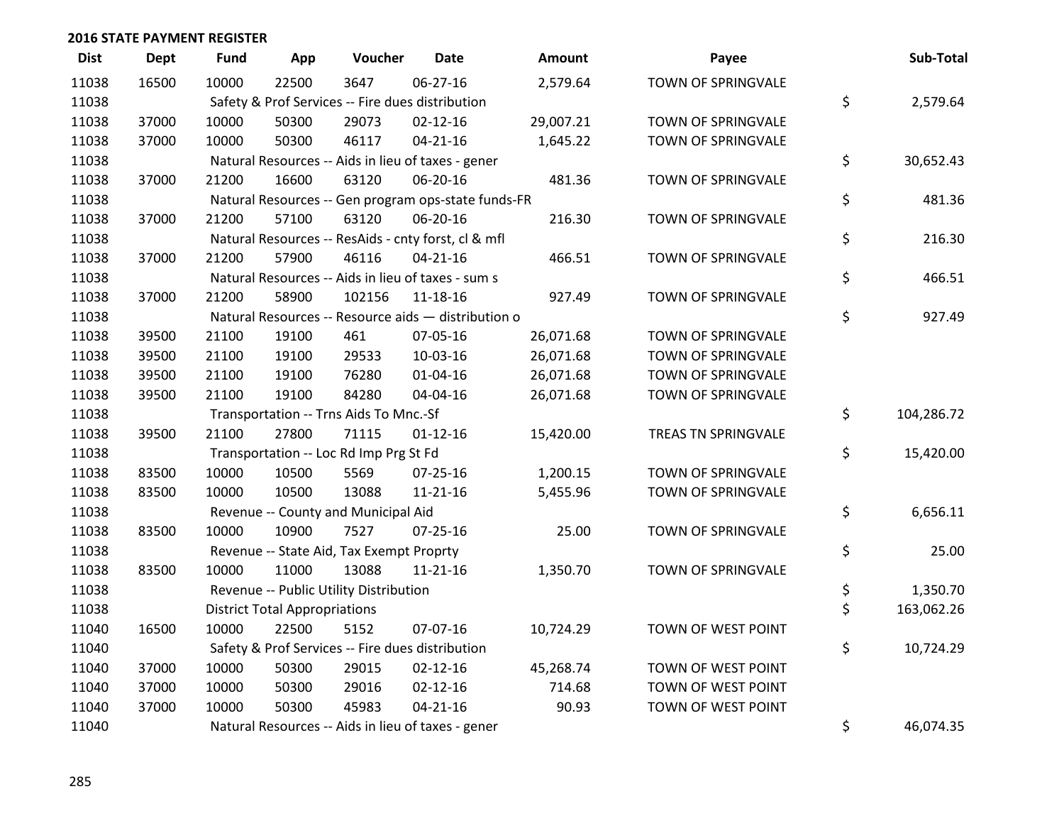## 2016 STATE PAYMENT REGISTER

| Dist | Dept | Fund | App | Voucher | Date | Amount | Payee | Sub-Total |
|---|---|---|---|---|---|---|---|---|
| 11038 | 16500 | 10000 | 22500 | 3647 | 06-27-16 | 2,579.64 | TOWN OF SPRINGVALE | |
| 11038 | | Safety & Prof Services -- Fire dues distribution | | | | | | $ 2,579.64 |
| 11038 | 37000 | 10000 | 50300 | 29073 | 02-12-16 | 29,007.21 | TOWN OF SPRINGVALE | |
| 11038 | 37000 | 10000 | 50300 | 46117 | 04-21-16 | 1,645.22 | TOWN OF SPRINGVALE | |
| 11038 | | Natural Resources -- Aids in lieu of taxes - gener | | | | | | $ 30,652.43 |
| 11038 | 37000 | 21200 | 16600 | 63120 | 06-20-16 | 481.36 | TOWN OF SPRINGVALE | |
| 11038 | | Natural Resources -- Gen program ops-state funds-FR | | | | | | $ 481.36 |
| 11038 | 37000 | 21200 | 57100 | 63120 | 06-20-16 | 216.30 | TOWN OF SPRINGVALE | |
| 11038 | | Natural Resources -- ResAids - cnty forst, cl & mfl | | | | | | $ 216.30 |
| 11038 | 37000 | 21200 | 57900 | 46116 | 04-21-16 | 466.51 | TOWN OF SPRINGVALE | |
| 11038 | | Natural Resources -- Aids in lieu of taxes - sum s | | | | | | $ 466.51 |
| 11038 | 37000 | 21200 | 58900 | 102156 | 11-18-16 | 927.49 | TOWN OF SPRINGVALE | |
| 11038 | | Natural Resources -- Resource aids — distribution o | | | | | | $ 927.49 |
| 11038 | 39500 | 21100 | 19100 | 461 | 07-05-16 | 26,071.68 | TOWN OF SPRINGVALE | |
| 11038 | 39500 | 21100 | 19100 | 29533 | 10-03-16 | 26,071.68 | TOWN OF SPRINGVALE | |
| 11038 | 39500 | 21100 | 19100 | 76280 | 01-04-16 | 26,071.68 | TOWN OF SPRINGVALE | |
| 11038 | 39500 | 21100 | 19100 | 84280 | 04-04-16 | 26,071.68 | TOWN OF SPRINGVALE | |
| 11038 | | Transportation -- Trns Aids To Mnc.-Sf | | | | | | $ 104,286.72 |
| 11038 | 39500 | 21100 | 27800 | 71115 | 01-12-16 | 15,420.00 | TREAS TN SPRINGVALE | |
| 11038 | | Transportation -- Loc Rd Imp Prg St Fd | | | | | | $ 15,420.00 |
| 11038 | 83500 | 10000 | 10500 | 5569 | 07-25-16 | 1,200.15 | TOWN OF SPRINGVALE | |
| 11038 | 83500 | 10000 | 10500 | 13088 | 11-21-16 | 5,455.96 | TOWN OF SPRINGVALE | |
| 11038 | | Revenue -- County and Municipal Aid | | | | | | $ 6,656.11 |
| 11038 | 83500 | 10000 | 10900 | 7527 | 07-25-16 | 25.00 | TOWN OF SPRINGVALE | |
| 11038 | | Revenue -- State Aid, Tax Exempt Proprty | | | | | | $ 25.00 |
| 11038 | 83500 | 10000 | 11000 | 13088 | 11-21-16 | 1,350.70 | TOWN OF SPRINGVALE | |
| 11038 | | Revenue -- Public Utility Distribution | | | | | | $ 1,350.70 |
| 11038 | | District Total Appropriations | | | | | | $ 163,062.26 |
| 11040 | 16500 | 10000 | 22500 | 5152 | 07-07-16 | 10,724.29 | TOWN OF WEST POINT | |
| 11040 | | Safety & Prof Services -- Fire dues distribution | | | | | | $ 10,724.29 |
| 11040 | 37000 | 10000 | 50300 | 29015 | 02-12-16 | 45,268.74 | TOWN OF WEST POINT | |
| 11040 | 37000 | 10000 | 50300 | 29016 | 02-12-16 | 714.68 | TOWN OF WEST POINT | |
| 11040 | 37000 | 10000 | 50300 | 45983 | 04-21-16 | 90.93 | TOWN OF WEST POINT | |
| 11040 | | Natural Resources -- Aids in lieu of taxes - gener | | | | | | $ 46,074.35 |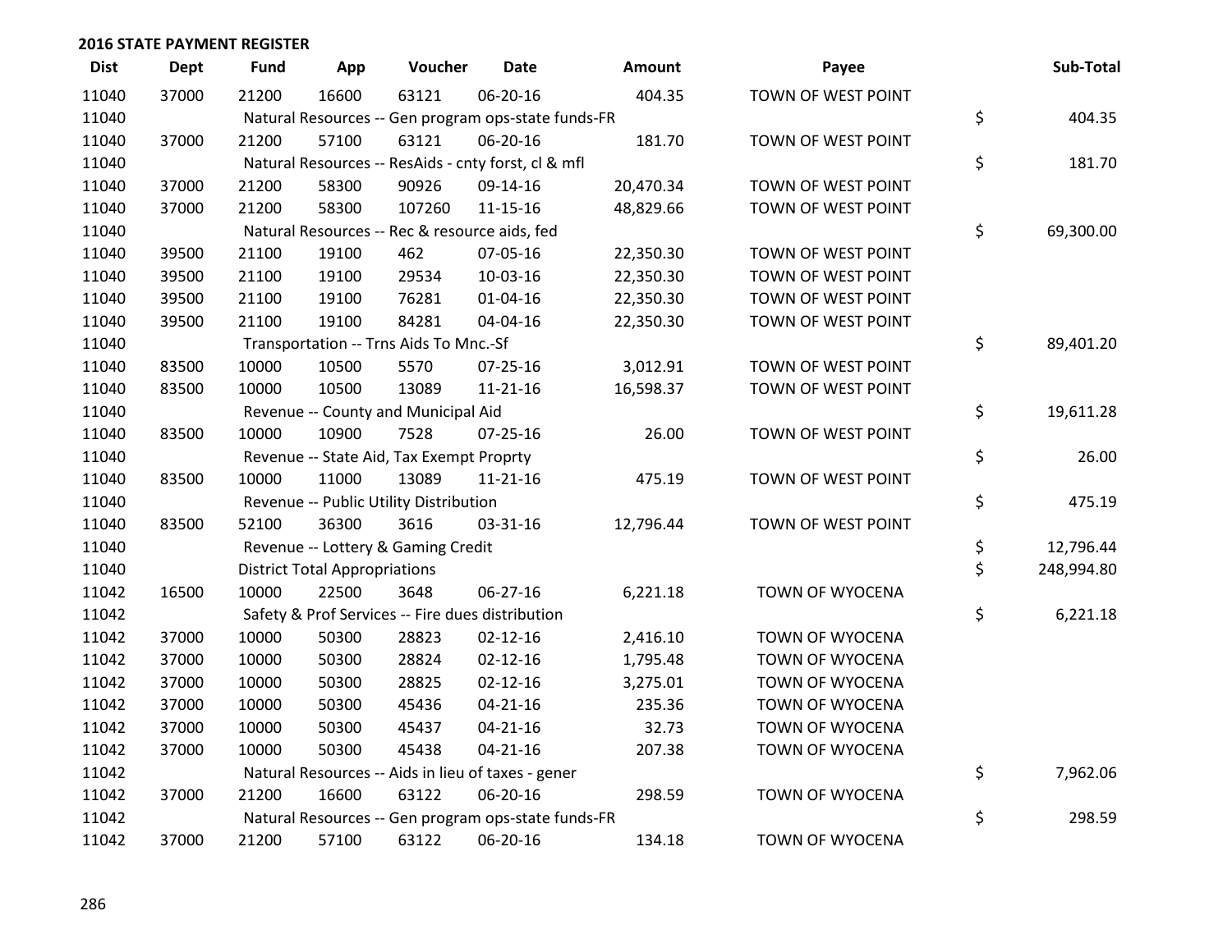**2016 STATE PAYMENT REGISTER**

| Dist | Dept | Fund | App | Voucher | Date | Amount | Payee | Sub-Total |
|---|---|---|---|---|---|---|---|---|
| 11040 | 37000 | 21200 | 16600 | 63121 | 06-20-16 | 404.35 | TOWN OF WEST POINT | |
| 11040 | | Natural Resources -- Gen program ops-state funds-FR | | | | | | $ 404.35 |
| 11040 | 37000 | 21200 | 57100 | 63121 | 06-20-16 | 181.70 | TOWN OF WEST POINT | |
| 11040 | | Natural Resources -- ResAids - cnty forst, cl & mfl | | | | | | $ 181.70 |
| 11040 | 37000 | 21200 | 58300 | 90926 | 09-14-16 | 20,470.34 | TOWN OF WEST POINT | |
| 11040 | 37000 | 21200 | 58300 | 107260 | 11-15-16 | 48,829.66 | TOWN OF WEST POINT | |
| 11040 | | Natural Resources -- Rec & resource aids, fed | | | | | | $ 69,300.00 |
| 11040 | 39500 | 21100 | 19100 | 462 | 07-05-16 | 22,350.30 | TOWN OF WEST POINT | |
| 11040 | 39500 | 21100 | 19100 | 29534 | 10-03-16 | 22,350.30 | TOWN OF WEST POINT | |
| 11040 | 39500 | 21100 | 19100 | 76281 | 01-04-16 | 22,350.30 | TOWN OF WEST POINT | |
| 11040 | 39500 | 21100 | 19100 | 84281 | 04-04-16 | 22,350.30 | TOWN OF WEST POINT | |
| 11040 | | Transportation -- Trns Aids To Mnc.-Sf | | | | | | $ 89,401.20 |
| 11040 | 83500 | 10000 | 10500 | 5570 | 07-25-16 | 3,012.91 | TOWN OF WEST POINT | |
| 11040 | 83500 | 10000 | 10500 | 13089 | 11-21-16 | 16,598.37 | TOWN OF WEST POINT | |
| 11040 | | Revenue -- County and Municipal Aid | | | | | | $ 19,611.28 |
| 11040 | 83500 | 10000 | 10900 | 7528 | 07-25-16 | 26.00 | TOWN OF WEST POINT | |
| 11040 | | Revenue -- State Aid, Tax Exempt Proprty | | | | | | $ 26.00 |
| 11040 | 83500 | 10000 | 11000 | 13089 | 11-21-16 | 475.19 | TOWN OF WEST POINT | |
| 11040 | | Revenue -- Public Utility Distribution | | | | | | $ 475.19 |
| 11040 | 83500 | 52100 | 36300 | 3616 | 03-31-16 | 12,796.44 | TOWN OF WEST POINT | |
| 11040 | | Revenue -- Lottery & Gaming Credit | | | | | | $ 12,796.44 |
| 11040 | | District Total Appropriations | | | | | | $ 248,994.80 |
| 11042 | 16500 | 10000 | 22500 | 3648 | 06-27-16 | 6,221.18 | TOWN OF WYOCENA | |
| 11042 | | Safety & Prof Services -- Fire dues distribution | | | | | | $ 6,221.18 |
| 11042 | 37000 | 10000 | 50300 | 28823 | 02-12-16 | 2,416.10 | TOWN OF WYOCENA | |
| 11042 | 37000 | 10000 | 50300 | 28824 | 02-12-16 | 1,795.48 | TOWN OF WYOCENA | |
| 11042 | 37000 | 10000 | 50300 | 28825 | 02-12-16 | 3,275.01 | TOWN OF WYOCENA | |
| 11042 | 37000 | 10000 | 50300 | 45436 | 04-21-16 | 235.36 | TOWN OF WYOCENA | |
| 11042 | 37000 | 10000 | 50300 | 45437 | 04-21-16 | 32.73 | TOWN OF WYOCENA | |
| 11042 | 37000 | 10000 | 50300 | 45438 | 04-21-16 | 207.38 | TOWN OF WYOCENA | |
| 11042 | | Natural Resources -- Aids in lieu of taxes - gener | | | | | | $ 7,962.06 |
| 11042 | 37000 | 21200 | 16600 | 63122 | 06-20-16 | 298.59 | TOWN OF WYOCENA | |
| 11042 | | Natural Resources -- Gen program ops-state funds-FR | | | | | | $ 298.59 |
| 11042 | 37000 | 21200 | 57100 | 63122 | 06-20-16 | 134.18 | TOWN OF WYOCENA | |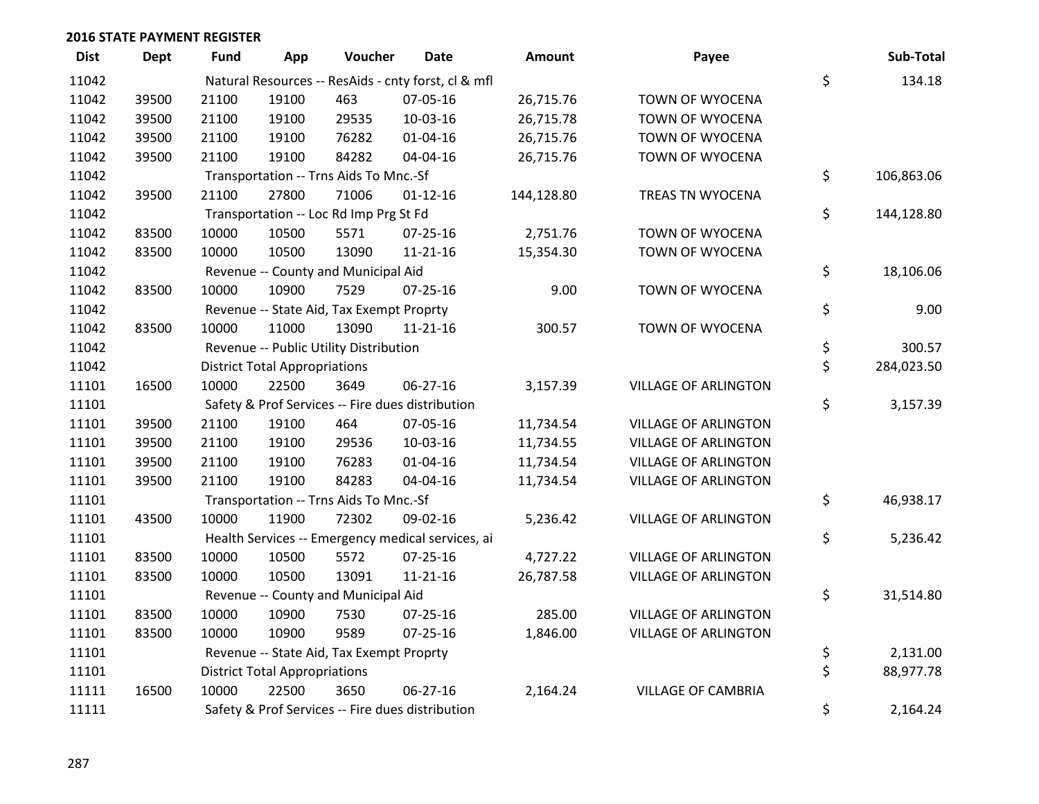**2016 STATE PAYMENT REGISTER**

| Dist | Dept | Fund | App | Voucher | Date | Amount | Payee | | Sub-Total |
|---|---|---|---|---|---|---|---|---|---|
| 11042 | | Natural Resources -- ResAids - cnty forst, cl & mfl | | | | | | $ | 134.18 |
| 11042 | 39500 | 21100 | 19100 | 463 | 07-05-16 | 26,715.76 | TOWN OF WYOCENA | | |
| 11042 | 39500 | 21100 | 19100 | 29535 | 10-03-16 | 26,715.78 | TOWN OF WYOCENA | | |
| 11042 | 39500 | 21100 | 19100 | 76282 | 01-04-16 | 26,715.76 | TOWN OF WYOCENA | | |
| 11042 | 39500 | 21100 | 19100 | 84282 | 04-04-16 | 26,715.76 | TOWN OF WYOCENA | | |
| 11042 | | Transportation -- Trns Aids To Mnc.-Sf | | | | | | $ | 106,863.06 |
| 11042 | 39500 | 21100 | 27800 | 71006 | 01-12-16 | 144,128.80 | TREAS TN WYOCENA | | |
| 11042 | | Transportation -- Loc Rd Imp Prg St Fd | | | | | | $ | 144,128.80 |
| 11042 | 83500 | 10000 | 10500 | 5571 | 07-25-16 | 2,751.76 | TOWN OF WYOCENA | | |
| 11042 | 83500 | 10000 | 10500 | 13090 | 11-21-16 | 15,354.30 | TOWN OF WYOCENA | | |
| 11042 | | Revenue -- County and Municipal Aid | | | | | | $ | 18,106.06 |
| 11042 | 83500 | 10000 | 10900 | 7529 | 07-25-16 | 9.00 | TOWN OF WYOCENA | | |
| 11042 | | Revenue -- State Aid, Tax Exempt Proprty | | | | | | $ | 9.00 |
| 11042 | 83500 | 10000 | 11000 | 13090 | 11-21-16 | 300.57 | TOWN OF WYOCENA | | |
| 11042 | | Revenue -- Public Utility Distribution | | | | | | $ | 300.57 |
| 11042 | | District Total Appropriations | | | | | | $ | 284,023.50 |
| 11101 | 16500 | 10000 | 22500 | 3649 | 06-27-16 | 3,157.39 | VILLAGE OF ARLINGTON | | |
| 11101 | | Safety & Prof Services -- Fire dues distribution | | | | | | $ | 3,157.39 |
| 11101 | 39500 | 21100 | 19100 | 464 | 07-05-16 | 11,734.54 | VILLAGE OF ARLINGTON | | |
| 11101 | 39500 | 21100 | 19100 | 29536 | 10-03-16 | 11,734.55 | VILLAGE OF ARLINGTON | | |
| 11101 | 39500 | 21100 | 19100 | 76283 | 01-04-16 | 11,734.54 | VILLAGE OF ARLINGTON | | |
| 11101 | 39500 | 21100 | 19100 | 84283 | 04-04-16 | 11,734.54 | VILLAGE OF ARLINGTON | | |
| 11101 | | Transportation -- Trns Aids To Mnc.-Sf | | | | | | $ | 46,938.17 |
| 11101 | 43500 | 10000 | 11900 | 72302 | 09-02-16 | 5,236.42 | VILLAGE OF ARLINGTON | | |
| 11101 | | Health Services -- Emergency medical services, ai | | | | | | $ | 5,236.42 |
| 11101 | 83500 | 10000 | 10500 | 5572 | 07-25-16 | 4,727.22 | VILLAGE OF ARLINGTON | | |
| 11101 | 83500 | 10000 | 10500 | 13091 | 11-21-16 | 26,787.58 | VILLAGE OF ARLINGTON | | |
| 11101 | | Revenue -- County and Municipal Aid | | | | | | $ | 31,514.80 |
| 11101 | 83500 | 10000 | 10900 | 7530 | 07-25-16 | 285.00 | VILLAGE OF ARLINGTON | | |
| 11101 | 83500 | 10000 | 10900 | 9589 | 07-25-16 | 1,846.00 | VILLAGE OF ARLINGTON | | |
| 11101 | | Revenue -- State Aid, Tax Exempt Proprty | | | | | | $ | 2,131.00 |
| 11101 | | District Total Appropriations | | | | | | $ | 88,977.78 |
| 11111 | 16500 | 10000 | 22500 | 3650 | 06-27-16 | 2,164.24 | VILLAGE OF CAMBRIA | | |
| 11111 | | Safety & Prof Services -- Fire dues distribution | | | | | | $ | 2,164.24 |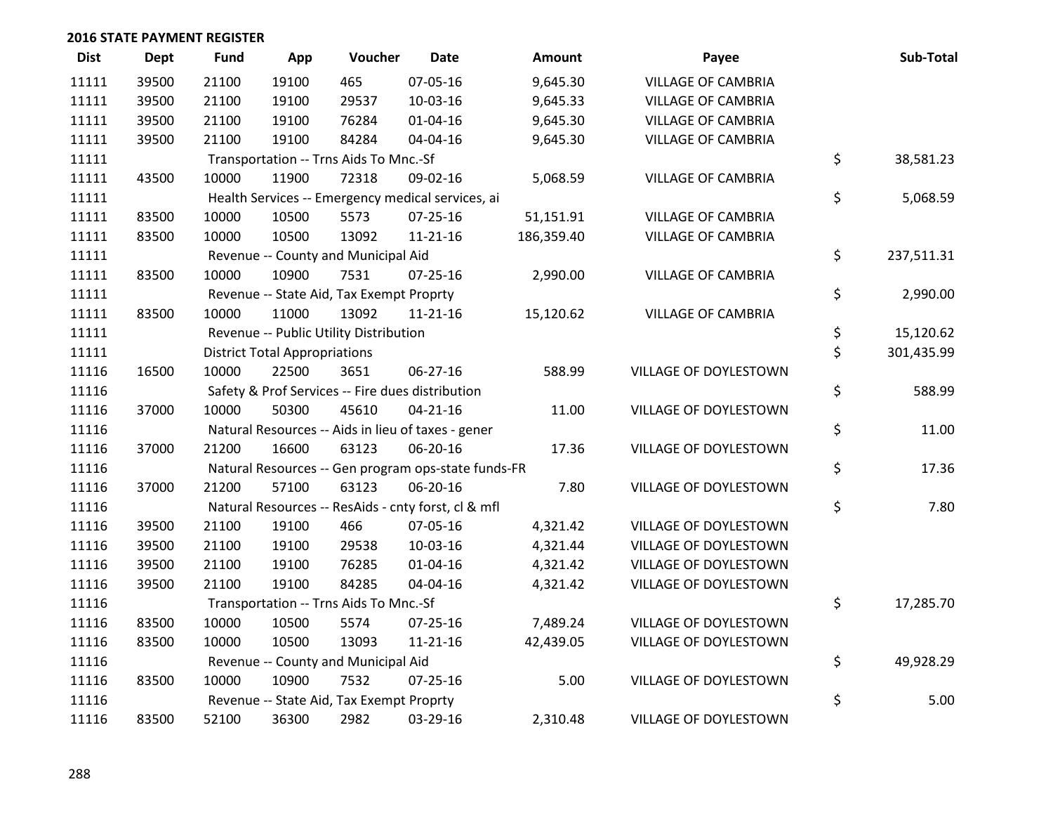**2016 STATE PAYMENT REGISTER**

| Dist | Dept | Fund | App | Voucher | Date | Amount | Payee | Sub-Total |
|---|---|---|---|---|---|---|---|---|
| 11111 | 39500 | 21100 | 19100 | 465 | 07-05-16 | 9,645.30 | VILLAGE OF CAMBRIA | |
| 11111 | 39500 | 21100 | 19100 | 29537 | 10-03-16 | 9,645.33 | VILLAGE OF CAMBRIA | |
| 11111 | 39500 | 21100 | 19100 | 76284 | 01-04-16 | 9,645.30 | VILLAGE OF CAMBRIA | |
| 11111 | 39500 | 21100 | 19100 | 84284 | 04-04-16 | 9,645.30 | VILLAGE OF CAMBRIA | |
| 11111 | | Transportation -- Trns Aids To Mnc.-Sf | | | | | | $ 38,581.23 |
| 11111 | 43500 | 10000 | 11900 | 72318 | 09-02-16 | 5,068.59 | VILLAGE OF CAMBRIA | |
| 11111 | | Health Services -- Emergency medical services, ai | | | | | | $ 5,068.59 |
| 11111 | 83500 | 10000 | 10500 | 5573 | 07-25-16 | 51,151.91 | VILLAGE OF CAMBRIA | |
| 11111 | 83500 | 10000 | 10500 | 13092 | 11-21-16 | 186,359.40 | VILLAGE OF CAMBRIA | |
| 11111 | | Revenue -- County and Municipal Aid | | | | | | $ 237,511.31 |
| 11111 | 83500 | 10000 | 10900 | 7531 | 07-25-16 | 2,990.00 | VILLAGE OF CAMBRIA | |
| 11111 | | Revenue -- State Aid, Tax Exempt Proprty | | | | | | $ 2,990.00 |
| 11111 | 83500 | 10000 | 11000 | 13092 | 11-21-16 | 15,120.62 | VILLAGE OF CAMBRIA | |
| 11111 | | Revenue -- Public Utility Distribution | | | | | | $ 15,120.62 |
| 11111 | | District Total Appropriations | | | | | | $ 301,435.99 |
| 11116 | 16500 | 10000 | 22500 | 3651 | 06-27-16 | 588.99 | VILLAGE OF DOYLESTOWN | |
| 11116 | | Safety & Prof Services -- Fire dues distribution | | | | | | $ 588.99 |
| 11116 | 37000 | 10000 | 50300 | 45610 | 04-21-16 | 11.00 | VILLAGE OF DOYLESTOWN | |
| 11116 | | Natural Resources -- Aids in lieu of taxes - gener | | | | | | $ 11.00 |
| 11116 | 37000 | 21200 | 16600 | 63123 | 06-20-16 | 17.36 | VILLAGE OF DOYLESTOWN | |
| 11116 | | Natural Resources -- Gen program ops-state funds-FR | | | | | | $ 17.36 |
| 11116 | 37000 | 21200 | 57100 | 63123 | 06-20-16 | 7.80 | VILLAGE OF DOYLESTOWN | |
| 11116 | | Natural Resources -- ResAids - cnty forst, cl & mfl | | | | | | $ 7.80 |
| 11116 | 39500 | 21100 | 19100 | 466 | 07-05-16 | 4,321.42 | VILLAGE OF DOYLESTOWN | |
| 11116 | 39500 | 21100 | 19100 | 29538 | 10-03-16 | 4,321.44 | VILLAGE OF DOYLESTOWN | |
| 11116 | 39500 | 21100 | 19100 | 76285 | 01-04-16 | 4,321.42 | VILLAGE OF DOYLESTOWN | |
| 11116 | 39500 | 21100 | 19100 | 84285 | 04-04-16 | 4,321.42 | VILLAGE OF DOYLESTOWN | |
| 11116 | | Transportation -- Trns Aids To Mnc.-Sf | | | | | | $ 17,285.70 |
| 11116 | 83500 | 10000 | 10500 | 5574 | 07-25-16 | 7,489.24 | VILLAGE OF DOYLESTOWN | |
| 11116 | 83500 | 10000 | 10500 | 13093 | 11-21-16 | 42,439.05 | VILLAGE OF DOYLESTOWN | |
| 11116 | | Revenue -- County and Municipal Aid | | | | | | $ 49,928.29 |
| 11116 | 83500 | 10000 | 10900 | 7532 | 07-25-16 | 5.00 | VILLAGE OF DOYLESTOWN | |
| 11116 | | Revenue -- State Aid, Tax Exempt Proprty | | | | | | $ 5.00 |
| 11116 | 83500 | 52100 | 36300 | 2982 | 03-29-16 | 2,310.48 | VILLAGE OF DOYLESTOWN | |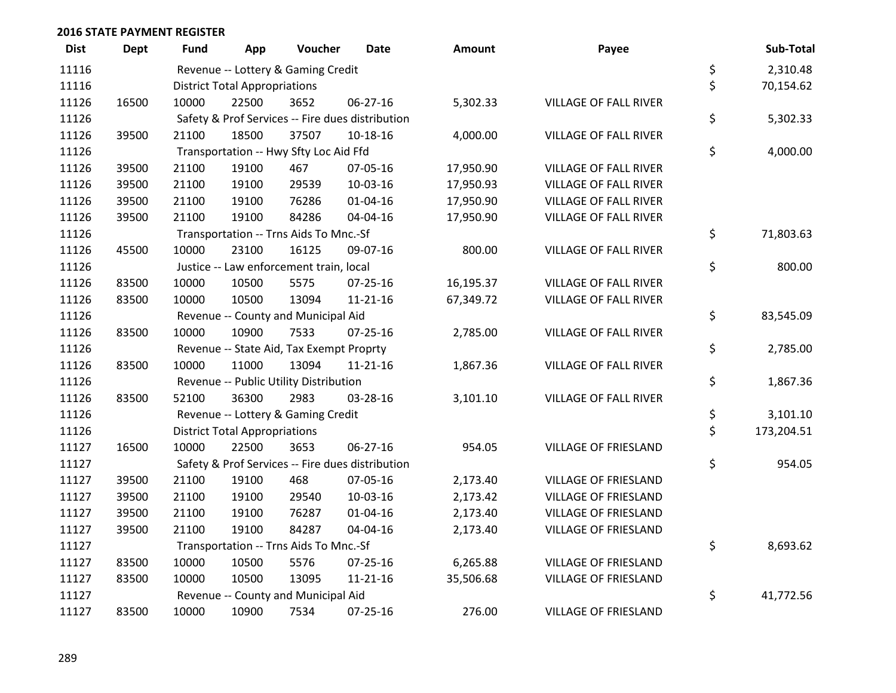## 2016 STATE PAYMENT REGISTER

| Dist | Dept | Fund | App | Voucher | Date | Amount | Payee | | Sub-Total |
|---|---|---|---|---|---|---|---|---|---|
| 11116 | | Revenue -- Lottery & Gaming Credit | | | | | | $ | 2,310.48 |
| 11116 | | District Total Appropriations | | | | | | $ | 70,154.62 |
| 11126 | 16500 | 10000 | 22500 | 3652 | 06-27-16 | 5,302.33 | VILLAGE OF FALL RIVER | | |
| 11126 | | Safety & Prof Services -- Fire dues distribution | | | | | | $ | 5,302.33 |
| 11126 | 39500 | 21100 | 18500 | 37507 | 10-18-16 | 4,000.00 | VILLAGE OF FALL RIVER | | |
| 11126 | | Transportation -- Hwy Sfty Loc Aid Ffd | | | | | | $ | 4,000.00 |
| 11126 | 39500 | 21100 | 19100 | 467 | 07-05-16 | 17,950.90 | VILLAGE OF FALL RIVER | | |
| 11126 | 39500 | 21100 | 19100 | 29539 | 10-03-16 | 17,950.93 | VILLAGE OF FALL RIVER | | |
| 11126 | 39500 | 21100 | 19100 | 76286 | 01-04-16 | 17,950.90 | VILLAGE OF FALL RIVER | | |
| 11126 | 39500 | 21100 | 19100 | 84286 | 04-04-16 | 17,950.90 | VILLAGE OF FALL RIVER | | |
| 11126 | | Transportation -- Trns Aids To Mnc.-Sf | | | | | | $ | 71,803.63 |
| 11126 | 45500 | 10000 | 23100 | 16125 | 09-07-16 | 800.00 | VILLAGE OF FALL RIVER | | |
| 11126 | | Justice -- Law enforcement train, local | | | | | | $ | 800.00 |
| 11126 | 83500 | 10000 | 10500 | 5575 | 07-25-16 | 16,195.37 | VILLAGE OF FALL RIVER | | |
| 11126 | 83500 | 10000 | 10500 | 13094 | 11-21-16 | 67,349.72 | VILLAGE OF FALL RIVER | | |
| 11126 | | Revenue -- County and Municipal Aid | | | | | | $ | 83,545.09 |
| 11126 | 83500 | 10000 | 10900 | 7533 | 07-25-16 | 2,785.00 | VILLAGE OF FALL RIVER | | |
| 11126 | | Revenue -- State Aid, Tax Exempt Proprty | | | | | | $ | 2,785.00 |
| 11126 | 83500 | 10000 | 11000 | 13094 | 11-21-16 | 1,867.36 | VILLAGE OF FALL RIVER | | |
| 11126 | | Revenue -- Public Utility Distribution | | | | | | $ | 1,867.36 |
| 11126 | 83500 | 52100 | 36300 | 2983 | 03-28-16 | 3,101.10 | VILLAGE OF FALL RIVER | | |
| 11126 | | Revenue -- Lottery & Gaming Credit | | | | | | $ | 3,101.10 |
| 11126 | | District Total Appropriations | | | | | | $ | 173,204.51 |
| 11127 | 16500 | 10000 | 22500 | 3653 | 06-27-16 | 954.05 | VILLAGE OF FRIESLAND | | |
| 11127 | | Safety & Prof Services -- Fire dues distribution | | | | | | $ | 954.05 |
| 11127 | 39500 | 21100 | 19100 | 468 | 07-05-16 | 2,173.40 | VILLAGE OF FRIESLAND | | |
| 11127 | 39500 | 21100 | 19100 | 29540 | 10-03-16 | 2,173.42 | VILLAGE OF FRIESLAND | | |
| 11127 | 39500 | 21100 | 19100 | 76287 | 01-04-16 | 2,173.40 | VILLAGE OF FRIESLAND | | |
| 11127 | 39500 | 21100 | 19100 | 84287 | 04-04-16 | 2,173.40 | VILLAGE OF FRIESLAND | | |
| 11127 | | Transportation -- Trns Aids To Mnc.-Sf | | | | | | $ | 8,693.62 |
| 11127 | 83500 | 10000 | 10500 | 5576 | 07-25-16 | 6,265.88 | VILLAGE OF FRIESLAND | | |
| 11127 | 83500 | 10000 | 10500 | 13095 | 11-21-16 | 35,506.68 | VILLAGE OF FRIESLAND | | |
| 11127 | | Revenue -- County and Municipal Aid | | | | | | $ | 41,772.56 |
| 11127 | 83500 | 10000 | 10900 | 7534 | 07-25-16 | 276.00 | VILLAGE OF FRIESLAND | | |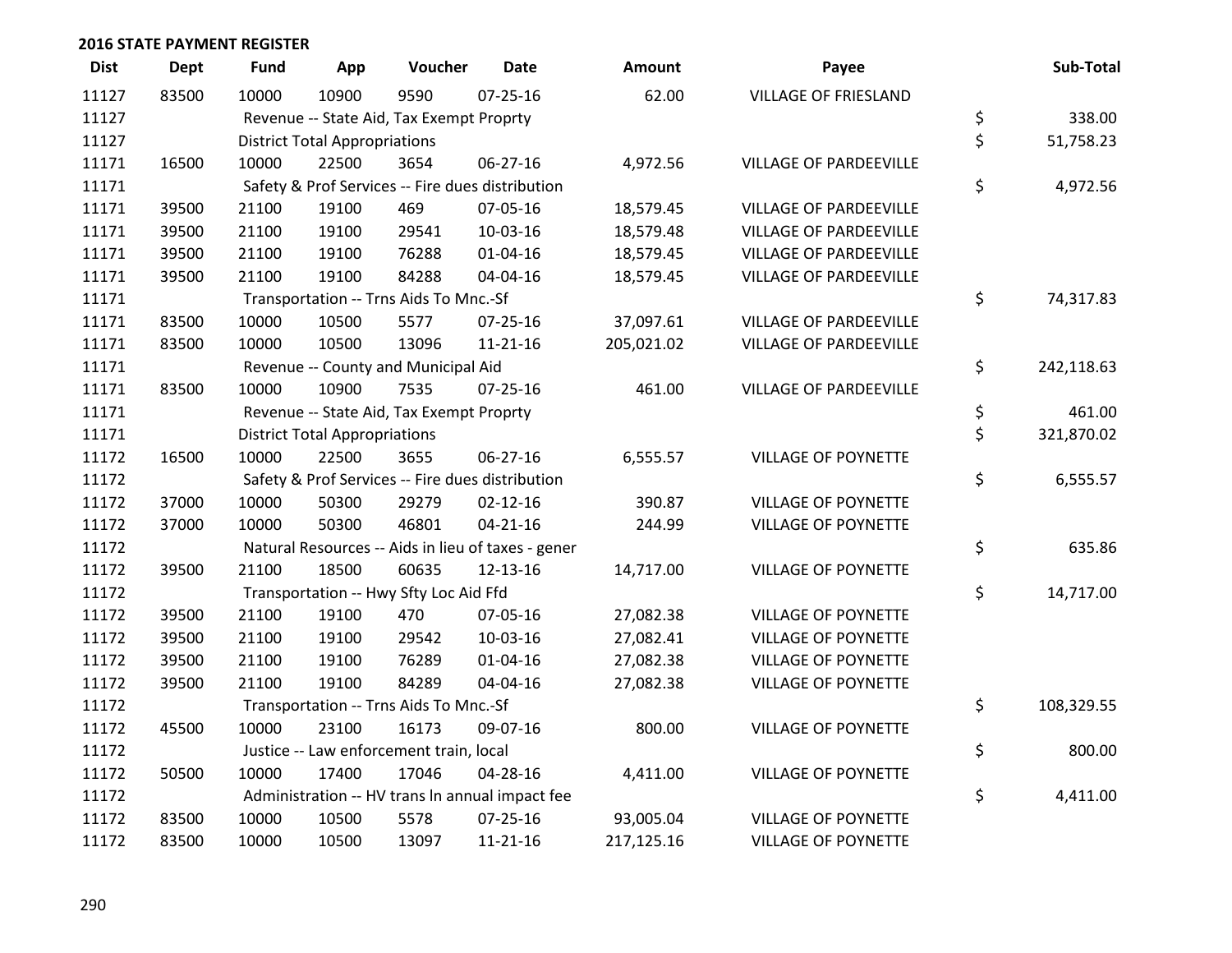## 2016 STATE PAYMENT REGISTER

| Dist | Dept | Fund | App | Voucher | Date | Amount | Payee | Sub-Total |
|---|---|---|---|---|---|---|---|---|
| 11127 | 83500 | 10000 | 10900 | 9590 | 07-25-16 | 62.00 | VILLAGE OF FRIESLAND | |
| 11127 | | Revenue -- State Aid, Tax Exempt Proprty | | | | | | $ 338.00 |
| 11127 | | District Total Appropriations | | | | | | $ 51,758.23 |
| 11171 | 16500 | 10000 | 22500 | 3654 | 06-27-16 | 4,972.56 | VILLAGE OF PARDEEVILLE | |
| 11171 | | Safety & Prof Services -- Fire dues distribution | | | | | | $ 4,972.56 |
| 11171 | 39500 | 21100 | 19100 | 469 | 07-05-16 | 18,579.45 | VILLAGE OF PARDEEVILLE | |
| 11171 | 39500 | 21100 | 19100 | 29541 | 10-03-16 | 18,579.48 | VILLAGE OF PARDEEVILLE | |
| 11171 | 39500 | 21100 | 19100 | 76288 | 01-04-16 | 18,579.45 | VILLAGE OF PARDEEVILLE | |
| 11171 | 39500 | 21100 | 19100 | 84288 | 04-04-16 | 18,579.45 | VILLAGE OF PARDEEVILLE | |
| 11171 | | Transportation -- Trns Aids To Mnc.-Sf | | | | | | $ 74,317.83 |
| 11171 | 83500 | 10000 | 10500 | 5577 | 07-25-16 | 37,097.61 | VILLAGE OF PARDEEVILLE | |
| 11171 | 83500 | 10000 | 10500 | 13096 | 11-21-16 | 205,021.02 | VILLAGE OF PARDEEVILLE | |
| 11171 | | Revenue -- County and Municipal Aid | | | | | | $ 242,118.63 |
| 11171 | 83500 | 10000 | 10900 | 7535 | 07-25-16 | 461.00 | VILLAGE OF PARDEEVILLE | |
| 11171 | | Revenue -- State Aid, Tax Exempt Proprty | | | | | | $ 461.00 |
| 11171 | | District Total Appropriations | | | | | | $ 321,870.02 |
| 11172 | 16500 | 10000 | 22500 | 3655 | 06-27-16 | 6,555.57 | VILLAGE OF POYNETTE | |
| 11172 | | Safety & Prof Services -- Fire dues distribution | | | | | | $ 6,555.57 |
| 11172 | 37000 | 10000 | 50300 | 29279 | 02-12-16 | 390.87 | VILLAGE OF POYNETTE | |
| 11172 | 37000 | 10000 | 50300 | 46801 | 04-21-16 | 244.99 | VILLAGE OF POYNETTE | |
| 11172 | | Natural Resources -- Aids in lieu of taxes - gener | | | | | | $ 635.86 |
| 11172 | 39500 | 21100 | 18500 | 60635 | 12-13-16 | 14,717.00 | VILLAGE OF POYNETTE | |
| 11172 | | Transportation -- Hwy Sfty Loc Aid Ffd | | | | | | $ 14,717.00 |
| 11172 | 39500 | 21100 | 19100 | 470 | 07-05-16 | 27,082.38 | VILLAGE OF POYNETTE | |
| 11172 | 39500 | 21100 | 19100 | 29542 | 10-03-16 | 27,082.41 | VILLAGE OF POYNETTE | |
| 11172 | 39500 | 21100 | 19100 | 76289 | 01-04-16 | 27,082.38 | VILLAGE OF POYNETTE | |
| 11172 | 39500 | 21100 | 19100 | 84289 | 04-04-16 | 27,082.38 | VILLAGE OF POYNETTE | |
| 11172 | | Transportation -- Trns Aids To Mnc.-Sf | | | | | | $ 108,329.55 |
| 11172 | 45500 | 10000 | 23100 | 16173 | 09-07-16 | 800.00 | VILLAGE OF POYNETTE | |
| 11172 | | Justice -- Law enforcement train, local | | | | | | $ 800.00 |
| 11172 | 50500 | 10000 | 17400 | 17046 | 04-28-16 | 4,411.00 | VILLAGE OF POYNETTE | |
| 11172 | | Administration -- HV trans ln annual impact fee | | | | | | $ 4,411.00 |
| 11172 | 83500 | 10000 | 10500 | 5578 | 07-25-16 | 93,005.04 | VILLAGE OF POYNETTE | |
| 11172 | 83500 | 10000 | 10500 | 13097 | 11-21-16 | 217,125.16 | VILLAGE OF POYNETTE | |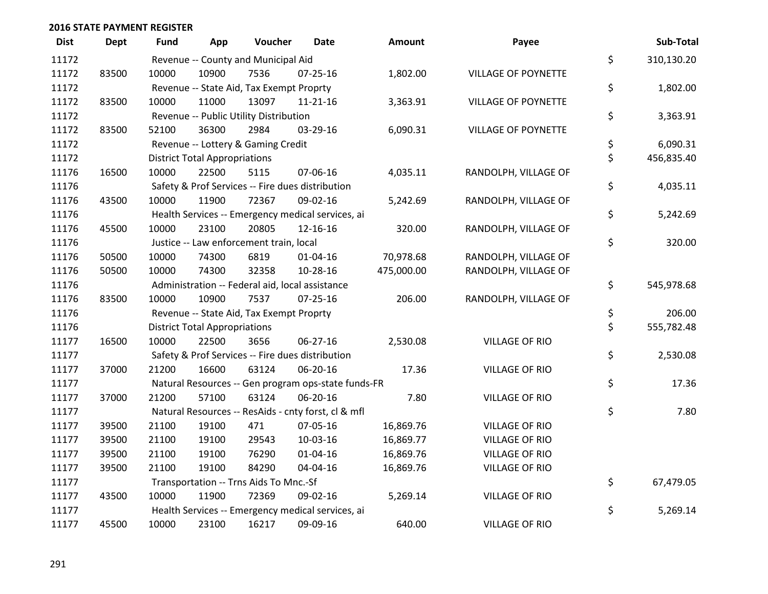## 2016 STATE PAYMENT REGISTER

| Dist | Dept | Fund | App | Voucher | Date | Amount | Payee | | Sub-Total |
|---|---|---|---|---|---|---|---|---|---|
| 11172 | | Revenue -- County and Municipal Aid | | | | | | $ | 310,130.20 |
| 11172 | 83500 | 10000 | 10900 | 7536 | 07-25-16 | 1,802.00 | VILLAGE OF POYNETTE | | |
| 11172 | | Revenue -- State Aid, Tax Exempt Proprty | | | | | | $ | 1,802.00 |
| 11172 | 83500 | 10000 | 11000 | 13097 | 11-21-16 | 3,363.91 | VILLAGE OF POYNETTE | | |
| 11172 | | Revenue -- Public Utility Distribution | | | | | | $ | 3,363.91 |
| 11172 | 83500 | 52100 | 36300 | 2984 | 03-29-16 | 6,090.31 | VILLAGE OF POYNETTE | | |
| 11172 | | Revenue -- Lottery & Gaming Credit | | | | | | $ | 6,090.31 |
| 11172 | | District Total Appropriations | | | | | | $ | 456,835.40 |
| 11176 | 16500 | 10000 | 22500 | 5115 | 07-06-16 | 4,035.11 | RANDOLPH, VILLAGE OF | | |
| 11176 | | Safety & Prof Services -- Fire dues distribution | | | | | | $ | 4,035.11 |
| 11176 | 43500 | 10000 | 11900 | 72367 | 09-02-16 | 5,242.69 | RANDOLPH, VILLAGE OF | | |
| 11176 | | Health Services -- Emergency medical services, ai | | | | | | $ | 5,242.69 |
| 11176 | 45500 | 10000 | 23100 | 20805 | 12-16-16 | 320.00 | RANDOLPH, VILLAGE OF | | |
| 11176 | | Justice -- Law enforcement train, local | | | | | | $ | 320.00 |
| 11176 | 50500 | 10000 | 74300 | 6819 | 01-04-16 | 70,978.68 | RANDOLPH, VILLAGE OF | | |
| 11176 | 50500 | 10000 | 74300 | 32358 | 10-28-16 | 475,000.00 | RANDOLPH, VILLAGE OF | | |
| 11176 | | Administration -- Federal aid, local assistance | | | | | | $ | 545,978.68 |
| 11176 | 83500 | 10000 | 10900 | 7537 | 07-25-16 | 206.00 | RANDOLPH, VILLAGE OF | | |
| 11176 | | Revenue -- State Aid, Tax Exempt Proprty | | | | | | $ | 206.00 |
| 11176 | | District Total Appropriations | | | | | | $ | 555,782.48 |
| 11177 | 16500 | 10000 | 22500 | 3656 | 06-27-16 | 2,530.08 | VILLAGE OF RIO | | |
| 11177 | | Safety & Prof Services -- Fire dues distribution | | | | | | $ | 2,530.08 |
| 11177 | 37000 | 21200 | 16600 | 63124 | 06-20-16 | 17.36 | VILLAGE OF RIO | | |
| 11177 | | Natural Resources -- Gen program ops-state funds-FR | | | | | | $ | 17.36 |
| 11177 | 37000 | 21200 | 57100 | 63124 | 06-20-16 | 7.80 | VILLAGE OF RIO | | |
| 11177 | | Natural Resources -- ResAids - cnty forst, cl & mfl | | | | | | $ | 7.80 |
| 11177 | 39500 | 21100 | 19100 | 471 | 07-05-16 | 16,869.76 | VILLAGE OF RIO | | |
| 11177 | 39500 | 21100 | 19100 | 29543 | 10-03-16 | 16,869.77 | VILLAGE OF RIO | | |
| 11177 | 39500 | 21100 | 19100 | 76290 | 01-04-16 | 16,869.76 | VILLAGE OF RIO | | |
| 11177 | 39500 | 21100 | 19100 | 84290 | 04-04-16 | 16,869.76 | VILLAGE OF RIO | | |
| 11177 | | Transportation -- Trns Aids To Mnc.-Sf | | | | | | $ | 67,479.05 |
| 11177 | 43500 | 10000 | 11900 | 72369 | 09-02-16 | 5,269.14 | VILLAGE OF RIO | | |
| 11177 | | Health Services -- Emergency medical services, ai | | | | | | $ | 5,269.14 |
| 11177 | 45500 | 10000 | 23100 | 16217 | 09-09-16 | 640.00 | VILLAGE OF RIO | | |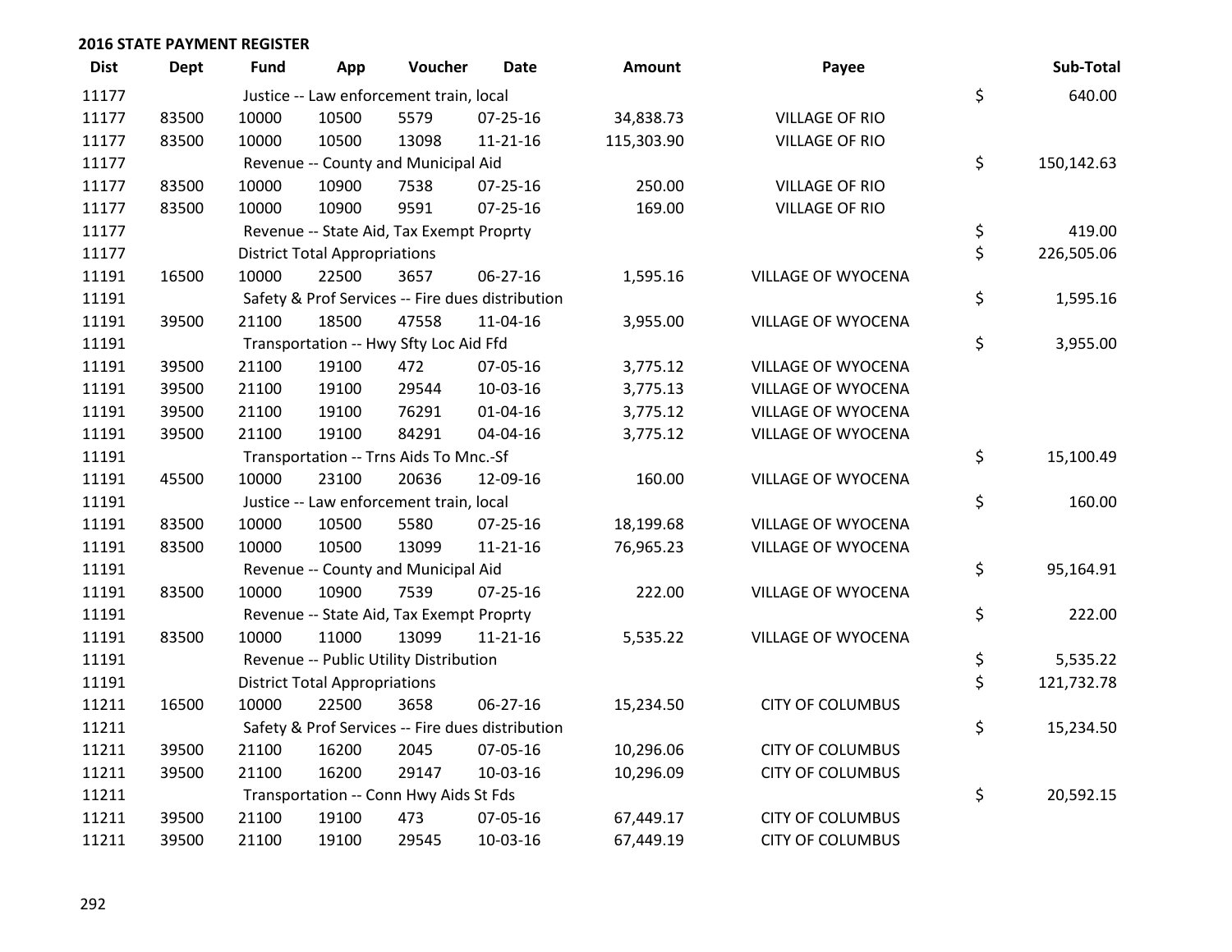## 2016 STATE PAYMENT REGISTER

| Dist | Dept | Fund | App | Voucher | Date | Amount | Payee | | Sub-Total |
|---|---|---|---|---|---|---|---|---|---|
| 11177 | | Justice -- Law enforcement train, local | | | | | | $ | 640.00 |
| 11177 | 83500 | 10000 | 10500 | 5579 | 07-25-16 | 34,838.73 | VILLAGE OF RIO | | |
| 11177 | 83500 | 10000 | 10500 | 13098 | 11-21-16 | 115,303.90 | VILLAGE OF RIO | | |
| 11177 | | Revenue -- County and Municipal Aid | | | | | | $ | 150,142.63 |
| 11177 | 83500 | 10000 | 10900 | 7538 | 07-25-16 | 250.00 | VILLAGE OF RIO | | |
| 11177 | 83500 | 10000 | 10900 | 9591 | 07-25-16 | 169.00 | VILLAGE OF RIO | | |
| 11177 | | Revenue -- State Aid, Tax Exempt Proprty | | | | | | $ | 419.00 |
| 11177 | | District Total Appropriations | | | | | | $ | 226,505.06 |
| 11191 | 16500 | 10000 | 22500 | 3657 | 06-27-16 | 1,595.16 | VILLAGE OF WYOCENA | | |
| 11191 | | Safety & Prof Services -- Fire dues distribution | | | | | | $ | 1,595.16 |
| 11191 | 39500 | 21100 | 18500 | 47558 | 11-04-16 | 3,955.00 | VILLAGE OF WYOCENA | | |
| 11191 | | Transportation -- Hwy Sfty Loc Aid Ffd | | | | | | $ | 3,955.00 |
| 11191 | 39500 | 21100 | 19100 | 472 | 07-05-16 | 3,775.12 | VILLAGE OF WYOCENA | | |
| 11191 | 39500 | 21100 | 19100 | 29544 | 10-03-16 | 3,775.13 | VILLAGE OF WYOCENA | | |
| 11191 | 39500 | 21100 | 19100 | 76291 | 01-04-16 | 3,775.12 | VILLAGE OF WYOCENA | | |
| 11191 | 39500 | 21100 | 19100 | 84291 | 04-04-16 | 3,775.12 | VILLAGE OF WYOCENA | | |
| 11191 | | Transportation -- Trns Aids To Mnc.-Sf | | | | | | $ | 15,100.49 |
| 11191 | 45500 | 10000 | 23100 | 20636 | 12-09-16 | 160.00 | VILLAGE OF WYOCENA | | |
| 11191 | | Justice -- Law enforcement train, local | | | | | | $ | 160.00 |
| 11191 | 83500 | 10000 | 10500 | 5580 | 07-25-16 | 18,199.68 | VILLAGE OF WYOCENA | | |
| 11191 | 83500 | 10000 | 10500 | 13099 | 11-21-16 | 76,965.23 | VILLAGE OF WYOCENA | | |
| 11191 | | Revenue -- County and Municipal Aid | | | | | | $ | 95,164.91 |
| 11191 | 83500 | 10000 | 10900 | 7539 | 07-25-16 | 222.00 | VILLAGE OF WYOCENA | | |
| 11191 | | Revenue -- State Aid, Tax Exempt Proprty | | | | | | $ | 222.00 |
| 11191 | 83500 | 10000 | 11000 | 13099 | 11-21-16 | 5,535.22 | VILLAGE OF WYOCENA | | |
| 11191 | | Revenue -- Public Utility Distribution | | | | | | $ | 5,535.22 |
| 11191 | | District Total Appropriations | | | | | | $ | 121,732.78 |
| 11211 | 16500 | 10000 | 22500 | 3658 | 06-27-16 | 15,234.50 | CITY OF COLUMBUS | | |
| 11211 | | Safety & Prof Services -- Fire dues distribution | | | | | | $ | 15,234.50 |
| 11211 | 39500 | 21100 | 16200 | 2045 | 07-05-16 | 10,296.06 | CITY OF COLUMBUS | | |
| 11211 | 39500 | 21100 | 16200 | 29147 | 10-03-16 | 10,296.09 | CITY OF COLUMBUS | | |
| 11211 | | Transportation -- Conn Hwy Aids St Fds | | | | | | $ | 20,592.15 |
| 11211 | 39500 | 21100 | 19100 | 473 | 07-05-16 | 67,449.17 | CITY OF COLUMBUS | | |
| 11211 | 39500 | 21100 | 19100 | 29545 | 10-03-16 | 67,449.19 | CITY OF COLUMBUS | | |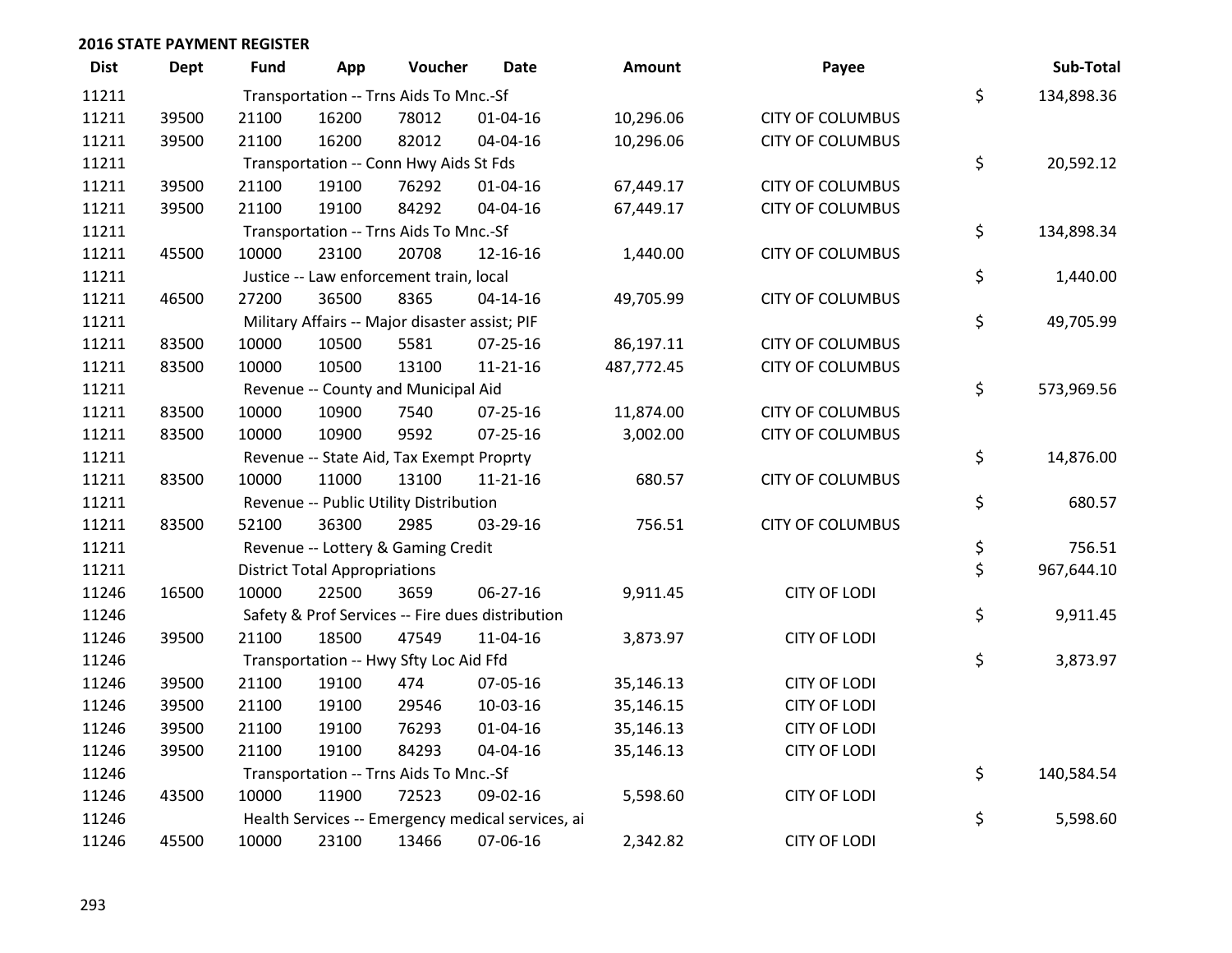## 2016 STATE PAYMENT REGISTER

| Dist | Dept | Fund | App | Voucher | Date | Amount | Payee | Sub-Total |
|---|---|---|---|---|---|---|---|---|
| 11211 | | Transportation -- Trns Aids To Mnc.-Sf | | | | | | $ 134,898.36 |
| 11211 | 39500 | 21100 | 16200 | 78012 | 01-04-16 | 10,296.06 | CITY OF COLUMBUS | |
| 11211 | 39500 | 21100 | 16200 | 82012 | 04-04-16 | 10,296.06 | CITY OF COLUMBUS | |
| 11211 | | Transportation -- Conn Hwy Aids St Fds | | | | | | $ 20,592.12 |
| 11211 | 39500 | 21100 | 19100 | 76292 | 01-04-16 | 67,449.17 | CITY OF COLUMBUS | |
| 11211 | 39500 | 21100 | 19100 | 84292 | 04-04-16 | 67,449.17 | CITY OF COLUMBUS | |
| 11211 | | Transportation -- Trns Aids To Mnc.-Sf | | | | | | $ 134,898.34 |
| 11211 | 45500 | 10000 | 23100 | 20708 | 12-16-16 | 1,440.00 | CITY OF COLUMBUS | |
| 11211 | | Justice -- Law enforcement train, local | | | | | | $ 1,440.00 |
| 11211 | 46500 | 27200 | 36500 | 8365 | 04-14-16 | 49,705.99 | CITY OF COLUMBUS | |
| 11211 | | Military Affairs -- Major disaster assist; PIF | | | | | | $ 49,705.99 |
| 11211 | 83500 | 10000 | 10500 | 5581 | 07-25-16 | 86,197.11 | CITY OF COLUMBUS | |
| 11211 | 83500 | 10000 | 10500 | 13100 | 11-21-16 | 487,772.45 | CITY OF COLUMBUS | |
| 11211 | | Revenue -- County and Municipal Aid | | | | | | $ 573,969.56 |
| 11211 | 83500 | 10000 | 10900 | 7540 | 07-25-16 | 11,874.00 | CITY OF COLUMBUS | |
| 11211 | 83500 | 10000 | 10900 | 9592 | 07-25-16 | 3,002.00 | CITY OF COLUMBUS | |
| 11211 | | Revenue -- State Aid, Tax Exempt Proprty | | | | | | $ 14,876.00 |
| 11211 | 83500 | 10000 | 11000 | 13100 | 11-21-16 | 680.57 | CITY OF COLUMBUS | |
| 11211 | | Revenue -- Public Utility Distribution | | | | | | $ 680.57 |
| 11211 | 83500 | 52100 | 36300 | 2985 | 03-29-16 | 756.51 | CITY OF COLUMBUS | |
| 11211 | | Revenue -- Lottery & Gaming Credit | | | | | | $ 756.51 |
| 11211 | | District Total Appropriations | | | | | | $ 967,644.10 |
| 11246 | 16500 | 10000 | 22500 | 3659 | 06-27-16 | 9,911.45 | CITY OF LODI | |
| 11246 | | Safety & Prof Services -- Fire dues distribution | | | | | | $ 9,911.45 |
| 11246 | 39500 | 21100 | 18500 | 47549 | 11-04-16 | 3,873.97 | CITY OF LODI | |
| 11246 | | Transportation -- Hwy Sfty Loc Aid Ffd | | | | | | $ 3,873.97 |
| 11246 | 39500 | 21100 | 19100 | 474 | 07-05-16 | 35,146.13 | CITY OF LODI | |
| 11246 | 39500 | 21100 | 19100 | 29546 | 10-03-16 | 35,146.15 | CITY OF LODI | |
| 11246 | 39500 | 21100 | 19100 | 76293 | 01-04-16 | 35,146.13 | CITY OF LODI | |
| 11246 | 39500 | 21100 | 19100 | 84293 | 04-04-16 | 35,146.13 | CITY OF LODI | |
| 11246 | | Transportation -- Trns Aids To Mnc.-Sf | | | | | | $ 140,584.54 |
| 11246 | 43500 | 10000 | 11900 | 72523 | 09-02-16 | 5,598.60 | CITY OF LODI | |
| 11246 | | Health Services -- Emergency medical services, ai | | | | | | $ 5,598.60 |
| 11246 | 45500 | 10000 | 23100 | 13466 | 07-06-16 | 2,342.82 | CITY OF LODI | |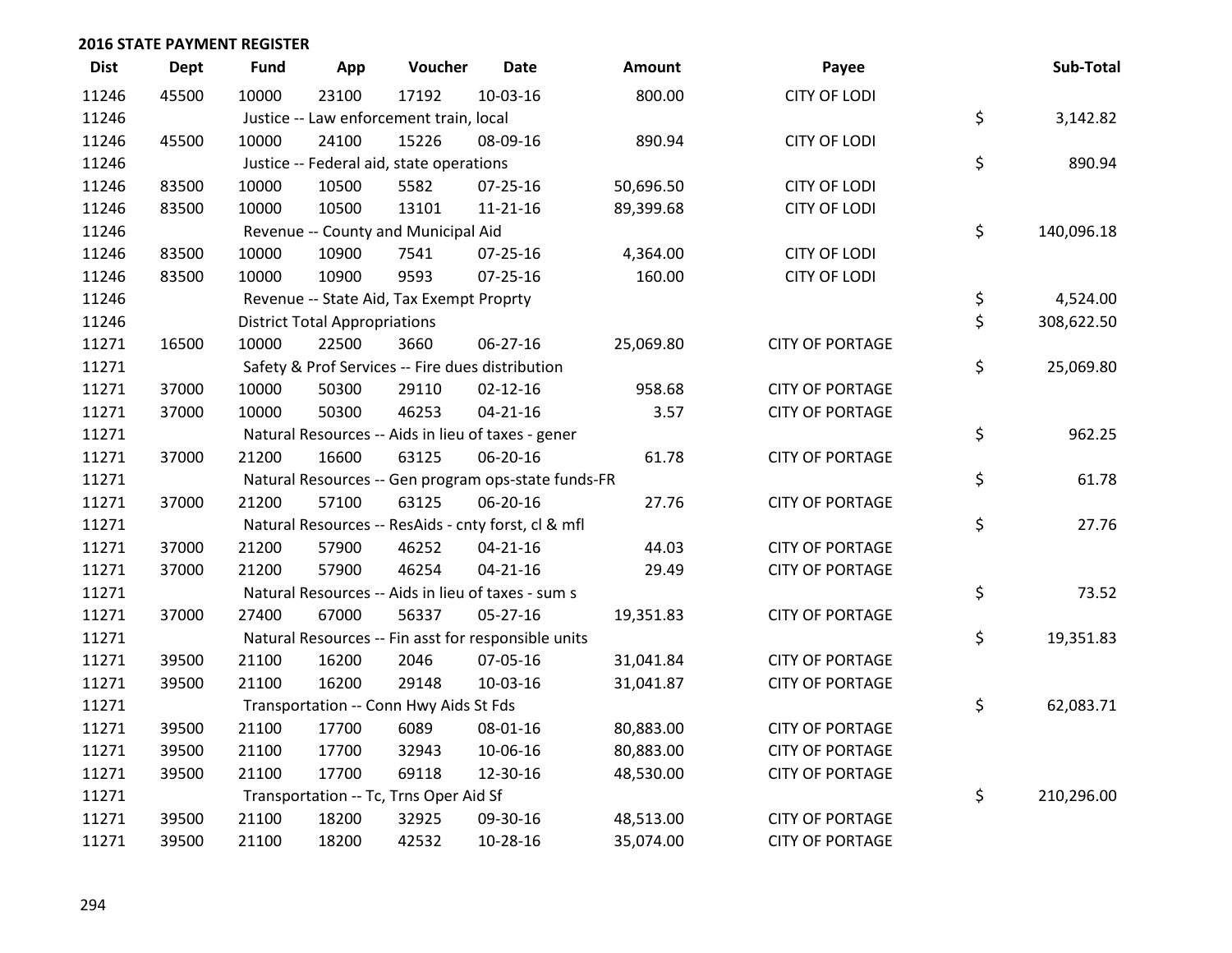## 2016 STATE PAYMENT REGISTER

| Dist | Dept | Fund | App | Voucher | Date | Amount | Payee | Sub-Total |
|---|---|---|---|---|---|---|---|---|
| 11246 | 45500 | 10000 | 23100 | 17192 | 10-03-16 | 800.00 | CITY OF LODI | |
| 11246 | | Justice -- Law enforcement train, local | | | | | | $ 3,142.82 |
| 11246 | 45500 | 10000 | 24100 | 15226 | 08-09-16 | 890.94 | CITY OF LODI | |
| 11246 | | Justice -- Federal aid, state operations | | | | | | $ 890.94 |
| 11246 | 83500 | 10000 | 10500 | 5582 | 07-25-16 | 50,696.50 | CITY OF LODI | |
| 11246 | 83500 | 10000 | 10500 | 13101 | 11-21-16 | 89,399.68 | CITY OF LODI | |
| 11246 | | Revenue -- County and Municipal Aid | | | | | | $ 140,096.18 |
| 11246 | 83500 | 10000 | 10900 | 7541 | 07-25-16 | 4,364.00 | CITY OF LODI | |
| 11246 | 83500 | 10000 | 10900 | 9593 | 07-25-16 | 160.00 | CITY OF LODI | |
| 11246 | | Revenue -- State Aid, Tax Exempt Proprty | | | | | | $ 4,524.00 |
| 11246 | | District Total Appropriations | | | | | | $ 308,622.50 |
| 11271 | 16500 | 10000 | 22500 | 3660 | 06-27-16 | 25,069.80 | CITY OF PORTAGE | |
| 11271 | | Safety & Prof Services -- Fire dues distribution | | | | | | $ 25,069.80 |
| 11271 | 37000 | 10000 | 50300 | 29110 | 02-12-16 | 958.68 | CITY OF PORTAGE | |
| 11271 | 37000 | 10000 | 50300 | 46253 | 04-21-16 | 3.57 | CITY OF PORTAGE | |
| 11271 | | Natural Resources -- Aids in lieu of taxes - gener | | | | | | $ 962.25 |
| 11271 | 37000 | 21200 | 16600 | 63125 | 06-20-16 | 61.78 | CITY OF PORTAGE | |
| 11271 | | Natural Resources -- Gen program ops-state funds-FR | | | | | | $ 61.78 |
| 11271 | 37000 | 21200 | 57100 | 63125 | 06-20-16 | 27.76 | CITY OF PORTAGE | |
| 11271 | | Natural Resources -- ResAids - cnty forst, cl & mfl | | | | | | $ 27.76 |
| 11271 | 37000 | 21200 | 57900 | 46252 | 04-21-16 | 44.03 | CITY OF PORTAGE | |
| 11271 | 37000 | 21200 | 57900 | 46254 | 04-21-16 | 29.49 | CITY OF PORTAGE | |
| 11271 | | Natural Resources -- Aids in lieu of taxes - sum s | | | | | | $ 73.52 |
| 11271 | 37000 | 27400 | 67000 | 56337 | 05-27-16 | 19,351.83 | CITY OF PORTAGE | |
| 11271 | | Natural Resources -- Fin asst for responsible units | | | | | | $ 19,351.83 |
| 11271 | 39500 | 21100 | 16200 | 2046 | 07-05-16 | 31,041.84 | CITY OF PORTAGE | |
| 11271 | 39500 | 21100 | 16200 | 29148 | 10-03-16 | 31,041.87 | CITY OF PORTAGE | |
| 11271 | | Transportation -- Conn Hwy Aids St Fds | | | | | | $ 62,083.71 |
| 11271 | 39500 | 21100 | 17700 | 6089 | 08-01-16 | 80,883.00 | CITY OF PORTAGE | |
| 11271 | 39500 | 21100 | 17700 | 32943 | 10-06-16 | 80,883.00 | CITY OF PORTAGE | |
| 11271 | 39500 | 21100 | 17700 | 69118 | 12-30-16 | 48,530.00 | CITY OF PORTAGE | |
| 11271 | | Transportation -- Tc, Trns Oper Aid Sf | | | | | | $ 210,296.00 |
| 11271 | 39500 | 21100 | 18200 | 32925 | 09-30-16 | 48,513.00 | CITY OF PORTAGE | |
| 11271 | 39500 | 21100 | 18200 | 42532 | 10-28-16 | 35,074.00 | CITY OF PORTAGE | |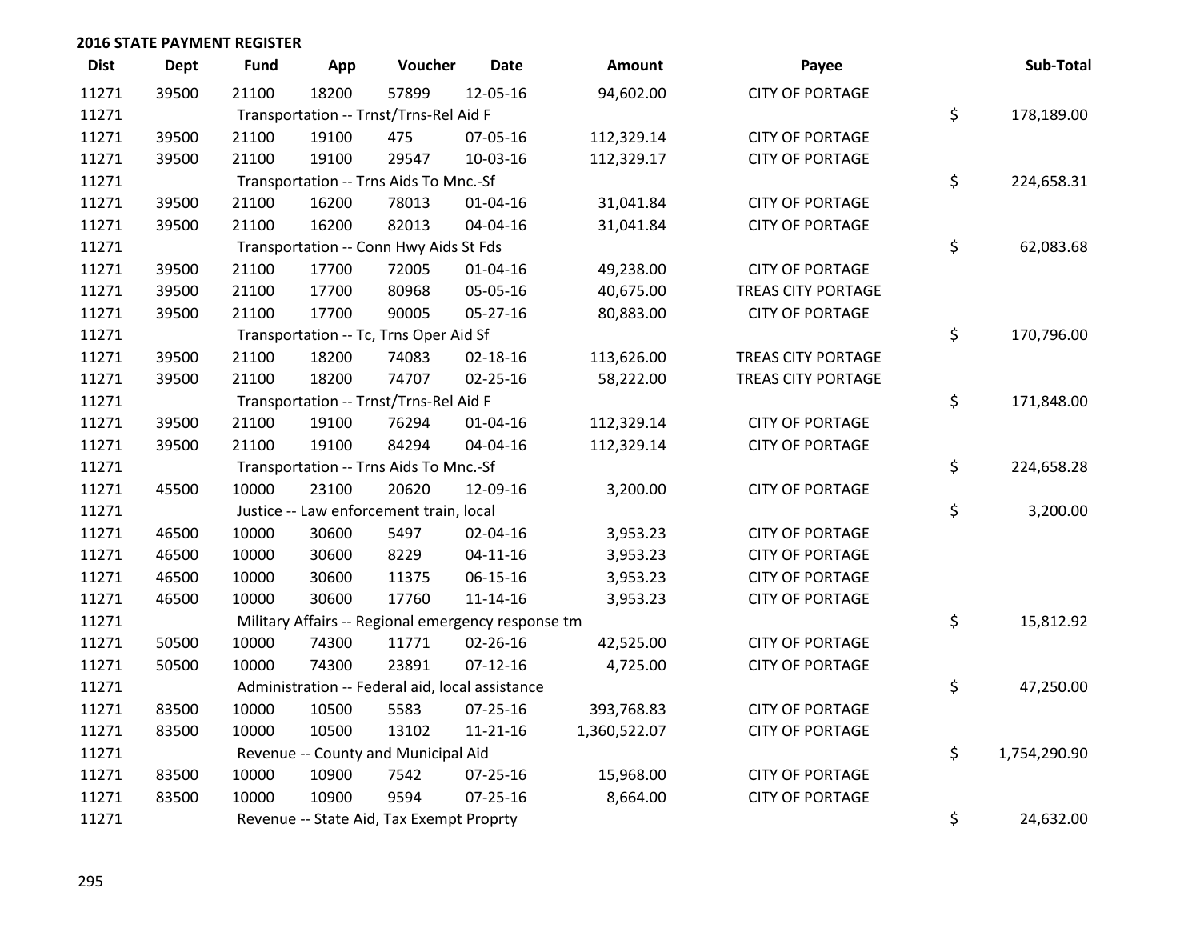## 2016 STATE PAYMENT REGISTER

| Dist | Dept | Fund | App | Voucher | Date | Amount | Payee | Sub-Total |
|---|---|---|---|---|---|---|---|---|
| 11271 | 39500 | 21100 | 18200 | 57899 | 12-05-16 | 94,602.00 | CITY OF PORTAGE | |
| 11271 | | Transportation -- Trnst/Trns-Rel Aid F | | | | | | $ 178,189.00 |
| 11271 | 39500 | 21100 | 19100 | 475 | 07-05-16 | 112,329.14 | CITY OF PORTAGE | |
| 11271 | 39500 | 21100 | 19100 | 29547 | 10-03-16 | 112,329.17 | CITY OF PORTAGE | |
| 11271 | | Transportation -- Trns Aids To Mnc.-Sf | | | | | | $ 224,658.31 |
| 11271 | 39500 | 21100 | 16200 | 78013 | 01-04-16 | 31,041.84 | CITY OF PORTAGE | |
| 11271 | 39500 | 21100 | 16200 | 82013 | 04-04-16 | 31,041.84 | CITY OF PORTAGE | |
| 11271 | | Transportation -- Conn Hwy Aids St Fds | | | | | | $ 62,083.68 |
| 11271 | 39500 | 21100 | 17700 | 72005 | 01-04-16 | 49,238.00 | CITY OF PORTAGE | |
| 11271 | 39500 | 21100 | 17700 | 80968 | 05-05-16 | 40,675.00 | TREAS CITY PORTAGE | |
| 11271 | 39500 | 21100 | 17700 | 90005 | 05-27-16 | 80,883.00 | CITY OF PORTAGE | |
| 11271 | | Transportation -- Tc, Trns Oper Aid Sf | | | | | | $ 170,796.00 |
| 11271 | 39500 | 21100 | 18200 | 74083 | 02-18-16 | 113,626.00 | TREAS CITY PORTAGE | |
| 11271 | 39500 | 21100 | 18200 | 74707 | 02-25-16 | 58,222.00 | TREAS CITY PORTAGE | |
| 11271 | | Transportation -- Trnst/Trns-Rel Aid F | | | | | | $ 171,848.00 |
| 11271 | 39500 | 21100 | 19100 | 76294 | 01-04-16 | 112,329.14 | CITY OF PORTAGE | |
| 11271 | 39500 | 21100 | 19100 | 84294 | 04-04-16 | 112,329.14 | CITY OF PORTAGE | |
| 11271 | | Transportation -- Trns Aids To Mnc.-Sf | | | | | | $ 224,658.28 |
| 11271 | 45500 | 10000 | 23100 | 20620 | 12-09-16 | 3,200.00 | CITY OF PORTAGE | |
| 11271 | | Justice -- Law enforcement train, local | | | | | | $ 3,200.00 |
| 11271 | 46500 | 10000 | 30600 | 5497 | 02-04-16 | 3,953.23 | CITY OF PORTAGE | |
| 11271 | 46500 | 10000 | 30600 | 8229 | 04-11-16 | 3,953.23 | CITY OF PORTAGE | |
| 11271 | 46500 | 10000 | 30600 | 11375 | 06-15-16 | 3,953.23 | CITY OF PORTAGE | |
| 11271 | 46500 | 10000 | 30600 | 17760 | 11-14-16 | 3,953.23 | CITY OF PORTAGE | |
| 11271 | | Military Affairs -- Regional emergency response tm | | | | | | $ 15,812.92 |
| 11271 | 50500 | 10000 | 74300 | 11771 | 02-26-16 | 42,525.00 | CITY OF PORTAGE | |
| 11271 | 50500 | 10000 | 74300 | 23891 | 07-12-16 | 4,725.00 | CITY OF PORTAGE | |
| 11271 | | Administration -- Federal aid, local assistance | | | | | | $ 47,250.00 |
| 11271 | 83500 | 10000 | 10500 | 5583 | 07-25-16 | 393,768.83 | CITY OF PORTAGE | |
| 11271 | 83500 | 10000 | 10500 | 13102 | 11-21-16 | 1,360,522.07 | CITY OF PORTAGE | |
| 11271 | | Revenue -- County and Municipal Aid | | | | | | $ 1,754,290.90 |
| 11271 | 83500 | 10000 | 10900 | 7542 | 07-25-16 | 15,968.00 | CITY OF PORTAGE | |
| 11271 | 83500 | 10000 | 10900 | 9594 | 07-25-16 | 8,664.00 | CITY OF PORTAGE | |
| 11271 | | Revenue -- State Aid, Tax Exempt Proprty | | | | | | $ 24,632.00 |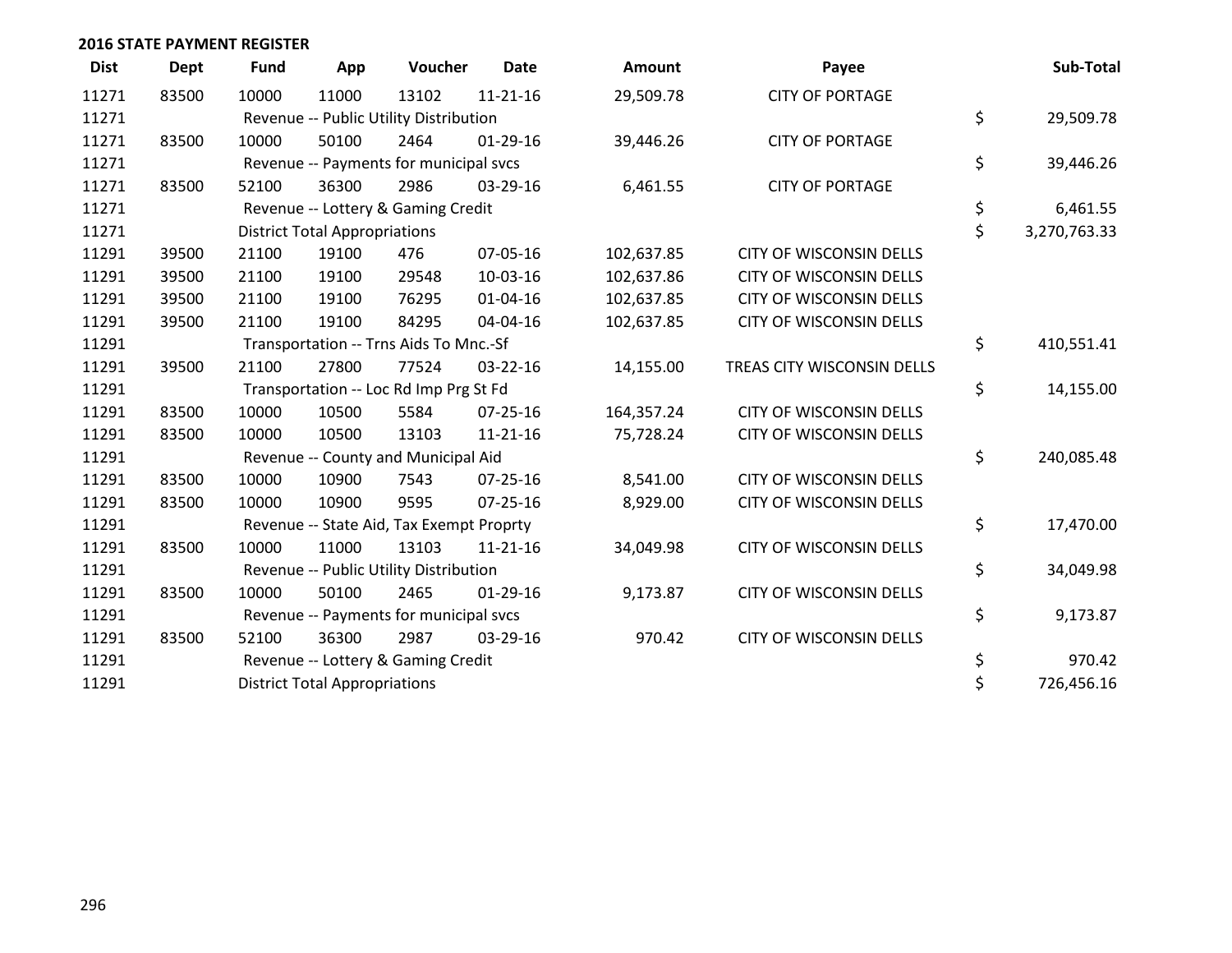## 2016 STATE PAYMENT REGISTER

| Dist | Dept | Fund | App | Voucher | Date | Amount | Payee | | Sub-Total |
|---|---|---|---|---|---|---|---|---|---|
| 11271 | 83500 | 10000 | 11000 | 13102 | 11-21-16 | 29,509.78 | CITY OF PORTAGE | | |
| 11271 | | Revenue -- Public Utility Distribution | | | | | | $ | 29,509.78 |
| 11271 | 83500 | 10000 | 50100 | 2464 | 01-29-16 | 39,446.26 | CITY OF PORTAGE | | |
| 11271 | | Revenue -- Payments for municipal svcs | | | | | | $ | 39,446.26 |
| 11271 | 83500 | 52100 | 36300 | 2986 | 03-29-16 | 6,461.55 | CITY OF PORTAGE | | |
| 11271 | | Revenue -- Lottery & Gaming Credit | | | | | | $ | 6,461.55 |
| 11271 | | District Total Appropriations | | | | | | $ | 3,270,763.33 |
| 11291 | 39500 | 21100 | 19100 | 476 | 07-05-16 | 102,637.85 | CITY OF WISCONSIN DELLS | | |
| 11291 | 39500 | 21100 | 19100 | 29548 | 10-03-16 | 102,637.86 | CITY OF WISCONSIN DELLS | | |
| 11291 | 39500 | 21100 | 19100 | 76295 | 01-04-16 | 102,637.85 | CITY OF WISCONSIN DELLS | | |
| 11291 | 39500 | 21100 | 19100 | 84295 | 04-04-16 | 102,637.85 | CITY OF WISCONSIN DELLS | | |
| 11291 | | Transportation -- Trns Aids To Mnc.-Sf | | | | | | $ | 410,551.41 |
| 11291 | 39500 | 21100 | 27800 | 77524 | 03-22-16 | 14,155.00 | TREAS CITY WISCONSIN DELLS | | |
| 11291 | | Transportation -- Loc Rd Imp Prg St Fd | | | | | | $ | 14,155.00 |
| 11291 | 83500 | 10000 | 10500 | 5584 | 07-25-16 | 164,357.24 | CITY OF WISCONSIN DELLS | | |
| 11291 | 83500 | 10000 | 10500 | 13103 | 11-21-16 | 75,728.24 | CITY OF WISCONSIN DELLS | | |
| 11291 | | Revenue -- County and Municipal Aid | | | | | | $ | 240,085.48 |
| 11291 | 83500 | 10000 | 10900 | 7543 | 07-25-16 | 8,541.00 | CITY OF WISCONSIN DELLS | | |
| 11291 | 83500 | 10000 | 10900 | 9595 | 07-25-16 | 8,929.00 | CITY OF WISCONSIN DELLS | | |
| 11291 | | Revenue -- State Aid, Tax Exempt Proprty | | | | | | $ | 17,470.00 |
| 11291 | 83500 | 10000 | 11000 | 13103 | 11-21-16 | 34,049.98 | CITY OF WISCONSIN DELLS | | |
| 11291 | | Revenue -- Public Utility Distribution | | | | | | $ | 34,049.98 |
| 11291 | 83500 | 10000 | 50100 | 2465 | 01-29-16 | 9,173.87 | CITY OF WISCONSIN DELLS | | |
| 11291 | | Revenue -- Payments for municipal svcs | | | | | | $ | 9,173.87 |
| 11291 | 83500 | 52100 | 36300 | 2987 | 03-29-16 | 970.42 | CITY OF WISCONSIN DELLS | | |
| 11291 | | Revenue -- Lottery & Gaming Credit | | | | | | $ | 970.42 |
| 11291 | | District Total Appropriations | | | | | | $ | 726,456.16 |